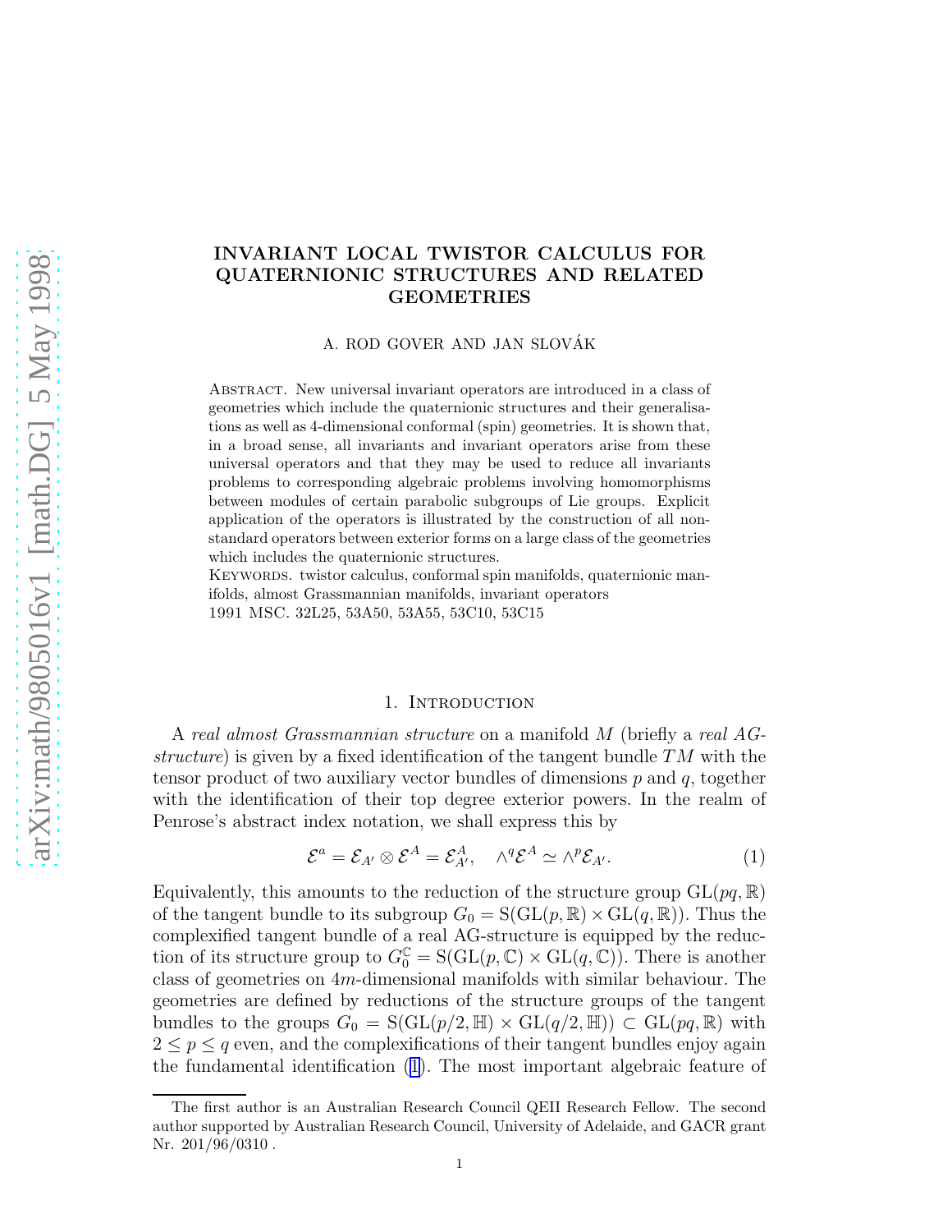# INVARIANT LOCAL TWISTOR CALCULUS FOR QUATERNIONIC STRUCTURES AND RELATED GEOMETRIES

A. ROD GOVER AND JAN SLOVÁK

Abstract. New universal invariant operators are introduced in a class of geometries which include the quaternionic structures and their generalisations as well as 4-dimensional conformal (spin) geometries. It is shown that, in a broad sense, all invariants and invariant operators arise from these universal operators and that they may be used to reduce all invariants problems to corresponding algebraic problems involving homomorphisms between modules of certain parabolic subgroups of Lie groups. Explicit application of the operators is illustrated by the construction of all non-standard operators between exterior forms on a large class of the geometries which includes the quaternionic structures.

Keywords. twistor calculus, conformal spin manifolds, quaternionic manifolds, almost Grassmannian manifolds, invariant operators

1991 MSC. 32L25, 53A50, 53A55, 53C10, 53C15

## 1. Introduction

A *real almost Grassmannian structure* on a manifold $M$ (briefly a *real AG-structure*) is given by a fixed identification of the tangent bundle $TM$ with the tensor product of two auxiliary vector bundles of dimensions $p$ and $q$, together with the identification of their top degree exterior powers. In the realm of Penrose's abstract index notation, we shall express this by

$$\mathcal{E}^a = \mathcal{E}_{A'} \otimes \mathcal{E}^A = \mathcal{E}^A_{A'}, \quad \wedge^q \mathcal{E}^A \simeq \wedge^p \mathcal{E}_{A'}. \tag{1}$$

Equivalently, this amounts to the reduction of the structure group $\mathrm{GL}(pq, \mathbb{R})$ of the tangent bundle to its subgroup $G_0 = \mathrm{S}(\mathrm{GL}(p, \mathbb{R}) \times \mathrm{GL}(q, \mathbb{R}))$. Thus the complexified tangent bundle of a real AG-structure is equipped by the reduction of its structure group to $G_0^{\mathbb{C}} = \mathrm{S}(\mathrm{GL}(p, \mathbb{C}) \times \mathrm{GL}(q, \mathbb{C}))$. There is another class of geometries on $4m$-dimensional manifolds with similar behaviour. The geometries are defined by reductions of the structure groups of the tangent bundles to the groups $G_0 = \mathrm{S}(\mathrm{GL}(p/2, \mathbb{H}) \times \mathrm{GL}(q/2, \mathbb{H})) \subset \mathrm{GL}(pq, \mathbb{R})$ with $2 \le p \le q$ even, and the complexifications of their tangent bundles enjoy again the fundamental identification (1). The most important algebraic feature of

The first author is an Australian Research Council QEII Research Fellow. The second author supported by Australian Research Council, University of Adelaide, and GACR grant Nr. 201/96/0310 .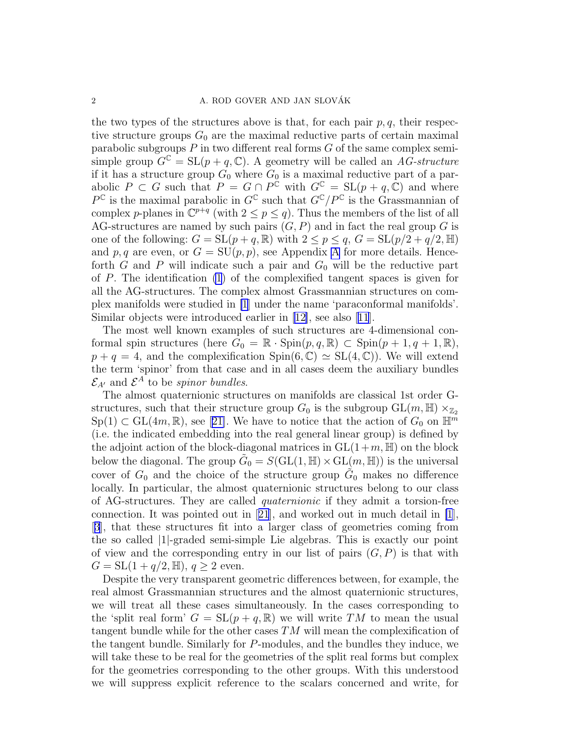the two types of the structures above is that, for each pair $p, q$, their respective structure groups $G_0$ are the maximal reductive parts of certain maximal parabolic subgroups $P$ in two different real forms $G$ of the same complex semisimple group $G^{\mathbb{C}} = \mathrm{SL}(p+q, \mathbb{C})$. A geometry will be called an *AG-structure* if it has a structure group $G_0$ where $G_0$ is a maximal reductive part of a parabolic $P \subset G$ such that $P = G \cap P^{\mathbb{C}}$ with $G^{\mathbb{C}} = \mathrm{SL}(p+q, \mathbb{C})$ and where $P^{\mathbb{C}}$ is the maximal parabolic in $G^{\mathbb{C}}$ such that $G^{\mathbb{C}}/P^{\mathbb{C}}$ is the Grassmannian of complex $p$-planes in $\mathbb{C}^{p+q}$ (with $2 \leq p \leq q$). Thus the members of the list of all AG-structures are named by such pairs $(G, P)$ and in fact the real group $G$ is one of the following: $G = \mathrm{SL}(p+q, \mathbb{R})$ with $2 \leq p \leq q$, $G = \mathrm{SL}(p/2 + q/2, \mathbb{H})$ and $p, q$ are even, or $G = \mathrm{SU}(p, p)$, see Appendix A for more details. Henceforth $G$ and $P$ will indicate such a pair and $G_0$ will be the reductive part of $P$. The identification (1) of the complexified tangent spaces is given for all the AG-structures. The complex almost Grassmannian structures on complex manifolds were studied in [1] under the name 'paraconformal manifolds'. Similar objects were introduced earlier in [12], see also [11].

The most well known examples of such structures are 4-dimensional conformal spin structures (here $G_0 = \mathbb{R} \cdot \mathrm{Spin}(p, q, \mathbb{R}) \subset \mathrm{Spin}(p+1, q+1, \mathbb{R})$, $p + q = 4$, and the complexification $\mathrm{Spin}(6, \mathbb{C}) \simeq \mathrm{SL}(4, \mathbb{C})$). We will extend the term 'spinor' from that case and in all cases deem the auxiliary bundles $\mathcal{E}_{A'}$ and $\mathcal{E}^{A}$ to be *spinor bundles*.

The almost quaternionic structures on manifolds are classical 1st order G-structures, such that their structure group $G_0$ is the subgroup $\mathrm{GL}(m, \mathbb{H}) \times_{\mathbb{Z}_2} \mathrm{Sp}(1) \subset \mathrm{GL}(4m, \mathbb{R})$, see [21]. We have to notice that the action of $G_0$ on $\mathbb{H}^m$ (i.e. the indicated embedding into the real general linear group) is defined by the adjoint action of the block-diagonal matrices in $\mathrm{GL}(1+m, \mathbb{H})$ on the block below the diagonal. The group $\tilde{G}_0 = S(\mathrm{GL}(1, \mathbb{H}) \times \mathrm{GL}(m, \mathbb{H}))$ is the universal cover of $G_0$ and the choice of the structure group $\tilde{G}_0$ makes no difference locally. In particular, the almost quaternionic structures belong to our class of AG-structures. They are called *quaternionic* if they admit a torsion-free connection. It was pointed out in [21], and worked out in much detail in [1], [3], that these structures fit into a larger class of geometries coming from the so called |1|-graded semi-simple Lie algebras. This is exactly our point of view and the corresponding entry in our list of pairs $(G, P)$ is that with $G = \mathrm{SL}(1 + q/2, \mathbb{H})$, $q \geq 2$ even.

Despite the very transparent geometric differences between, for example, the real almost Grassmannian structures and the almost quaternionic structures, we will treat all these cases simultaneously. In the cases corresponding to the 'split real form' $G = \mathrm{SL}(p+q, \mathbb{R})$ we will write $TM$ to mean the usual tangent bundle while for the other cases $TM$ will mean the complexification of the tangent bundle. Similarly for $P$-modules, and the bundles they induce, we will take these to be real for the geometries of the split real forms but complex for the geometries corresponding to the other groups. With this understood we will suppress explicit reference to the scalars concerned and write, for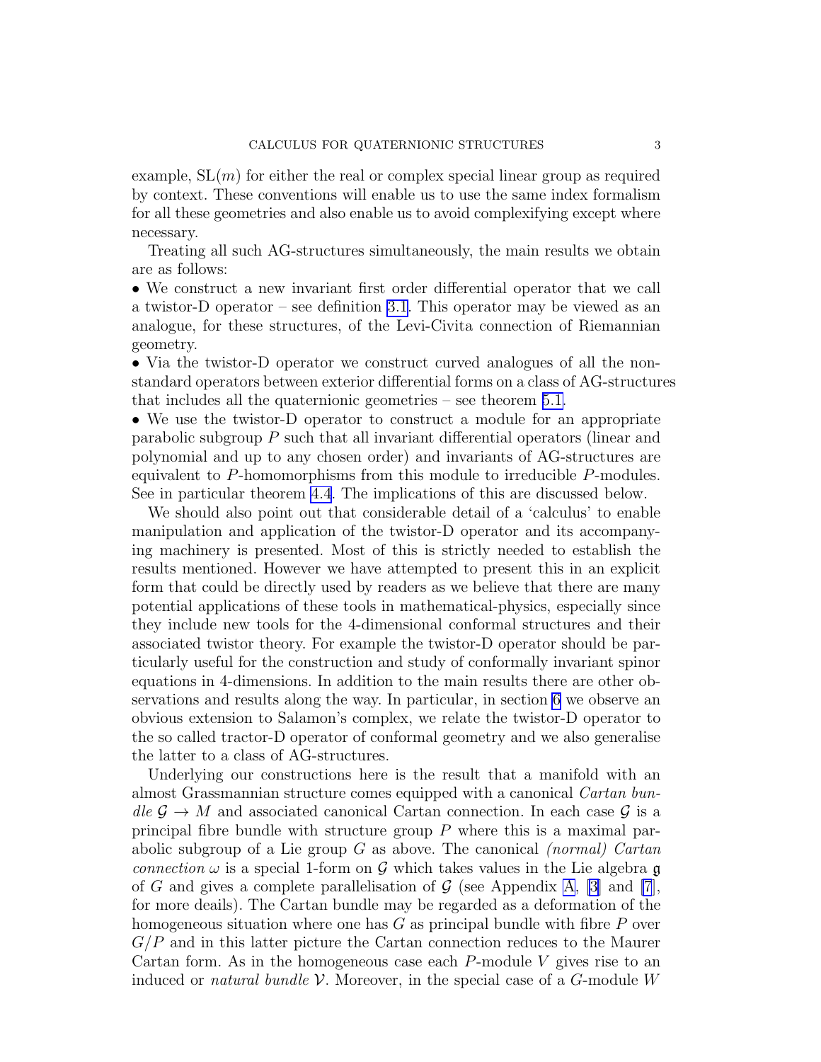example, $\mathrm{SL}(m)$ for either the real or complex special linear group as required by context. These conventions will enable us to use the same index formalism for all these geometries and also enable us to avoid complexifying except where necessary.

Treating all such AG-structures simultaneously, the main results we obtain are as follows:

- We construct a new invariant first order differential operator that we call a twistor-D operator – see definition 3.1. This operator may be viewed as an analogue, for these structures, of the Levi-Civita connection of Riemannian geometry.
- Via the twistor-D operator we construct curved analogues of all the non-standard operators between exterior differential forms on a class of AG-structures that includes all the quaternionic geometries – see theorem 5.1.
- We use the twistor-D operator to construct a module for an appropriate parabolic subgroup $P$ such that all invariant differential operators (linear and polynomial and up to any chosen order) and invariants of AG-structures are equivalent to $P$-homomorphisms from this module to irreducible $P$-modules. See in particular theorem 4.4. The implications of this are discussed below.

We should also point out that considerable detail of a 'calculus' to enable manipulation and application of the twistor-D operator and its accompanying machinery is presented. Most of this is strictly needed to establish the results mentioned. However we have attempted to present this in an explicit form that could be directly used by readers as we believe that there are many potential applications of these tools in mathematical-physics, especially since they include new tools for the 4-dimensional conformal structures and their associated twistor theory. For example the twistor-D operator should be particularly useful for the construction and study of conformally invariant spinor equations in 4-dimensions. In addition to the main results there are other observations and results along the way. In particular, in section 6 we observe an obvious extension to Salamon's complex, we relate the twistor-D operator to the so called tractor-D operator of conformal geometry and we also generalise the latter to a class of AG-structures.

Underlying our constructions here is the result that a manifold with an almost Grassmannian structure comes equipped with a canonical *Cartan bundle* $\mathcal{G} \to M$ and associated canonical Cartan connection. In each case $\mathcal{G}$ is a principal fibre bundle with structure group $P$ where this is a maximal parabolic subgroup of a Lie group $G$ as above. The canonical *(normal) Cartan connection* $\omega$ is a special 1-form on $\mathcal{G}$ which takes values in the Lie algebra $\mathfrak{g}$ of $G$ and gives a complete parallelisation of $\mathcal{G}$ (see Appendix A, [3] and [7], for more deails). The Cartan bundle may be regarded as a deformation of the homogeneous situation where one has $G$ as principal bundle with fibre $P$ over $G/P$ and in this latter picture the Cartan connection reduces to the Maurer Cartan form. As in the homogeneous case each $P$-module $V$ gives rise to an induced or *natural bundle* $\mathcal{V}$. Moreover, in the special case of a $G$-module $W$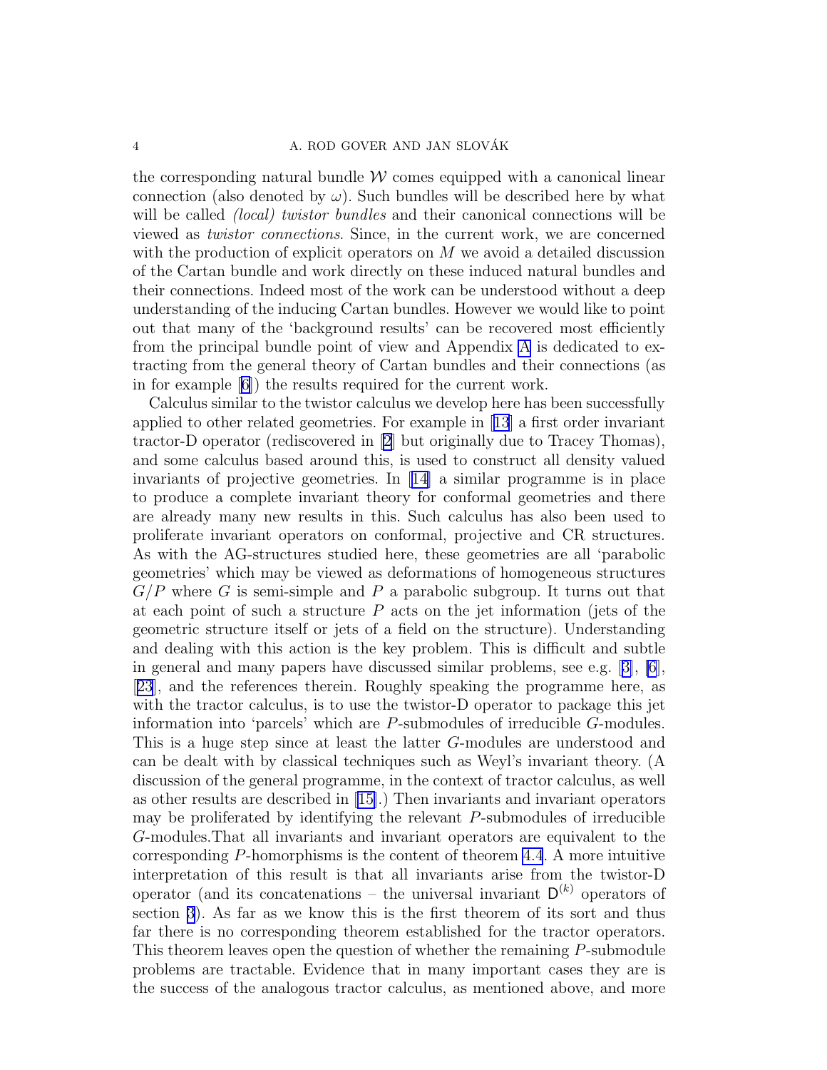the corresponding natural bundle $\mathcal{W}$ comes equipped with a canonical linear connection (also denoted by $\omega$). Such bundles will be described here by what will be called *(local) twistor bundles* and their canonical connections will be viewed as *twistor connections*. Since, in the current work, we are concerned with the production of explicit operators on $M$ we avoid a detailed discussion of the Cartan bundle and work directly on these induced natural bundles and their connections. Indeed most of the work can be understood without a deep understanding of the inducing Cartan bundles. However we would like to point out that many of the 'background results' can be recovered most efficiently from the principal bundle point of view and Appendix A is dedicated to extracting from the general theory of Cartan bundles and their connections (as in for example [6]) the results required for the current work.

Calculus similar to the twistor calculus we develop here has been successfully applied to other related geometries. For example in [13] a first order invariant tractor-D operator (rediscovered in [2] but originally due to Tracey Thomas), and some calculus based around this, is used to construct all density valued invariants of projective geometries. In [14] a similar programme is in place to produce a complete invariant theory for conformal geometries and there are already many new results in this. Such calculus has also been used to proliferate invariant operators on conformal, projective and CR structures. As with the AG-structures studied here, these geometries are all 'parabolic geometries' which may be viewed as deformations of homogeneous structures $G/P$ where $G$ is semi-simple and $P$ a parabolic subgroup. It turns out that at each point of such a structure $P$ acts on the jet information (jets of the geometric structure itself or jets of a field on the structure). Understanding and dealing with this action is the key problem. This is difficult and subtle in general and many papers have discussed similar problems, see e.g. [3], [6], [23], and the references therein. Roughly speaking the programme here, as with the tractor calculus, is to use the twistor-D operator to package this jet information into 'parcels' which are $P$-submodules of irreducible $G$-modules. This is a huge step since at least the latter $G$-modules are understood and can be dealt with by classical techniques such as Weyl's invariant theory. (A discussion of the general programme, in the context of tractor calculus, as well as other results are described in [15].) Then invariants and invariant operators may be proliferated by identifying the relevant $P$-submodules of irreducible $G$-modules.That all invariants and invariant operators are equivalent to the corresponding $P$-homorphisms is the content of theorem 4.4. A more intuitive interpretation of this result is that all invariants arise from the twistor-D operator (and its concatenations – the universal invariant $\mathsf{D}^{(k)}$ operators of section 3). As far as we know this is the first theorem of its sort and thus far there is no corresponding theorem established for the tractor operators. This theorem leaves open the question of whether the remaining $P$-submodule problems are tractable. Evidence that in many important cases they are is the success of the analogous tractor calculus, as mentioned above, and more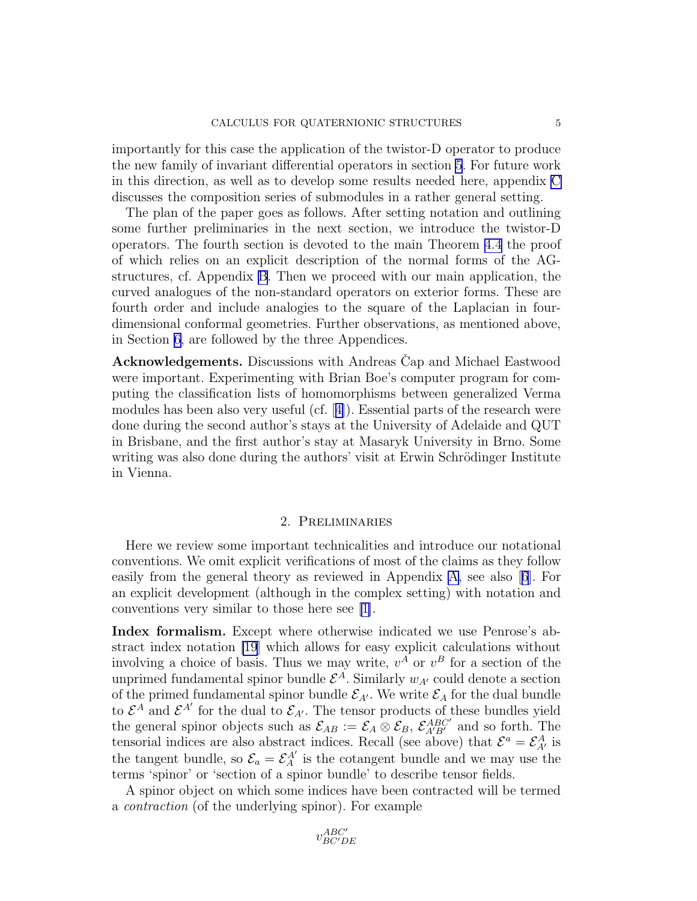importantly for this case the application of the twistor-D operator to produce the new family of invariant differential operators in section 5. For future work in this direction, as well as to develop some results needed here, appendix C discusses the composition series of submodules in a rather general setting.

The plan of the paper goes as follows. After setting notation and outlining some further preliminaries in the next section, we introduce the twistor-D operators. The fourth section is devoted to the main Theorem 4.4 the proof of which relies on an explicit description of the normal forms of the AG-structures, cf. Appendix B. Then we proceed with our main application, the curved analogues of the non-standard operators on exterior forms. These are fourth order and include analogies to the square of the Laplacian in four-dimensional conformal geometries. Further observations, as mentioned above, in Section 6, are followed by the three Appendices.

**Acknowledgements.** Discussions with Andreas Čap and Michael Eastwood were important. Experimenting with Brian Boe's computer program for computing the classification lists of homomorphisms between generalized Verma modules has been also very useful (cf. [4]). Essential parts of the research were done during the second author's stays at the University of Adelaide and QUT in Brisbane, and the first author's stay at Masaryk University in Brno. Some writing was also done during the authors' visit at Erwin Schrödinger Institute in Vienna.

## 2. Preliminaries

Here we review some important technicalities and introduce our notational conventions. We omit explicit verifications of most of the claims as they follow easily from the general theory as reviewed in Appendix A, see also [6]. For an explicit development (although in the complex setting) with notation and conventions very similar to those here see [1].

**Index formalism.** Except where otherwise indicated we use Penrose's abstract index notation [19] which allows for easy explicit calculations without involving a choice of basis. Thus we may write, $v^A$ or $v^B$ for a section of the unprimed fundamental spinor bundle $\mathcal{E}^A$. Similarly $w_{A'}$ could denote a section of the primed fundamental spinor bundle $\mathcal{E}_{A'}$. We write $\mathcal{E}_A$ for the dual bundle to $\mathcal{E}^A$ and $\mathcal{E}^{A'}$ for the dual to $\mathcal{E}_{A'}$. The tensor products of these bundles yield the general spinor objects such as $\mathcal{E}_{AB} := \mathcal{E}_A \otimes \mathcal{E}_B$, $\mathcal{E}^{ABC'}_{A'B'}$ and so forth. The tensorial indices are also abstract indices. Recall (see above) that $\mathcal{E}^a = \mathcal{E}^A_{A'}$ is the tangent bundle, so $\mathcal{E}_a = \mathcal{E}^{A'}_A$ is the cotangent bundle and we may use the terms 'spinor' or 'section of a spinor bundle' to describe tensor fields.

A spinor object on which some indices have been contracted will be termed a *contraction* (of the underlying spinor). For example

$$v^{ABC'}_{BC'DE}$$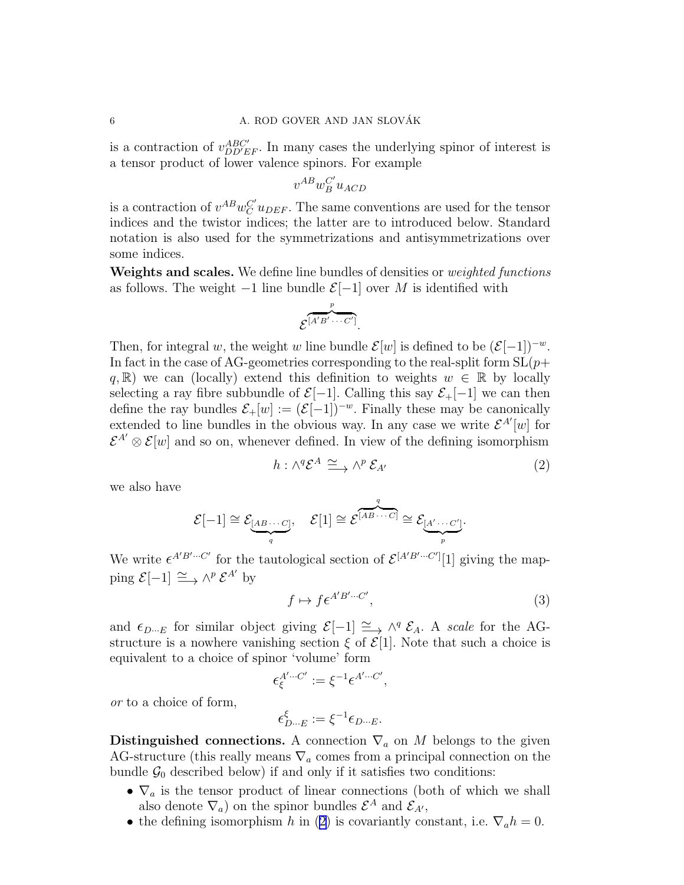is a contraction of $v^{ABC'}_{DD'EF}$. In many cases the underlying spinor of interest is a tensor product of lower valence spinors. For example

$$v^{AB}w^{C'}_{B}u_{ACD}$$

is a contraction of $v^{AB}w^{C'}_{C}u_{DEF}$. The same conventions are used for the tensor indices and the twistor indices; the latter are to introduced below. Standard notation is also used for the symmetrizations and antisymmetrizations over some indices.

**Weights and scales.** We define line bundles of densities or *weighted functions* as follows. The weight $-1$ line bundle $\mathcal{E}[-1]$ over $M$ is identified with

$$\mathcal{E}^{\overbrace{[A'B'\cdots C']}^{p}}.$$

Then, for integral $w$, the weight $w$ line bundle $\mathcal{E}[w]$ is defined to be $(\mathcal{E}[-1])^{-w}$. In fact in the case of AG-geometries corresponding to the real-split form $\mathrm{SL}(p+q,\mathbb{R})$ we can (locally) extend this definition to weights $w \in \mathbb{R}$ by locally selecting a ray fibre subbundle of $\mathcal{E}[-1]$. Calling this say $\mathcal{E}_+[-1]$ we can then define the ray bundles $\mathcal{E}_+[w] := (\mathcal{E}[-1])^{-w}$. Finally these may be canonically extended to line bundles in the obvious way. In any case we write $\mathcal{E}^{A'}[w]$ for $\mathcal{E}^{A'} \otimes \mathcal{E}[w]$ and so on, whenever defined. In view of the defining isomorphism

$$h : \wedge^q \mathcal{E}^A \xrightarrow{\simeq} \wedge^p \mathcal{E}_{A'} \tag{2}$$

we also have

$$\mathcal{E}[-1] \cong \mathcal{E}_{\underbrace{[AB\cdots C]}_{q}}, \quad \mathcal{E}[1] \cong \mathcal{E}^{\overbrace{[AB\cdots C]}^{q}} \cong \mathcal{E}_{\underbrace{[A'\cdots C']}_{p}}.$$

We write $\epsilon^{A'B'\cdots C'}$ for the tautological section of $\mathcal{E}^{[A'B'\cdots C']}[1]$ giving the mapping $\mathcal{E}[-1] \xrightarrow{\simeq} \wedge^p \mathcal{E}^{A'}$ by

$$f \mapsto f\epsilon^{A'B'\cdots C'}, \tag{3}$$

and $\epsilon_{D\cdots E}$ for similar object giving $\mathcal{E}[-1] \xrightarrow{\simeq} \wedge^q \mathcal{E}_A$. A *scale* for the AG-structure is a nowhere vanishing section $\xi$ of $\mathcal{E}[1]$. Note that such a choice is equivalent to a choice of spinor 'volume' form

$$\epsilon_{\xi}^{A'\cdots C'} := \xi^{-1}\epsilon^{A'\cdots C'},$$

*or* to a choice of form,

$$\epsilon^{\xi}_{D\cdots E} := \xi^{-1}\epsilon_{D\cdots E}.$$

**Distinguished connections.** A connection $\nabla_a$ on $M$ belongs to the given AG-structure (this really means $\nabla_a$ comes from a principal connection on the bundle $\mathcal{G}_0$ described below) if and only if it satisfies two conditions:

- $\nabla_a$ is the tensor product of linear connections (both of which we shall also denote $\nabla_a$) on the spinor bundles $\mathcal{E}^A$ and $\mathcal{E}_{A'}$,
- the defining isomorphism $h$ in (2) is covariantly constant, i.e. $\nabla_a h = 0$.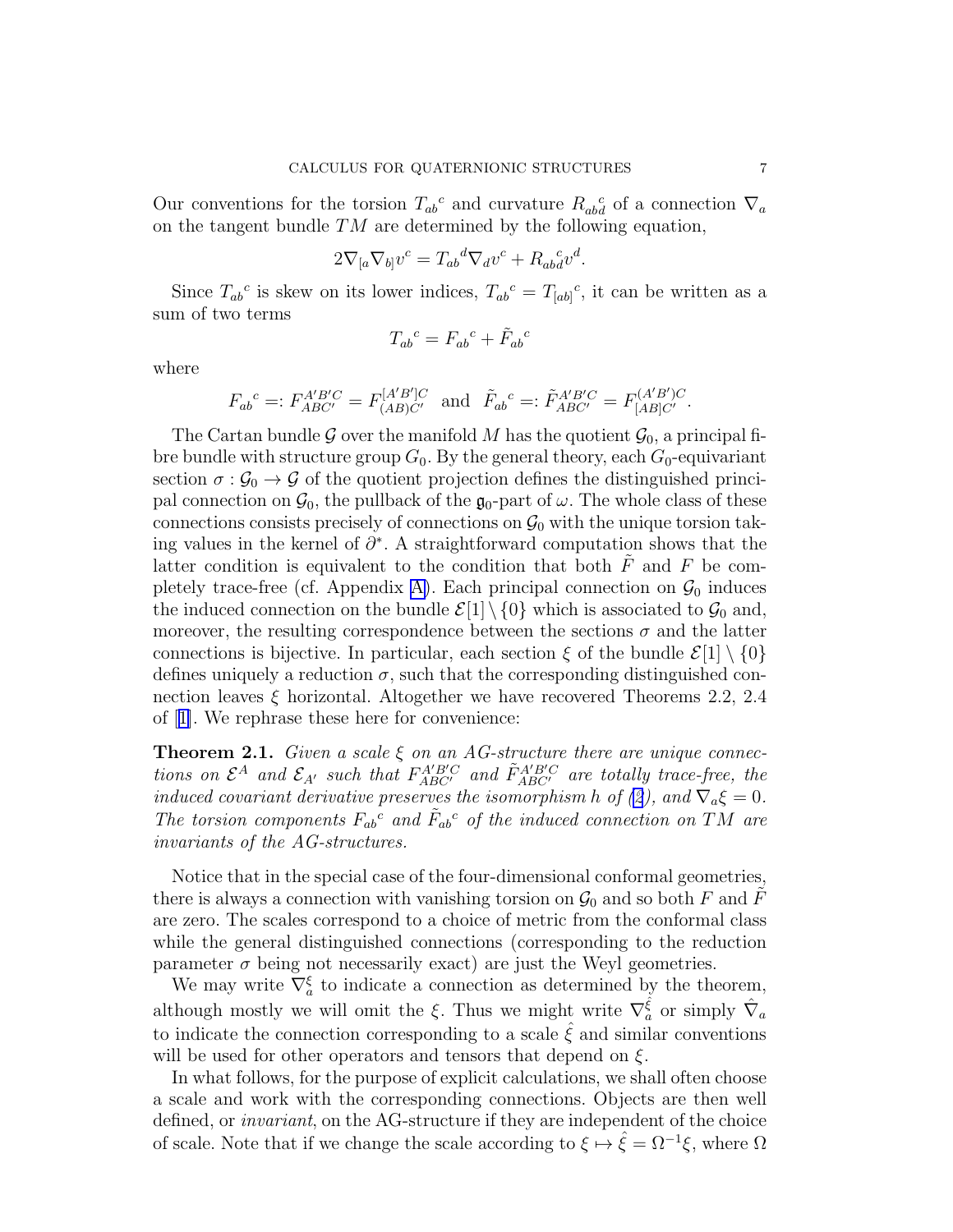Our conventions for the torsion $T_{ab}{}^c$ and curvature $R_{abd}{}^c$ of a connection $\nabla_a$ on the tangent bundle $TM$ are determined by the following equation,

$$2\nabla_{[a}\nabla_{b]}v^c = T_{ab}{}^d\nabla_d v^c + R_{abd}{}^c v^d.$$

Since $T_{ab}{}^c$ is skew on its lower indices, $T_{ab}{}^c = T_{[ab]}{}^c$, it can be written as a sum of two terms

$$T_{ab}{}^c = F_{ab}{}^c + \tilde{F}_{ab}{}^c$$

where

$$F_{ab}{}^c =: F_{ABC'}^{A'B'C} = F_{(AB)C'}^{[A'B']C} \quad \text{and} \quad \tilde{F}_{ab}{}^c =: \tilde{F}_{ABC'}^{A'B'C} = F_{[AB]C'}^{(A'B')C}.$$

The Cartan bundle $\mathcal{G}$ over the manifold $M$ has the quotient $\mathcal{G}_0$, a principal fibre bundle with structure group $G_0$. By the general theory, each $G_0$-equivariant section $\sigma : \mathcal{G}_0 \to \mathcal{G}$ of the quotient projection defines the distinguished principal connection on $\mathcal{G}_0$, the pullback of the $\mathfrak{g}_0$-part of $\omega$. The whole class of these connections consists precisely of connections on $\mathcal{G}_0$ with the unique torsion taking values in the kernel of $\partial^*$. A straightforward computation shows that the latter condition is equivalent to the condition that both $\tilde{F}$ and $F$ be completely trace-free (cf. Appendix A). Each principal connection on $\mathcal{G}_0$ induces the induced connection on the bundle $\mathcal{E}[1] \setminus \{0\}$ which is associated to $\mathcal{G}_0$ and, moreover, the resulting correspondence between the sections $\sigma$ and the latter connections is bijective. In particular, each section $\xi$ of the bundle $\mathcal{E}[1] \setminus \{0\}$ defines uniquely a reduction $\sigma$, such that the corresponding distinguished connection leaves $\xi$ horizontal. Altogether we have recovered Theorems 2.2, 2.4 of [1]. We rephrase these here for convenience:

**Theorem 2.1.** *Given a scale $\xi$ on an AG-structure there are unique connections on $\mathcal{E}^A$ and $\mathcal{E}_{A'}$ such that $F_{ABC'}^{A'B'C}$ and $\tilde{F}_{ABC'}^{A'B'C}$ are totally trace-free, the induced covariant derivative preserves the isomorphism $h$ of (2), and $\nabla_a \xi = 0$. The torsion components $F_{ab}{}^c$ and $\tilde{F}_{ab}{}^c$ of the induced connection on $TM$ are invariants of the AG-structures.*

Notice that in the special case of the four-dimensional conformal geometries, there is always a connection with vanishing torsion on $\mathcal{G}_0$ and so both $F$ and $\tilde{F}$ are zero. The scales correspond to a choice of metric from the conformal class while the general distinguished connections (corresponding to the reduction parameter $\sigma$ being not necessarily exact) are just the Weyl geometries.

We may write $\nabla_a^\xi$ to indicate a connection as determined by the theorem, although mostly we will omit the $\xi$. Thus we might write $\nabla_a^{\hat{\xi}}$ or simply $\hat{\nabla}_a$ to indicate the connection corresponding to a scale $\hat{\xi}$ and similar conventions will be used for other operators and tensors that depend on $\xi$.

In what follows, for the purpose of explicit calculations, we shall often choose a scale and work with the corresponding connections. Objects are then well defined, or *invariant*, on the AG-structure if they are independent of the choice of scale. Note that if we change the scale according to $\xi \mapsto \hat{\xi} = \Omega^{-1}\xi$, where $\Omega$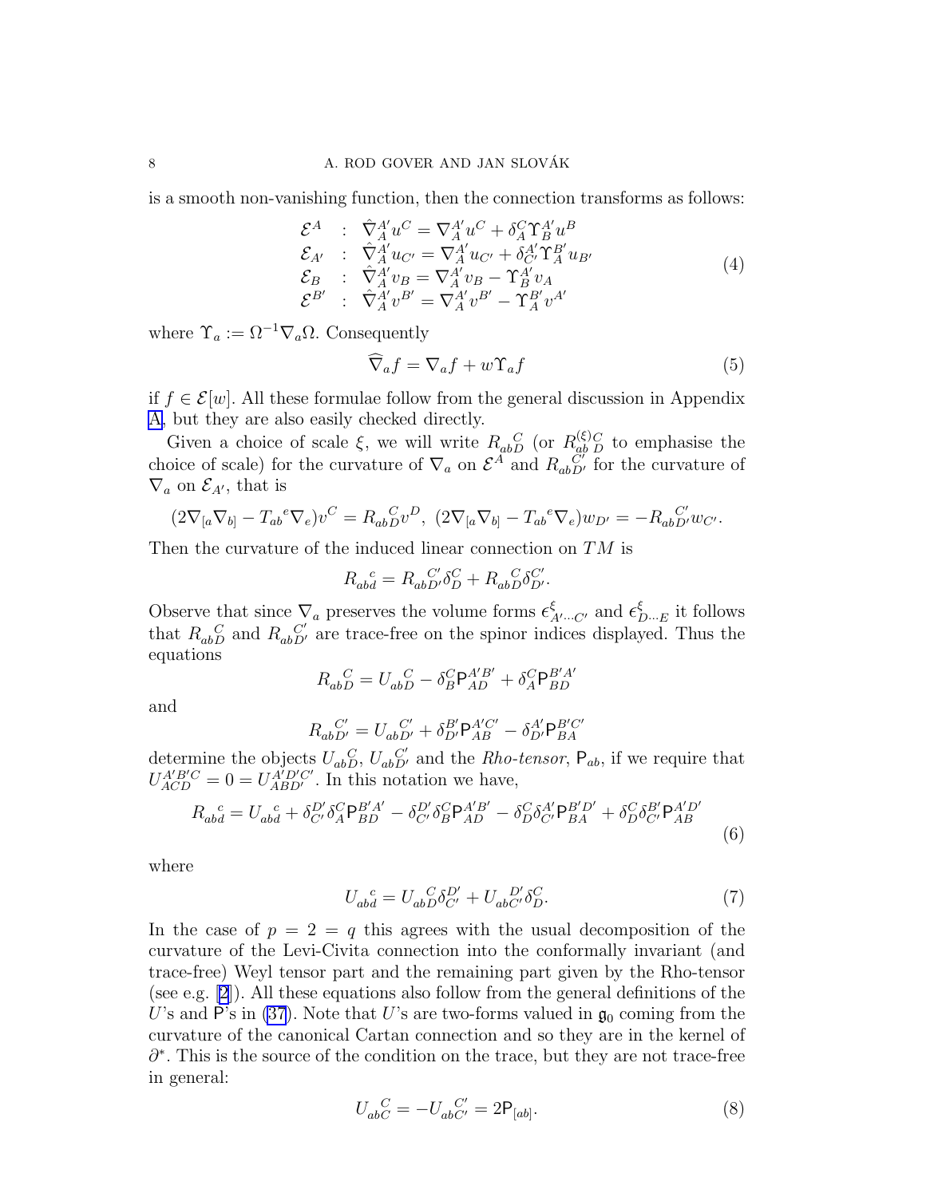is a smooth non-vanishing function, then the connection transforms as follows:

$$
\begin{array}{lcl}
\mathcal{E}^A & : & \hat{\nabla}^{A'}_A u^C = \nabla^{A'}_A u^C + \delta^C_A \Upsilon^{A'}_B u^B \\
\mathcal{E}_{A'} & : & \hat{\nabla}^{A'}_A u_{C'} = \nabla^{A'}_A u_{C'} + \delta^{A'}_{C'} \Upsilon^{B'}_A u_{B'} \\
\mathcal{E}_B & : & \hat{\nabla}^{A'}_A v_B = \nabla^{A'}_A v_B - \Upsilon^{A'}_B v_A \\
\mathcal{E}^{B'} & : & \hat{\nabla}^{A'}_A v^{B'} = \nabla^{A'}_A v^{B'} - \Upsilon^{B'}_A v^{A'}
\end{array}
\tag{4}
$$

where $\Upsilon_a := \Omega^{-1}\nabla_a \Omega$. Consequently

$$
\widehat{\nabla}_a f = \nabla_a f + w\Upsilon_a f \tag{5}
$$

if $f \in \mathcal{E}[w]$. All these formulae follow from the general discussion in Appendix A, but they are also easily checked directly.

Given a choice of scale $\xi$, we will write $R_{ab}{}^{C}_{D}$ (or $R^{(\xi)}_{ab}{}^{C}_{D}$ to emphasise the choice of scale) for the curvature of $\nabla_a$ on $\mathcal{E}^A$ and $R_{ab}{}^{C'}_{D'}$ for the curvature of $\nabla_a$ on $\mathcal{E}_{A'}$, that is

$$
(2\nabla_{[a}\nabla_{b]} - T_{ab}{}^{e}\nabla_e)v^C = R_{ab}{}^{C}_{D} v^D, \ (2\nabla_{[a}\nabla_{b]} - T_{ab}{}^{e}\nabla_e)w_{D'} = -R_{ab}{}^{C'}_{D'} w_{C'}.
$$

Then the curvature of the induced linear connection on $TM$ is

$$
R_{ab}{}^{c}_{d} = R_{ab}{}^{C'}_{D'}\delta^C_D + R_{ab}{}^{C}_{D}\delta^{C'}_{D'}.
$$

Observe that since $\nabla_a$ preserves the volume forms $\epsilon^{\xi}_{A'\cdots C'}$ and $\epsilon^{\xi}_{D\cdots E}$ it follows that $R_{ab}{}^{C}_{D}$ and $R_{ab}{}^{C'}_{D'}$ are trace-free on the spinor indices displayed. Thus the equations

$$
R_{ab}{}^{C}_{D} = U_{ab}{}^{C}_{D} - \delta^C_B \mathsf{P}^{A'B'}_{AD} + \delta^C_A \mathsf{P}^{B'A'}_{BD}
$$

and

$$
R_{ab}{}^{C'}_{D'} = U_{ab}{}^{C'}_{D'} + \delta^{B'}_{D'} \mathsf{P}^{A'C'}_{AB} - \delta^{A'}_{D'} \mathsf{P}^{B'C'}_{BA}
$$

determine the objects $U_{ab}{}^{C}_{D}$, $U_{ab}{}^{C'}_{D'}$ and the *Rho-tensor*, $\mathsf{P}_{ab}$, if we require that $U^{A'B'C}_{ACD} = 0 = U^{A'D'C'}_{ABD'}$. In this notation we have,

$$
R_{ab}{}^{c}_{d} = U_{ab}{}^{c}_{d} + \delta^{D'}_{C'}\delta^C_A \mathsf{P}^{B'A'}_{BD} - \delta^{D'}_{C'}\delta^C_B \mathsf{P}^{A'B'}_{AD} - \delta^C_D \delta^{A'}_{C'} \mathsf{P}^{B'D'}_{BA} + \delta^C_D \delta^{B'}_{C'} \mathsf{P}^{A'D'}_{AB}
\tag{6}
$$

where

$$
U_{ab}{}^{c}_{d} = U_{ab}{}^{C}_{D}\delta^{D'}_{C'} + U_{ab}{}^{D'}_{C'}\delta^C_D. \tag{7}
$$

In the case of $p = 2 = q$ this agrees with the usual decomposition of the curvature of the Levi-Civita connection into the conformally invariant (and trace-free) Weyl tensor part and the remaining part given by the Rho-tensor (see e.g. [2]). All these equations also follow from the general definitions of the $U$'s and $\mathsf{P}$'s in (37). Note that $U$'s are two-forms valued in $\mathfrak{g}_0$ coming from the curvature of the canonical Cartan connection and so they are in the kernel of $\partial^*$. This is the source of the condition on the trace, but they are not trace-free in general:

$$
U_{ab}{}^{C}_{C} = -U_{ab}{}^{C'}_{C'} = 2\mathsf{P}_{[ab]}. \tag{8}
$$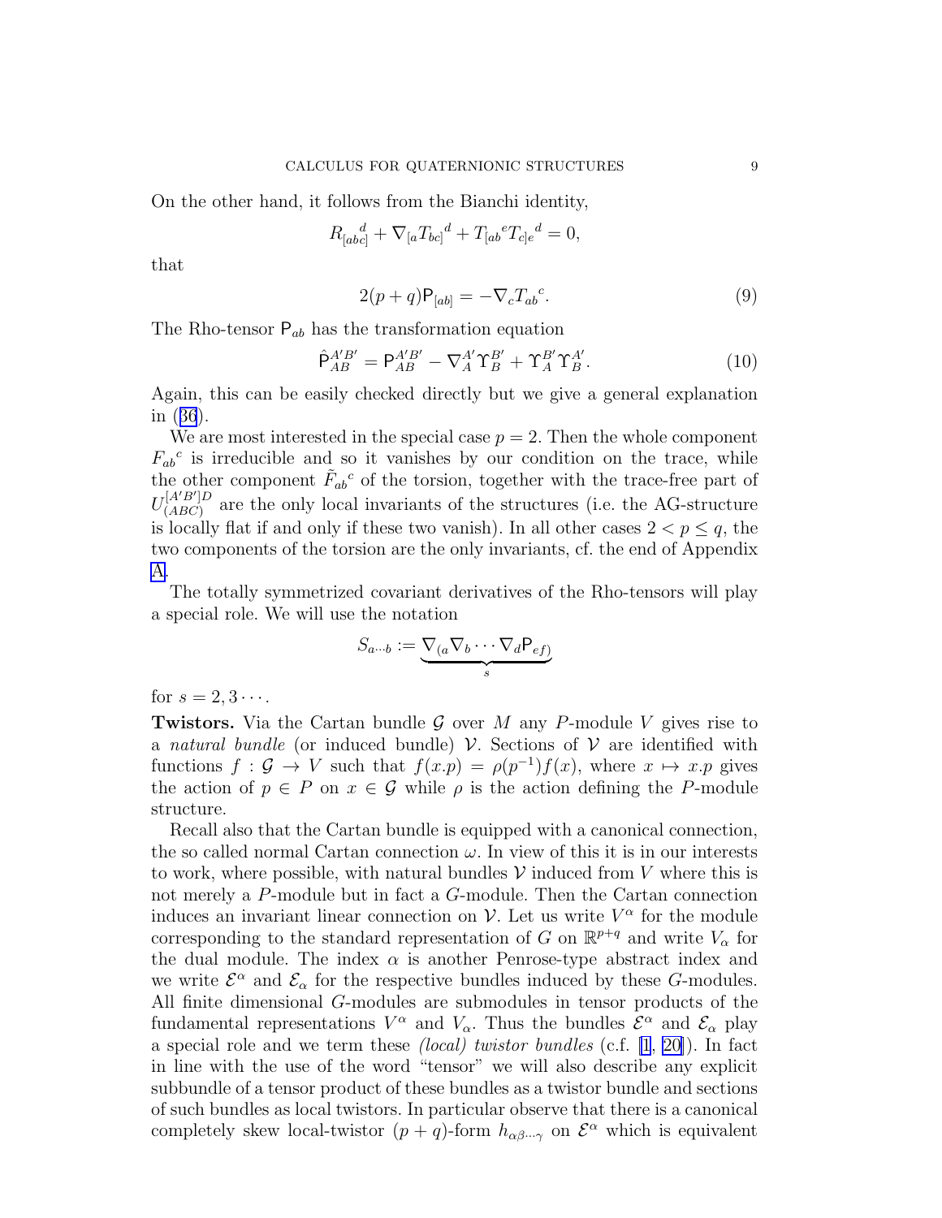On the other hand, it follows from the Bianchi identity,

$$R_{[abc]}{}^{d} + \nabla_{[a}T_{bc]}{}^{d} + T_{[ab}{}^{e}T_{c]e}{}^{d} = 0,$$

that

$$2(p+q)\mathsf{P}_{[ab]} = -\nabla_c T_{ab}{}^{c}. \tag{9}$$

The Rho-tensor $\mathsf{P}_{ab}$ has the transformation equation

$$\hat{\mathsf{P}}_{AB}^{A'B'} = \mathsf{P}_{AB}^{A'B'} - \nabla_A^{A'}\Upsilon_B^{B'} + \Upsilon_A^{B'}\Upsilon_B^{A'}. \tag{10}$$

Again, this can be easily checked directly but we give a general explanation in (36).

We are most interested in the special case $p = 2$. Then the whole component $F_{ab}{}^{c}$ is irreducible and so it vanishes by our condition on the trace, while the other component $\tilde{F}_{ab}{}^{c}$ of the torsion, together with the trace-free part of $U_{(ABC)}^{[A'B']D}$ are the only local invariants of the structures (i.e. the AG-structure is locally flat if and only if these two vanish). In all other cases $2 < p \leq q$, the two components of the torsion are the only invariants, cf. the end of Appendix A.

The totally symmetrized covariant derivatives of the Rho-tensors will play a special role. We will use the notation

$$S_{a\cdots b} := \underbrace{\nabla_{(a}\nabla_b\cdots\nabla_d\mathsf{P}_{ef)}}_{s}$$

for $s = 2, 3\cdots$.

**Twistors.** Via the Cartan bundle $\mathcal{G}$ over $M$ any $P$-module $V$ gives rise to a *natural bundle* (or induced bundle) $\mathcal{V}$. Sections of $\mathcal{V}$ are identified with functions $f : \mathcal{G} \to V$ such that $f(x.p) = \rho(p^{-1})f(x)$, where $x \mapsto x.p$ gives the action of $p \in P$ on $x \in \mathcal{G}$ while $\rho$ is the action defining the $P$-module structure.

Recall also that the Cartan bundle is equipped with a canonical connection, the so called normal Cartan connection $\omega$. In view of this it is in our interests to work, where possible, with natural bundles $\mathcal{V}$ induced from $V$ where this is not merely a $P$-module but in fact a $G$-module. Then the Cartan connection induces an invariant linear connection on $\mathcal{V}$. Let us write $V^\alpha$ for the module corresponding to the standard representation of $G$ on $\mathbb{R}^{p+q}$ and write $V_\alpha$ for the dual module. The index $\alpha$ is another Penrose-type abstract index and we write $\mathcal{E}^\alpha$ and $\mathcal{E}_\alpha$ for the respective bundles induced by these $G$-modules. All finite dimensional $G$-modules are submodules in tensor products of the fundamental representations $V^\alpha$ and $V_\alpha$. Thus the bundles $\mathcal{E}^\alpha$ and $\mathcal{E}_\alpha$ play a special role and we term these *(local) twistor bundles* (c.f. [1, 20]). In fact in line with the use of the word "tensor" we will also describe any explicit subbundle of a tensor product of these bundles as a twistor bundle and sections of such bundles as local twistors. In particular observe that there is a canonical completely skew local-twistor $(p+q)$-form $h_{\alpha\beta\cdots\gamma}$ on $\mathcal{E}^\alpha$ which is equivalent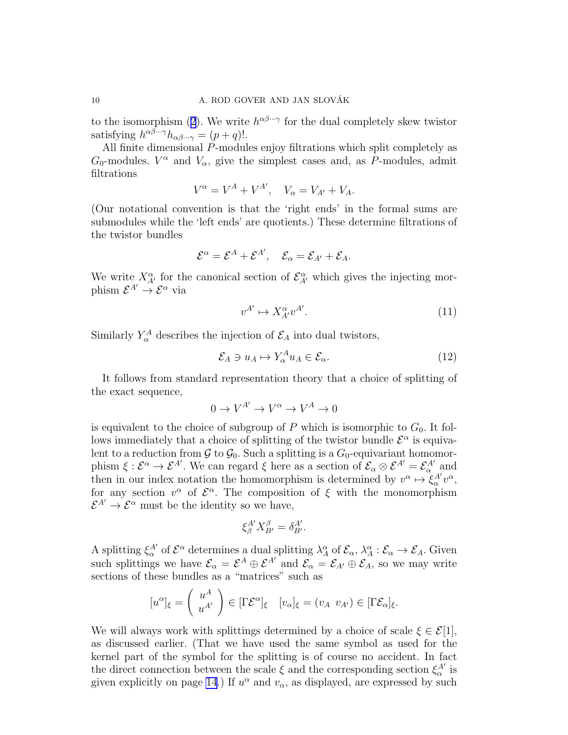to the isomorphism (2). We write $h^{\alpha\beta\cdots\gamma}$ for the dual completely skew twistor satisfying $h^{\alpha\beta\cdots\gamma}h_{\alpha\beta\cdots\gamma} = (p+q)!$.

All finite dimensional $P$-modules enjoy filtrations which split completely as $G_0$-modules. $V^\alpha$ and $V_\alpha$, give the simplest cases and, as $P$-modules, admit filtrations

$$V^\alpha = V^A + V^{A'}, \quad V_\alpha = V_{A'} + V_A.$$

(Our notational convention is that the 'right ends' in the formal sums are submodules while the 'left ends' are quotients.) These determine filtrations of the twistor bundles

$$\mathcal{E}^\alpha = \mathcal{E}^A + \mathcal{E}^{A'}, \quad \mathcal{E}_\alpha = \mathcal{E}_{A'} + \mathcal{E}_A.$$

We write $X^\alpha_{A'}$ for the canonical section of $\mathcal{E}^\alpha_{A'}$ which gives the injecting morphism $\mathcal{E}^{A'} \to \mathcal{E}^\alpha$ via

$$v^{A'} \mapsto X^\alpha_{A'} v^{A'}. \tag{11}$$

Similarly $Y^A_\alpha$ describes the injection of $\mathcal{E}_A$ into dual twistors,

$$\mathcal{E}_A \ni u_A \mapsto Y^A_\alpha u_A \in \mathcal{E}_\alpha. \tag{12}$$

It follows from standard representation theory that a choice of splitting of the exact sequence,

$$0 \to V^{A'} \to V^\alpha \to V^A \to 0$$

is equivalent to the choice of subgroup of $P$ which is isomorphic to $G_0$. It follows immediately that a choice of splitting of the twistor bundle $\mathcal{E}^\alpha$ is equivalent to a reduction from $\mathcal{G}$ to $\mathcal{G}_0$. Such a splitting is a $G_0$-equivariant homomorphism $\xi : \mathcal{E}^\alpha \to \mathcal{E}^{A'}$. We can regard $\xi$ here as a section of $\mathcal{E}_\alpha \otimes \mathcal{E}^{A'} = \mathcal{E}^{A'}_\alpha$ and then in our index notation the homomorphism is determined by $v^\alpha \mapsto \xi^{A'}_\alpha v^\alpha$, for any section $v^\alpha$ of $\mathcal{E}^\alpha$. The composition of $\xi$ with the monomorphism $\mathcal{E}^{A'} \to \mathcal{E}^\alpha$ must be the identity so we have,

$$\xi^{A'}_\beta X^\beta_{B'} = \delta^{A'}_{B'}.$$

A splitting $\xi^{A'}_\alpha$ of $\mathcal{E}^\alpha$ determines a dual splitting $\lambda^\alpha_A$ of $\mathcal{E}_\alpha$, $\lambda^\alpha_A : \mathcal{E}_\alpha \to \mathcal{E}_A$. Given such splittings we have $\mathcal{E}_\alpha = \mathcal{E}^A \oplus \mathcal{E}^{A'}$ and $\mathcal{E}_\alpha = \mathcal{E}_{A'} \oplus \mathcal{E}_A$, so we may write sections of these bundles as a "matrices" such as

$$[u^\alpha]_\xi = \begin{pmatrix} u^A \\ u^{A'} \end{pmatrix} \in [\Gamma\mathcal{E}^\alpha]_\xi \quad [v_\alpha]_\xi = (v_A \;\; v_{A'}) \in [\Gamma\mathcal{E}_\alpha]_\xi.$$

We will always work with splittings determined by a choice of scale $\xi \in \mathcal{E}[1]$, as discussed earlier. (That we have used the same symbol as used for the kernel part of the symbol for the splitting is of course no accident. In fact the direct connection between the scale $\xi$ and the corresponding section $\xi^{A'}_\alpha$ is given explicitly on page 14.) If $u^\alpha$ and $v_\alpha$, as displayed, are expressed by such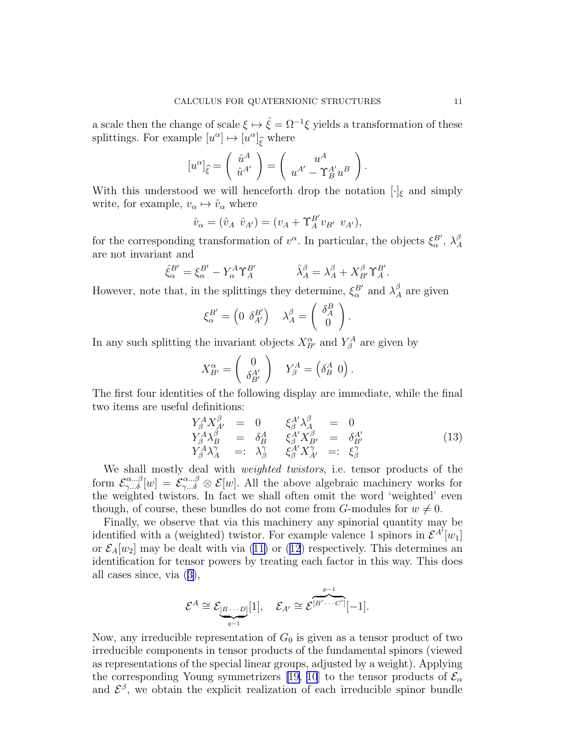a scale then the change of scale $\xi \mapsto \hat{\xi} = \Omega^{-1}\xi$ yields a transformation of these splittings. For example $[u^\alpha] \mapsto [u^\alpha]_{\hat{\xi}}$ where

$$[u^\alpha]_{\hat{\xi}} = \left( \begin{array}{c} \hat{u}^A \\ \hat{u}^{A'} \end{array} \right) = \left( \begin{array}{c} u^A \\ u^{A'} - \Upsilon_B^{A'} u^B \end{array} \right).$$

With this understood we will henceforth drop the notation $[\cdot]_\xi$ and simply write, for example, $v_\alpha \mapsto \hat{v}_\alpha$ where

$$\hat{v}_\alpha = (\hat{v}_A \;\; \hat{v}_{A'}) = (v_A + \Upsilon_A^{B'} v_{B'} \;\; v_{A'}),$$

for the corresponding transformation of $v^\alpha$. In particular, the objects $\xi_\alpha^{B'}$, $\lambda_A^\beta$ are not invariant and

$$\hat{\xi}_\alpha^{B'} = \xi_\alpha^{B'} - Y_\alpha^A \Upsilon_A^{B'} \qquad\qquad \hat{\lambda}_A^\beta = \lambda_A^\beta + X_{B'}^\beta \Upsilon_A^{B'}.$$

However, note that, in the splittings they determine, $\xi_\alpha^{B'}$ and $\lambda_A^\beta$ are given

$$\xi_\alpha^{B'} = \begin{pmatrix} 0 & \delta_{A'}^{B'} \end{pmatrix} \quad \lambda_A^\beta = \left( \begin{array}{c} \delta_A^B \\ 0 \end{array} \right).$$

In any such splitting the invariant objects $X_{B'}^\alpha$ and $Y_\beta^A$ are given by

$$X_{B'}^\alpha = \left( \begin{array}{c} 0 \\ \delta_{B'}^{A'} \end{array} \right) \quad Y_\beta^A = \begin{pmatrix} \delta_B^A & 0 \end{pmatrix}.$$

The first four identities of the following display are immediate, while the final two items are useful definitions:

$$\begin{array}{rclcrcl} Y_\beta^A X_{A'}^\beta & = & 0 & \qquad & \xi_\beta^{A'} \lambda_A^\beta & = & 0 \\ Y_\beta^A \lambda_B^\beta & = & \delta_B^A & & \xi_\beta^{A'} X_{B'}^\beta & = & \delta_{B'}^{A'} \\ Y_\beta^A \lambda_A^\gamma & =: & \lambda_\beta^\gamma & & \xi_\beta^{A'} X_{A'}^\gamma & =: & \xi_\beta^\gamma \end{array} \tag{13}$$

We shall mostly deal with *weighted twistors*, i.e. tensor products of the form $\mathcal{E}_{\gamma\ldots\delta}^{\alpha\ldots\beta}[w] = \mathcal{E}_{\gamma\ldots\delta}^{\alpha\ldots\beta} \otimes \mathcal{E}[w]$. All the above algebraic machinery works for the weighted twistors. In fact we shall often omit the word 'weighted' even though, of course, these bundles do not come from $G$-modules for $w \neq 0$.

Finally, we observe that via this machinery any spinorial quantity may be identified with a (weighted) twistor. For example valence 1 spinors in $\mathcal{E}^{A'}[w_1]$ or $\mathcal{E}_A[w_2]$ may be dealt with via (11) or (12) respectively. This determines an identification for tensor powers by treating each factor in this way. This does all cases since, via (3),

$$\mathcal{E}^A \cong \mathcal{E}_{\underbrace{[B\cdots D]}_{q-1}}[1], \quad \mathcal{E}_{A'} \cong \mathcal{E}^{\overbrace{[B'\cdots C']}^{p-1}}[-1].$$

Now, any irreducible representation of $G_0$ is given as a tensor product of two irreducible components in tensor products of the fundamental spinors (viewed as representations of the special linear groups, adjusted by a weight). Applying the corresponding Young symmetrizers [19, 10] to the tensor products of $\mathcal{E}_\alpha$ and $\mathcal{E}^\beta$, we obtain the explicit realization of each irreducible spinor bundle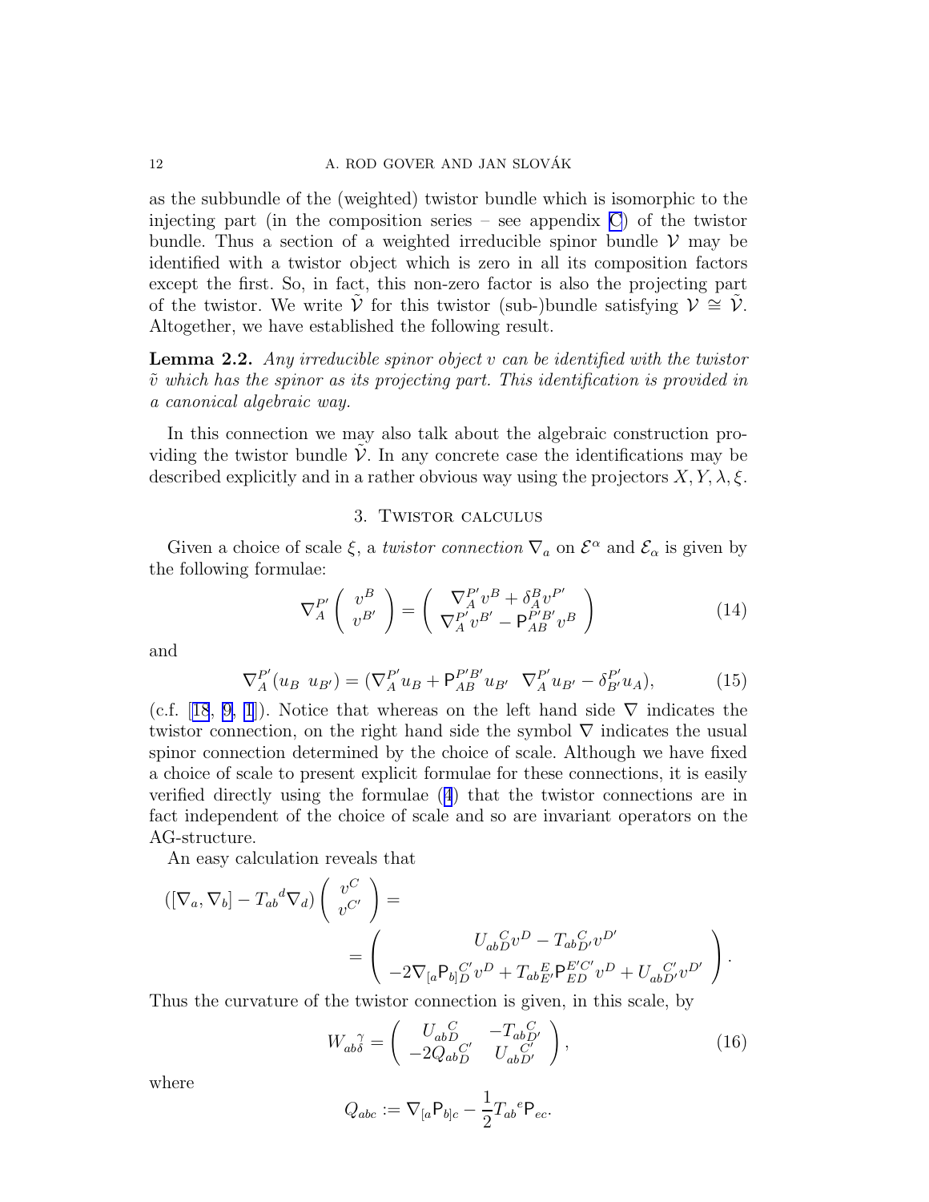as the subbundle of the (weighted) twistor bundle which is isomorphic to the injecting part (in the composition series – see appendix C) of the twistor bundle. Thus a section of a weighted irreducible spinor bundle $\mathcal{V}$ may be identified with a twistor object which is zero in all its composition factors except the first. So, in fact, this non-zero factor is also the projecting part of the twistor. We write $\tilde{\mathcal{V}}$ for this twistor (sub-)bundle satisfying $\mathcal{V} \cong \tilde{\mathcal{V}}$. Altogether, we have established the following result.

**Lemma 2.2.** *Any irreducible spinor object $v$ can be identified with the twistor $\tilde{v}$ which has the spinor as its projecting part. This identification is provided in a canonical algebraic way.*

In this connection we may also talk about the algebraic construction providing the twistor bundle $\tilde{\mathcal{V}}$. In any concrete case the identifications may be described explicitly and in a rather obvious way using the projectors $X, Y, \lambda, \xi$.

## 3. Twistor calculus

Given a choice of scale $\xi$, a *twistor connection* $\nabla_a$ on $\mathcal{E}^\alpha$ and $\mathcal{E}_\alpha$ is given by the following formulae:

$$\nabla_A^{P'} \begin{pmatrix} v^B \\ v^{B'} \end{pmatrix} = \begin{pmatrix} \nabla_A^{P'} v^B + \delta_A^B v^{P'} \\ \nabla_A^{P'} v^{B'} - \mathsf{P}_{AB}^{P'B'} v^B \end{pmatrix} \tag{14}$$

and

$$\nabla_A^{P'} (u_B \;\; u_{B'}) = (\nabla_A^{P'} u_B + \mathsf{P}_{AB}^{P'B'} u_{B'} \;\; \nabla_A^{P'} u_{B'} - \delta_{B'}^{P'} u_A), \tag{15}$$

(c.f. [18, 9, 1]). Notice that whereas on the left hand side $\nabla$ indicates the twistor connection, on the right hand side the symbol $\nabla$ indicates the usual spinor connection determined by the choice of scale. Although we have fixed a choice of scale to present explicit formulae for these connections, it is easily verified directly using the formulae (4) that the twistor connections are in fact independent of the choice of scale and so are invariant operators on the AG-structure.

An easy calculation reveals that

$$\begin{aligned}([\nabla_a, \nabla_b] - T_{ab}{}^d \nabla_d) \begin{pmatrix} v^C \\ v^{C'} \end{pmatrix} &= \\ &= \begin{pmatrix} U_{ab}{}^C_D v^D - T_{ab}{}^C_{D'} v^{D'} \\ -2\nabla_{[a} \mathsf{P}_{b]}{}^{C'}_D v^D + T_{ab}{}^E_{E'} \mathsf{P}^{E'C'}_{ED} v^D + U_{ab}{}^{C'}_{D'} v^{D'} \end{pmatrix}.\end{aligned}$$

Thus the curvature of the twistor connection is given, in this scale, by

$$W_{ab}{}^\gamma_\delta = \begin{pmatrix} U_{ab}{}^C_D & -T_{ab}{}^C_{D'} \\ -2Q_{ab}{}^{C'}_D & U_{ab}{}^{C'}_{D'} \end{pmatrix}, \tag{16}$$

where

$$Q_{abc} := \nabla_{[a} \mathsf{P}_{b]c} - \frac{1}{2} T_{ab}{}^e \mathsf{P}_{ec}.$$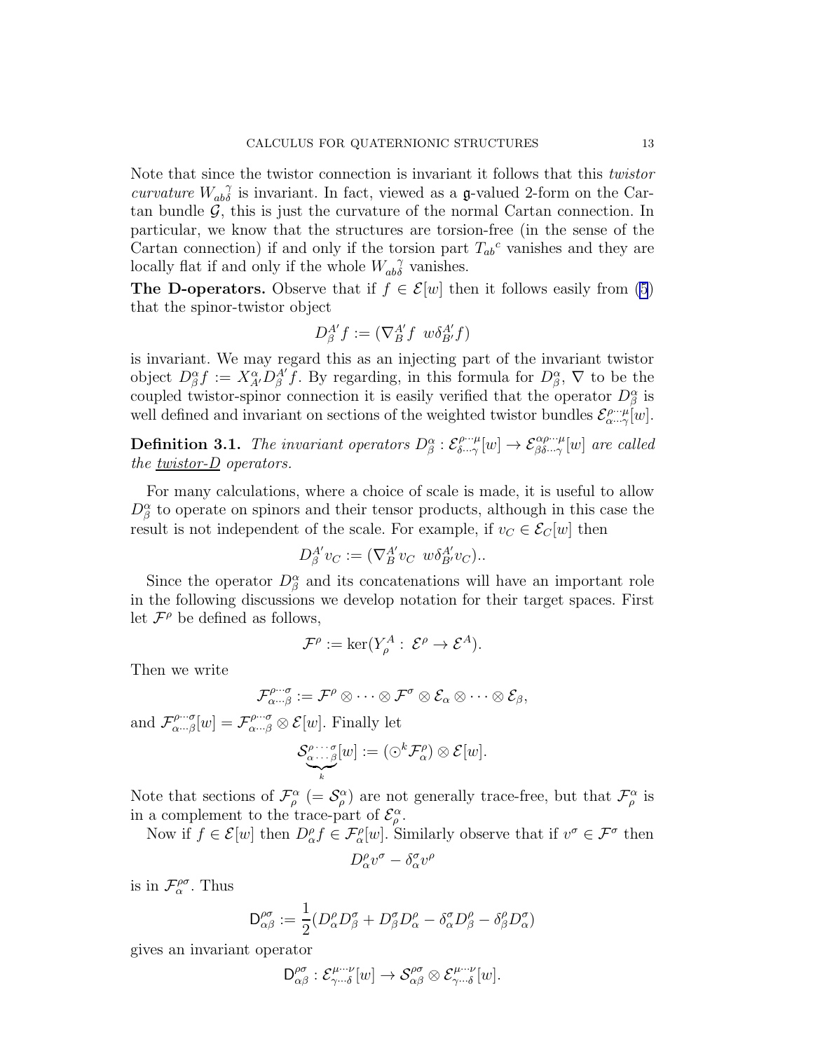Note that since the twistor connection is invariant it follows that this *twistor curvature* $W_{ab\delta}{}^{\gamma}$ is invariant. In fact, viewed as a $\mathfrak{g}$-valued 2-form on the Cartan bundle $\mathcal{G}$, this is just the curvature of the normal Cartan connection. In particular, we know that the structures are torsion-free (in the sense of the Cartan connection) if and only if the torsion part $T_{ab}{}^{c}$ vanishes and they are locally flat if and only if the whole $W_{ab\delta}{}^{\gamma}$ vanishes.

**The D-operators.** Observe that if $f \in \mathcal{E}[w]$ then it follows easily from (5) that the spinor-twistor object

$$D_{\beta}^{A'} f := (\nabla_{B}^{A'} f \;\; w\delta_{B'}^{A'} f)$$

is invariant. We may regard this as an injecting part of the invariant twistor object $D_{\beta}^{\alpha} f := X_{A'}^{\alpha} D_{\beta}^{A'} f$. By regarding, in this formula for $D_{\beta}^{\alpha}$, $\nabla$ to be the coupled twistor-spinor connection it is easily verified that the operator $D_{\beta}^{\alpha}$ is well defined and invariant on sections of the weighted twistor bundles $\mathcal{E}_{\alpha\cdots\gamma}^{\rho\cdots\mu}[w]$.

**Definition 3.1.** *The invariant operators $D_{\beta}^{\alpha} : \mathcal{E}_{\delta\cdots\gamma}^{\rho\cdots\mu}[w] \to \mathcal{E}_{\beta\delta\cdots\gamma}^{\alpha\rho\cdots\mu}[w]$ are called the* <u>*twistor-D*</u> *operators.*

For many calculations, where a choice of scale is made, it is useful to allow $D_{\beta}^{\alpha}$ to operate on spinors and their tensor products, although in this case the result is not independent of the scale. For example, if $v_C \in \mathcal{E}_C[w]$ then

$$D_{\beta}^{A'} v_C := (\nabla_{B}^{A'} v_C \;\; w\delta_{B'}^{A'} v_C)..$$

Since the operator $D_{\beta}^{\alpha}$ and its concatenations will have an important role in the following discussions we develop notation for their target spaces. First let $\mathcal{F}^{\rho}$ be defined as follows,

$$\mathcal{F}^{\rho} := \ker(Y_{\rho}^{A} : \; \mathcal{E}^{\rho} \to \mathcal{E}^{A}).$$

Then we write

$$\mathcal{F}_{\alpha\cdots\beta}^{\rho\cdots\sigma} := \mathcal{F}^{\rho} \otimes \cdots \otimes \mathcal{F}^{\sigma} \otimes \mathcal{E}_{\alpha} \otimes \cdots \otimes \mathcal{E}_{\beta},$$

and $\mathcal{F}_{\alpha\cdots\beta}^{\rho\cdots\sigma}[w] = \mathcal{F}_{\alpha\cdots\beta}^{\rho\cdots\sigma} \otimes \mathcal{E}[w]$. Finally let

$$\mathcal{S}_{\underbrace{\alpha\cdots\beta}_{k}}^{\rho\cdots\sigma}[w] := (\odot^{k} \mathcal{F}_{\alpha}^{\rho}) \otimes \mathcal{E}[w].$$

Note that sections of $\mathcal{F}_{\rho}^{\alpha}$ $(= \mathcal{S}_{\rho}^{\alpha})$ are not generally trace-free, but that $\mathcal{F}_{\rho}^{\alpha}$ is in a complement to the trace-part of $\mathcal{E}_{\rho}^{\alpha}$.

Now if $f \in \mathcal{E}[w]$ then $D_{\alpha}^{\rho} f \in \mathcal{F}_{\alpha}^{\rho}[w]$. Similarly observe that if $v^{\sigma} \in \mathcal{F}^{\sigma}$ then

$$D_{\alpha}^{\rho} v^{\sigma} - \delta_{\alpha}^{\sigma} v^{\rho}$$

is in $\mathcal{F}_{\alpha}^{\rho\sigma}$. Thus

$$\mathsf{D}_{\alpha\beta}^{\rho\sigma} := \frac{1}{2}(D_{\alpha}^{\rho} D_{\beta}^{\sigma} + D_{\beta}^{\sigma} D_{\alpha}^{\rho} - \delta_{\alpha}^{\sigma} D_{\beta}^{\rho} - \delta_{\beta}^{\rho} D_{\alpha}^{\sigma})$$

gives an invariant operator

$$\mathsf{D}_{\alpha\beta}^{\rho\sigma} : \mathcal{E}_{\gamma\cdots\delta}^{\mu\cdots\nu}[w] \to \mathcal{S}_{\alpha\beta}^{\rho\sigma} \otimes \mathcal{E}_{\gamma\cdots\delta}^{\mu\cdots\nu}[w].$$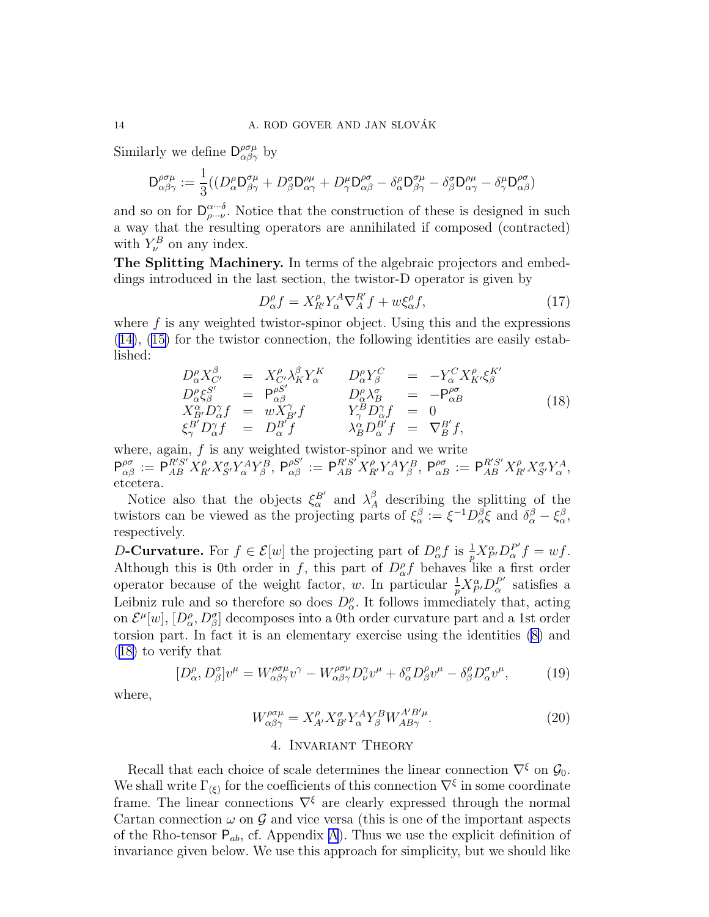Similarly we define $\mathsf{D}^{\rho\sigma\mu}_{\alpha\beta\gamma}$ by

$$\mathsf{D}^{\rho\sigma\mu}_{\alpha\beta\gamma} := \frac{1}{3}((D^\rho_\alpha \mathsf{D}^{\sigma\mu}_{\beta\gamma} + D^\sigma_\beta \mathsf{D}^{\rho\mu}_{\alpha\gamma} + D^\mu_\gamma \mathsf{D}^{\rho\sigma}_{\alpha\beta} - \delta^\rho_\alpha \mathsf{D}^{\sigma\mu}_{\beta\gamma} - \delta^\sigma_\beta \mathsf{D}^{\rho\mu}_{\alpha\gamma} - \delta^\mu_\gamma \mathsf{D}^{\rho\sigma}_{\alpha\beta})$$

and so on for $\mathsf{D}^{\alpha\cdots\delta}_{\rho\cdots\nu}$. Notice that the construction of these is designed in such a way that the resulting operators are annihilated if composed (contracted) with $Y^B_\nu$ on any index.

**The Splitting Machinery.** In terms of the algebraic projectors and embeddings introduced in the last section, the twistor-D operator is given by

$$D^\rho_\alpha f = X^\rho_{R'} Y^A_\alpha \nabla^{R'}_A f + w\xi^\rho_\alpha f, \tag{17}$$

where $f$ is any weighted twistor-spinor object. Using this and the expressions (14), (15) for the twistor connection, the following identities are easily established:

$$\begin{array}{rclrcl} D^\rho_\alpha X^\beta_{C'} &=& X^\rho_{C'} \lambda^\beta_K Y^K_\alpha & D^\rho_\alpha Y^C_\beta &=& -Y^C_\alpha X^\rho_{K'} \xi^{K'}_\beta \\ D^\rho_\alpha \xi^{S'}_\beta &=& \mathsf{P}^{\rho S'}_{\alpha\beta} & D^\rho_\alpha \lambda^\sigma_B &=& -\mathsf{P}^{\rho\sigma}_{\alpha B} \\ X^\alpha_{B'} D^\gamma_\alpha f &=& w X^\gamma_{B'} f & Y^B_\gamma D^\gamma_\alpha f &=& 0 \\ \xi^{B'}_\gamma D^\gamma_\alpha f &=& D^{B'}_\alpha f & \lambda^\alpha_B D^{B'}_\alpha f &=& \nabla^{B'}_B f, \end{array} \tag{18}$$

where, again, $f$ is any weighted twistor-spinor and we write $\mathsf{P}^{\rho\sigma}_{\alpha\beta} := \mathsf{P}^{R'S'}_{AB} X^\rho_{R'} X^\sigma_{S'} Y^A_\alpha Y^B_\beta$, $\mathsf{P}^{\rho S'}_{\alpha\beta} := \mathsf{P}^{R'S'}_{AB} X^\rho_{R'} Y^A_\alpha Y^B_\beta$, $\mathsf{P}^{\rho\sigma}_{\alpha B} := \mathsf{P}^{R'S'}_{AB} X^\rho_{R'} X^\sigma_{S'} Y^A_\alpha$, etcetera.

Notice also that the objects $\xi^{B'}_\alpha$ and $\lambda^\beta_A$ describing the splitting of the twistors can be viewed as the projecting parts of $\xi^\beta_\alpha := \xi^{-1} D^\beta_\alpha \xi$ and $\delta^\beta_\alpha - \xi^\beta_\alpha$, respectively.

*D*-**Curvature.** For $f \in \mathcal{E}[w]$ the projecting part of $D^\rho_\alpha f$ is $\frac{1}{p} X^\alpha_{P'} D^{P'}_\alpha f = wf$. Although this is 0th order in $f$, this part of $D^\rho_\alpha f$ behaves like a first order operator because of the weight factor, $w$. In particular $\frac{1}{p} X^\alpha_{P'} D^{P'}_\alpha$ satisfies a Leibniz rule and so therefore so does $D^\rho_\alpha$. It follows immediately that, acting on $\mathcal{E}^\mu[w]$, $[D^\rho_\alpha, D^\sigma_\beta]$ decomposes into a 0th order curvature part and a 1st order torsion part. In fact it is an elementary exercise using the identities (8) and (18) to verify that

$$[D^\rho_\alpha, D^\sigma_\beta] v^\mu = W^{\rho\sigma\mu}_{\alpha\beta\gamma} v^\gamma - W^{\rho\sigma\nu}_{\alpha\beta\gamma} D^\gamma_\nu v^\mu + \delta^\sigma_\alpha D^\rho_\beta v^\mu - \delta^\rho_\beta D^\sigma_\alpha v^\mu, \tag{19}$$

where,

$$W^{\rho\sigma\mu}_{\alpha\beta\gamma} = X^\rho_{A'} X^\sigma_{B'} Y^A_\alpha Y^B_\beta W^{A'B'\mu}_{AB\gamma}. \tag{20}$$

## 4. Invariant Theory

Recall that each choice of scale determines the linear connection $\nabla^\xi$ on $\mathcal{G}_0$. We shall write $\Gamma_{(\xi)}$ for the coefficients of this connection $\nabla^\xi$ in some coordinate frame. The linear connections $\nabla^\xi$ are clearly expressed through the normal Cartan connection $\omega$ on $\mathcal{G}$ and vice versa (this is one of the important aspects of the Rho-tensor $\mathsf{P}_{ab}$, cf. Appendix A). Thus we use the explicit definition of invariance given below. We use this approach for simplicity, but we should like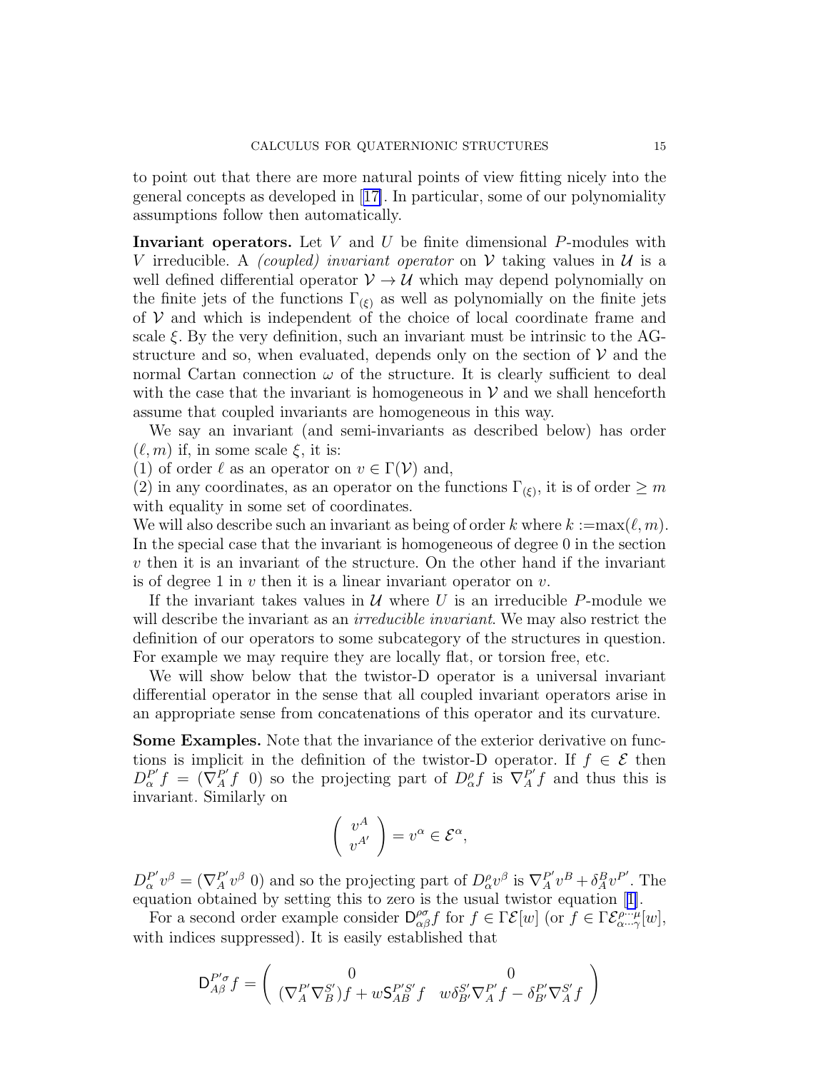to point out that there are more natural points of view fitting nicely into the general concepts as developed in [17]. In particular, some of our polynomiality assumptions follow then automatically.

**Invariant operators.** Let $V$ and $U$ be finite dimensional $P$-modules with $V$ irreducible. A *(coupled) invariant operator* on $\mathcal{V}$ taking values in $\mathcal{U}$ is a well defined differential operator $\mathcal{V} \to \mathcal{U}$ which may depend polynomially on the finite jets of the functions $\Gamma_{(\xi)}$ as well as polynomially on the finite jets of $\mathcal{V}$ and which is independent of the choice of local coordinate frame and scale $\xi$. By the very definition, such an invariant must be intrinsic to the AG-structure and so, when evaluated, depends only on the section of $\mathcal{V}$ and the normal Cartan connection $\omega$ of the structure. It is clearly sufficient to deal with the case that the invariant is homogeneous in $\mathcal{V}$ and we shall henceforth assume that coupled invariants are homogeneous in this way.

We say an invariant (and semi-invariants as described below) has order $(\ell, m)$ if, in some scale $\xi$, it is:
(1) of order $\ell$ as an operator on $v \in \Gamma(\mathcal{V})$ and,
(2) in any coordinates, as an operator on the functions $\Gamma_{(\xi)}$, it is of order $\geq m$ with equality in some set of coordinates.
We will also describe such an invariant as being of order $k$ where $k := \max(\ell, m)$. In the special case that the invariant is homogeneous of degree 0 in the section $v$ then it is an invariant of the structure. On the other hand if the invariant is of degree 1 in $v$ then it is a linear invariant operator on $v$.

If the invariant takes values in $\mathcal{U}$ where $U$ is an irreducible $P$-module we will describe the invariant as an *irreducible invariant*. We may also restrict the definition of our operators to some subcategory of the structures in question. For example we may require they are locally flat, or torsion free, etc.

We will show below that the twistor-D operator is a universal invariant differential operator in the sense that all coupled invariant operators arise in an appropriate sense from concatenations of this operator and its curvature.

**Some Examples.** Note that the invariance of the exterior derivative on functions is implicit in the definition of the twistor-D operator. If $f \in \mathcal{E}$ then $D_\alpha^{P'} f = (\nabla_A^{P'} f \;\; 0)$ so the projecting part of $D_\alpha^\rho f$ is $\nabla_A^{P'} f$ and thus this is invariant. Similarly on

$$\left( \begin{array}{c} v^A \\ v^{A'} \end{array} \right) = v^\alpha \in \mathcal{E}^\alpha,$$

$D_\alpha^{P'} v^\beta = (\nabla_A^{P'} v^\beta \;\; 0)$ and so the projecting part of $D_\alpha^\rho v^\beta$ is $\nabla_A^{P'} v^B + \delta_A^B v^{P'}$. The equation obtained by setting this to zero is the usual twistor equation [1].

For a second order example consider $\mathsf{D}_{\alpha\beta}^{\rho\sigma} f$ for $f \in \Gamma\mathcal{E}[w]$ (or $f \in \Gamma\mathcal{E}_{\alpha\cdots\gamma}^{\rho\cdots\mu}[w]$, with indices suppressed). It is easily established that

$$\mathsf{D}_{A\beta}^{P'\sigma} f = \left( \begin{array}{cc} 0 & 0 \\ (\nabla_A^{P'} \nabla_B^{S'}) f + w \mathsf{S}_{AB}^{P'S'} f & w \delta_{B'}^{S'} \nabla_A^{P'} f - \delta_{B'}^{P'} \nabla_A^{S'} f \end{array} \right)$$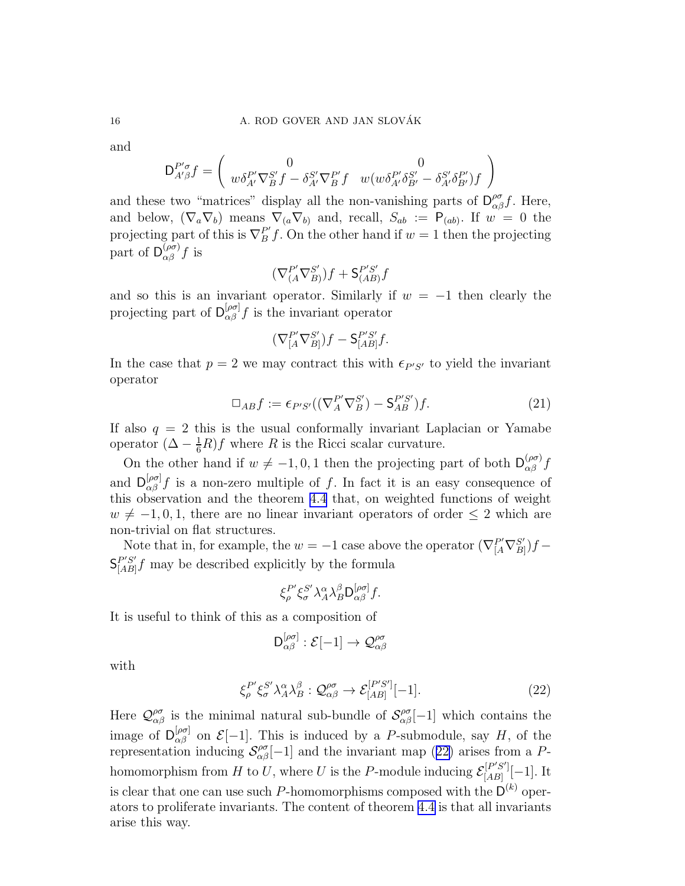and

$$
\mathsf{D}^{P'\sigma}_{A'\beta} f = \left( \begin{array}{cc} 0 & 0 \\ w\delta^{P'}_{A'} \nabla^{S'}_{B} f - \delta^{S'}_{A'} \nabla^{P'}_{B} f & w(w\delta^{P'}_{A'}\delta^{S'}_{B'} - \delta^{S'}_{A'}\delta^{P'}_{B'}) f \end{array} \right)
$$

and these two "matrices" display all the non-vanishing parts of $\mathsf{D}^{\rho\sigma}_{\alpha\beta} f$. Here, and below, $(\nabla_a \nabla_b)$ means $\nabla_{(a}\nabla_{b)}$ and, recall, $S_{ab} := \mathsf{P}_{(ab)}$. If $w = 0$ the projecting part of this is $\nabla^{P'}_{B} f$. On the other hand if $w = 1$ then the projecting part of $\mathsf{D}^{(\rho\sigma)}_{\alpha\beta} f$ is

$$
(\nabla^{P'}_{(A} \nabla^{S'}_{B)}) f + \mathsf{S}^{P'S'}_{(AB)} f
$$

and so this is an invariant operator. Similarly if $w = -1$ then clearly the projecting part of $\mathsf{D}^{[\rho\sigma]}_{\alpha\beta} f$ is the invariant operator

$$
(\nabla^{P'}_{[A} \nabla^{S'}_{B]}) f - \mathsf{S}^{P'S'}_{[AB]} f.
$$

In the case that $p = 2$ we may contract this with $\epsilon_{P'S'}$ to yield the invariant operator

$$
\Box_{AB} f := \epsilon_{P'S'}((\nabla^{P'}_{A} \nabla^{S'}_{B}) - \mathsf{S}^{P'S'}_{AB}) f. \tag{21}
$$

If also $q = 2$ this is the usual conformally invariant Laplacian or Yamabe operator $(\Delta - \frac{1}{6}R) f$ where $R$ is the Ricci scalar curvature.

On the other hand if $w \neq -1, 0, 1$ then the projecting part of both $\mathsf{D}^{(\rho\sigma)}_{\alpha\beta} f$ and $\mathsf{D}^{[\rho\sigma]}_{\alpha\beta} f$ is a non-zero multiple of $f$. In fact it is an easy consequence of this observation and the theorem 4.4 that, on weighted functions of weight $w \neq -1, 0, 1$, there are no linear invariant operators of order $\leq 2$ which are non-trivial on flat structures.

Note that in, for example, the $w = -1$ case above the operator $(\nabla^{P'}_{[A} \nabla^{S'}_{B]}) f - \mathsf{S}^{P'S'}_{[AB]} f$ may be described explicitly by the formula

$$
\xi^{P'}_{\rho} \xi^{S'}_{\sigma} \lambda^{\alpha}_{A} \lambda^{\beta}_{B} \mathsf{D}^{[\rho\sigma]}_{\alpha\beta} f.
$$

It is useful to think of this as a composition of

$$
\mathsf{D}^{[\rho\sigma]}_{\alpha\beta} : \mathcal{E}[-1] \to \mathcal{Q}^{\rho\sigma}_{\alpha\beta}
$$

with

$$
\xi^{P'}_{\rho} \xi^{S'}_{\sigma} \lambda^{\alpha}_{A} \lambda^{\beta}_{B} : \mathcal{Q}^{\rho\sigma}_{\alpha\beta} \to \mathcal{E}^{[P'S']}_{[AB]}[-1]. \tag{22}
$$

Here $\mathcal{Q}^{\rho\sigma}_{\alpha\beta}$ is the minimal natural sub-bundle of $\mathcal{S}^{\rho\sigma}_{\alpha\beta}[-1]$ which contains the image of $\mathsf{D}^{[\rho\sigma]}_{\alpha\beta}$ on $\mathcal{E}[-1]$. This is induced by a $P$-submodule, say $H$, of the representation inducing $\mathcal{S}^{\rho\sigma}_{\alpha\beta}[-1]$ and the invariant map (22) arises from a $P$-homomorphism from $H$ to $U$, where $U$ is the $P$-module inducing $\mathcal{E}^{[P'S']}_{[AB]}[-1]$. It is clear that one can use such $P$-homomorphisms composed with the $\mathsf{D}^{(k)}$ operators to proliferate invariants. The content of theorem 4.4 is that all invariants arise this way.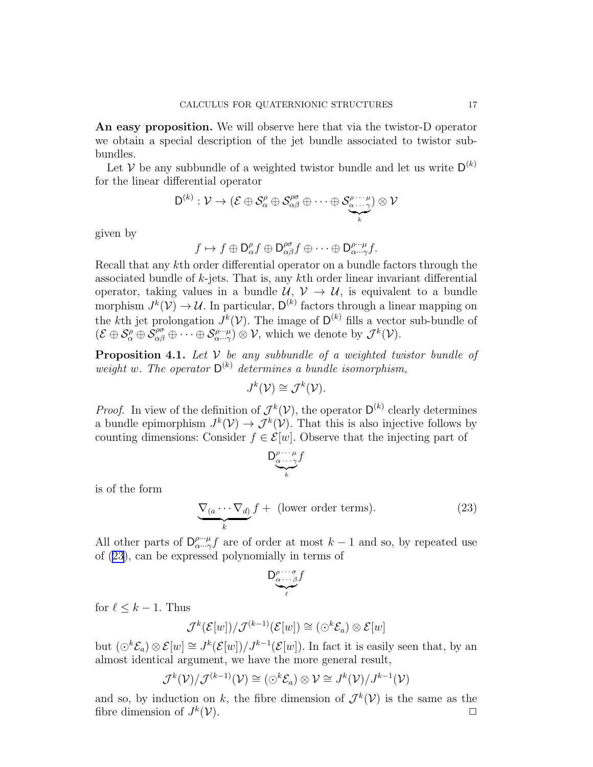**An easy proposition.** We will observe here that via the twistor-D operator we obtain a special description of the jet bundle associated to twistor subbundles.

Let $\mathcal{V}$ be any subbundle of a weighted twistor bundle and let us write $\mathsf{D}^{(k)}$ for the linear differential operator

$$\mathsf{D}^{(k)} : \mathcal{V} \to (\mathcal{E} \oplus \mathcal{S}_\alpha^\rho \oplus \mathcal{S}_{\alpha\beta}^{\rho\sigma} \oplus \cdots \oplus \underbrace{\mathcal{S}_{\alpha\cdots\gamma}^{\rho\cdots\mu}}_{k}) \otimes \mathcal{V}$$

given by

$$f \mapsto f \oplus \mathsf{D}_\alpha^\rho f \oplus \mathsf{D}_{\alpha\beta}^{\rho\sigma} f \oplus \cdots \oplus \mathsf{D}_{\alpha\cdots\gamma}^{\rho\cdots\mu} f.$$

Recall that any $k$th order differential operator on a bundle factors through the associated bundle of $k$-jets. That is, any $k$th order linear invariant differential operator, taking values in a bundle $\mathcal{U}$, $\mathcal{V} \to \mathcal{U}$, is equivalent to a bundle morphism $J^k(\mathcal{V}) \to \mathcal{U}$. In particular, $\mathsf{D}^{(k)}$ factors through a linear mapping on the $k$th jet prolongation $J^k(\mathcal{V})$. The image of $\mathsf{D}^{(k)}$ fills a vector sub-bundle of $(\mathcal{E} \oplus \mathcal{S}_\alpha^\rho \oplus \mathcal{S}_{\alpha\beta}^{\rho\sigma} \oplus \cdots \oplus \mathcal{S}_{\alpha\cdots\gamma}^{\rho\cdots\mu}) \otimes \mathcal{V}$, which we denote by $\mathcal{J}^k(\mathcal{V})$.

**Proposition 4.1.** *Let $\mathcal{V}$ be any subbundle of a weighted twistor bundle of weight $w$. The operator $\mathsf{D}^{(k)}$ determines a bundle isomorphism,*

$$J^k(\mathcal{V}) \cong \mathcal{J}^k(\mathcal{V}).$$

*Proof.* In view of the definition of $\mathcal{J}^k(\mathcal{V})$, the operator $\mathsf{D}^{(k)}$ clearly determines a bundle epimorphism $J^k(\mathcal{V}) \to \mathcal{J}^k(\mathcal{V})$. That this is also injective follows by counting dimensions: Consider $f \in \mathcal{E}[w]$. Observe that the injecting part of

$$\mathsf{D}\underbrace{{}_{\alpha\cdots\gamma}^{\rho\cdots\mu}}_{k} f$$

is of the form

$$\underbrace{\nabla_{(a} \cdots \nabla_{d)}}_{k} f + \text{ (lower order terms)}. \tag{23}$$

All other parts of $\mathsf{D}_{\alpha\cdots\gamma}^{\rho\cdots\mu} f$ are of order at most $k-1$ and so, by repeated use of (23), can be expressed polynomially in terms of

$$\mathsf{D}\underbrace{{}_{\alpha\cdots\beta}^{\rho\cdots\sigma}}_{\ell} f$$

for $\ell \leq k-1$. Thus

$$\mathcal{J}^k(\mathcal{E}[w]) / \mathcal{J}^{(k-1)}(\mathcal{E}[w]) \cong (\odot^k \mathcal{E}_a) \otimes \mathcal{E}[w]$$

but $(\odot^k \mathcal{E}_a) \otimes \mathcal{E}[w] \cong J^k(\mathcal{E}[w]) / J^{k-1}(\mathcal{E}[w])$. In fact it is easily seen that, by an almost identical argument, we have the more general result,

$$\mathcal{J}^k(\mathcal{V}) / \mathcal{J}^{(k-1)}(\mathcal{V}) \cong (\odot^k \mathcal{E}_a) \otimes \mathcal{V} \cong J^k(\mathcal{V}) / J^{k-1}(\mathcal{V})$$

and so, by induction on $k$, the fibre dimension of $\mathcal{J}^k(\mathcal{V})$ is the same as the fibre dimension of $J^k(\mathcal{V})$. $\square$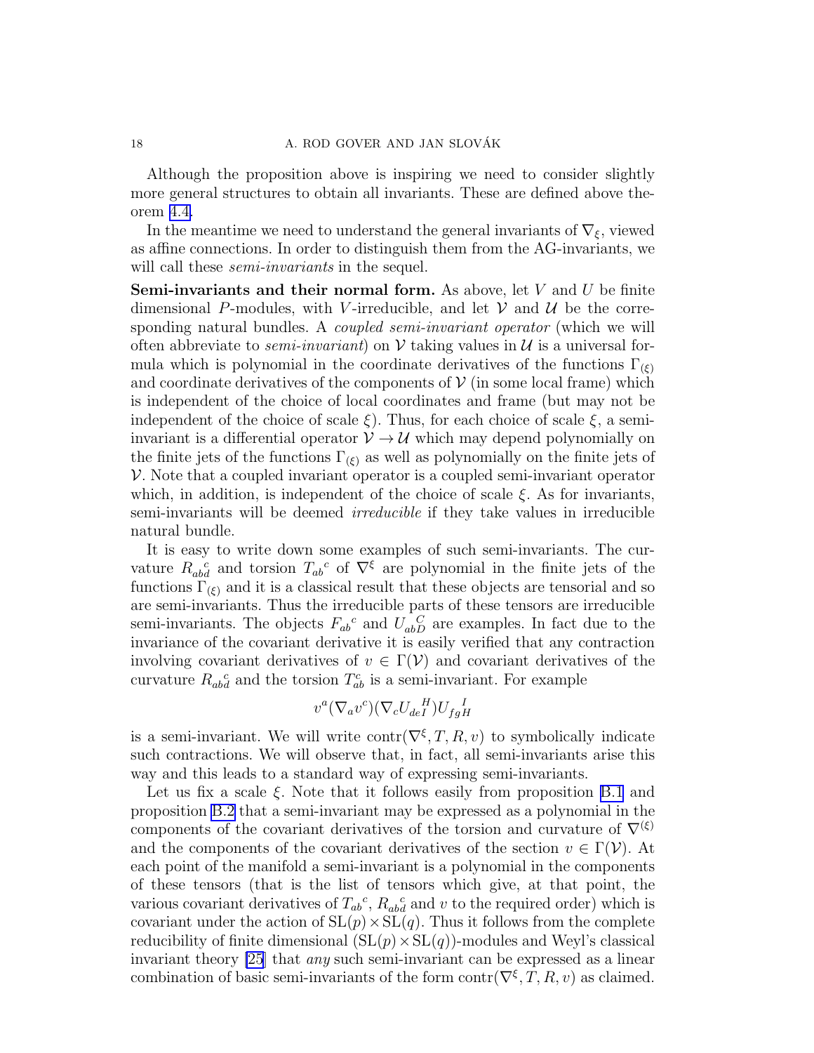Although the proposition above is inspiring we need to consider slightly more general structures to obtain all invariants. These are defined above theorem 4.4.

In the meantime we need to understand the general invariants of $\nabla_\xi$, viewed as affine connections. In order to distinguish them from the AG-invariants, we will call these *semi-invariants* in the sequel.

**Semi-invariants and their normal form.** As above, let $V$ and $U$ be finite dimensional $P$-modules, with $V$-irreducible, and let $\mathcal{V}$ and $\mathcal{U}$ be the corresponding natural bundles. A *coupled semi-invariant operator* (which we will often abbreviate to *semi-invariant*) on $\mathcal{V}$ taking values in $\mathcal{U}$ is a universal formula which is polynomial in the coordinate derivatives of the functions $\Gamma_{(\xi)}$ and coordinate derivatives of the components of $\mathcal{V}$ (in some local frame) which is independent of the choice of local coordinates and frame (but may not be independent of the choice of scale $\xi$). Thus, for each choice of scale $\xi$, a semi-invariant is a differential operator $\mathcal{V} \to \mathcal{U}$ which may depend polynomially on the finite jets of the functions $\Gamma_{(\xi)}$ as well as polynomially on the finite jets of $\mathcal{V}$. Note that a coupled invariant operator is a coupled semi-invariant operator which, in addition, is independent of the choice of scale $\xi$. As for invariants, semi-invariants will be deemed *irreducible* if they take values in irreducible natural bundle.

It is easy to write down some examples of such semi-invariants. The curvature $R_{ab}{}^c{}_d$ and torsion $T_{ab}{}^c$ of $\nabla^\xi$ are polynomial in the finite jets of the functions $\Gamma_{(\xi)}$ and it is a classical result that these objects are tensorial and so are semi-invariants. Thus the irreducible parts of these tensors are irreducible semi-invariants. The objects $F_{ab}{}^c$ and $U_{ab}{}^C{}_D$ are examples. In fact due to the invariance of the covariant derivative it is easily verified that any contraction involving covariant derivatives of $v \in \Gamma(\mathcal{V})$ and covariant derivatives of the curvature $R_{ab}{}^c{}_d$ and the torsion $T_{ab}^c$ is a semi-invariant. For example

$$v^a(\nabla_a v^c)(\nabla_c U_{de}{}^H{}_I)U_{fg}{}^I{}_H$$

is a semi-invariant. We will write $\mathrm{contr}(\nabla^\xi, T, R, v)$ to symbolically indicate such contractions. We will observe that, in fact, all semi-invariants arise this way and this leads to a standard way of expressing semi-invariants.

Let us fix a scale $\xi$. Note that it follows easily from proposition B.1 and proposition B.2 that a semi-invariant may be expressed as a polynomial in the components of the covariant derivatives of the torsion and curvature of $\nabla^{(\xi)}$ and the components of the covariant derivatives of the section $v \in \Gamma(\mathcal{V})$. At each point of the manifold a semi-invariant is a polynomial in the components of these tensors (that is the list of tensors which give, at that point, the various covariant derivatives of $T_{ab}{}^c$, $R_{ab}{}^c{}_d$ and $v$ to the required order) which is covariant under the action of $\mathrm{SL}(p) \times \mathrm{SL}(q)$. Thus it follows from the complete reducibility of finite dimensional $(\mathrm{SL}(p) \times \mathrm{SL}(q))$-modules and Weyl's classical invariant theory [25] that *any* such semi-invariant can be expressed as a linear combination of basic semi-invariants of the form $\mathrm{contr}(\nabla^\xi, T, R, v)$ as claimed.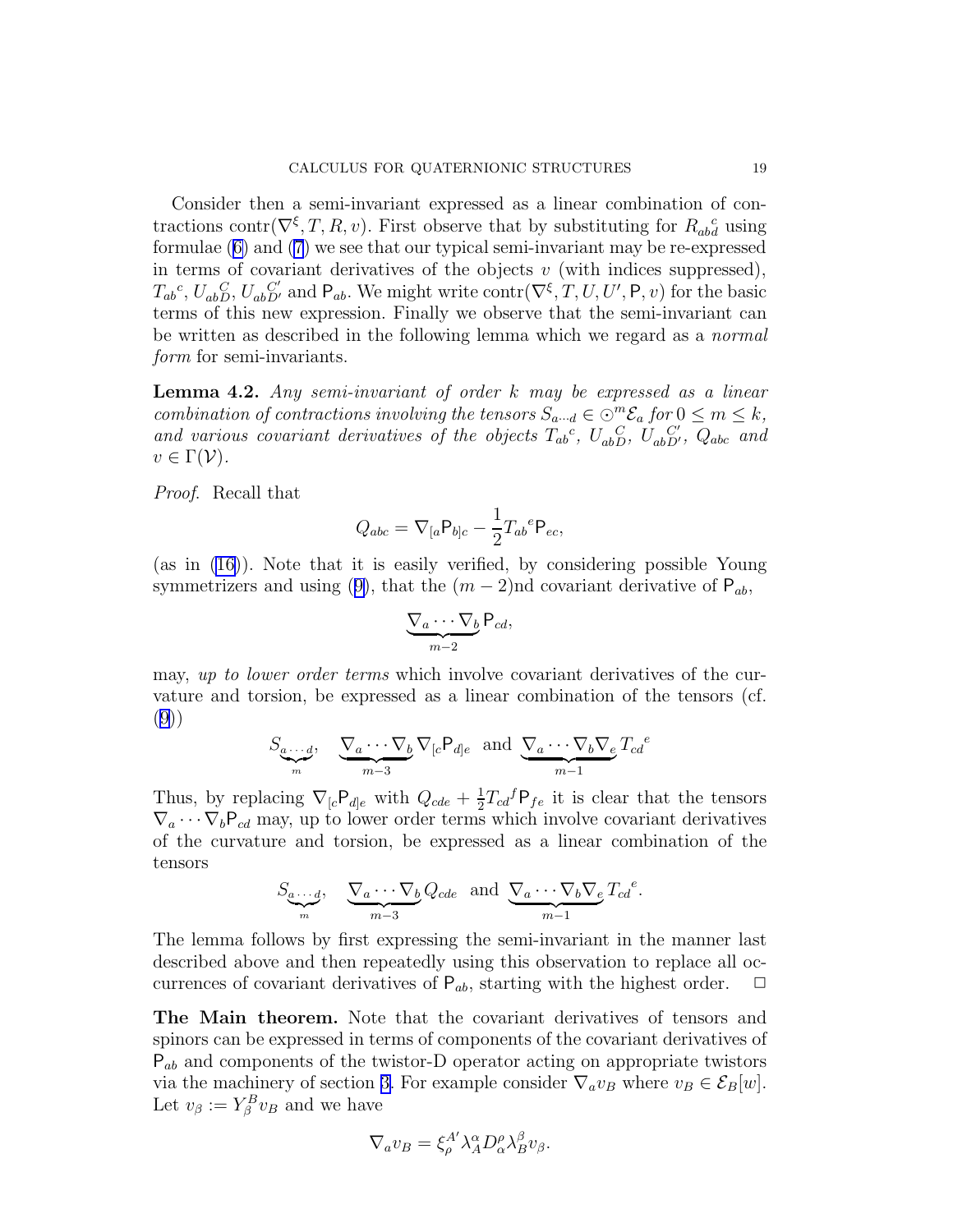Consider then a semi-invariant expressed as a linear combination of contractions $\mathrm{contr}(\nabla^\xi, T, R, v)$. First observe that by substituting for $R_{abd}{}^c$ using formulae (6) and (7) we see that our typical semi-invariant may be re-expressed in terms of covariant derivatives of the objects $v$ (with indices suppressed), $T_{ab}{}^c$, $U_{ab}{}^C_D$, $U_{ab}{}^{C'}_{D'}$ and $\mathsf{P}_{ab}$. We might write $\mathrm{contr}(\nabla^\xi, T, U, U', \mathsf{P}, v)$ for the basic terms of this new expression. Finally we observe that the semi-invariant can be written as described in the following lemma which we regard as a *normal form* for semi-invariants.

**Lemma 4.2.** *Any semi-invariant of order $k$ may be expressed as a linear combination of contractions involving the tensors $S_{a\cdots d} \in \odot^m \mathcal{E}_a$ for $0 \leq m \leq k$, and various covariant derivatives of the objects $T_{ab}{}^c$, $U_{ab}{}^C_D$, $U_{ab}{}^{C'}_{D'}$, $Q_{abc}$ and $v \in \Gamma(\mathcal{V})$.*

*Proof.* Recall that

$$Q_{abc} = \nabla_{[a}\mathsf{P}_{b]c} - \frac{1}{2}T_{ab}{}^e\mathsf{P}_{ec},$$

(as in (16)). Note that it is easily verified, by considering possible Young symmetrizers and using (9), that the $(m-2)$nd covariant derivative of $\mathsf{P}_{ab}$,

$$\underbrace{\nabla_a \cdots \nabla_b}_{m-2} \mathsf{P}_{cd},$$

may, *up to lower order terms* which involve covariant derivatives of the curvature and torsion, be expressed as a linear combination of the tensors (cf. (9))

$$\underbrace{S_{a\cdots d}}_{m}, \quad \underbrace{\nabla_a \cdots \nabla_b}_{m-3} \nabla_{[c}\mathsf{P}_{d]e} \ \text{ and } \ \underbrace{\nabla_a \cdots \nabla_b \nabla_e}_{m-1} T_{cd}{}^e$$

Thus, by replacing $\nabla_{[c}\mathsf{P}_{d]e}$ with $Q_{cde} + \frac{1}{2}T_{cd}{}^f\mathsf{P}_{fe}$ it is clear that the tensors $\nabla_a \cdots \nabla_b \mathsf{P}_{cd}$ may, up to lower order terms which involve covariant derivatives of the curvature and torsion, be expressed as a linear combination of the tensors

$$\underbrace{S_{a\cdots d}}_{m}, \quad \underbrace{\nabla_a \cdots \nabla_b}_{m-3} Q_{cde} \ \text{ and } \ \underbrace{\nabla_a \cdots \nabla_b \nabla_e}_{m-1} T_{cd}{}^e.$$

The lemma follows by first expressing the semi-invariant in the manner last described above and then repeatedly using this observation to replace all occurrences of covariant derivatives of $\mathsf{P}_{ab}$, starting with the highest order. $\square$

**The Main theorem.** Note that the covariant derivatives of tensors and spinors can be expressed in terms of components of the covariant derivatives of $\mathsf{P}_{ab}$ and components of the twistor-D operator acting on appropriate twistors via the machinery of section 3. For example consider $\nabla_a v_B$ where $v_B \in \mathcal{E}_B[w]$. Let $v_\beta := Y_\beta^B v_B$ and we have

$$\nabla_a v_B = \xi_\rho^{A'} \lambda_A^\alpha D_\alpha^\rho \lambda_B^\beta v_\beta.$$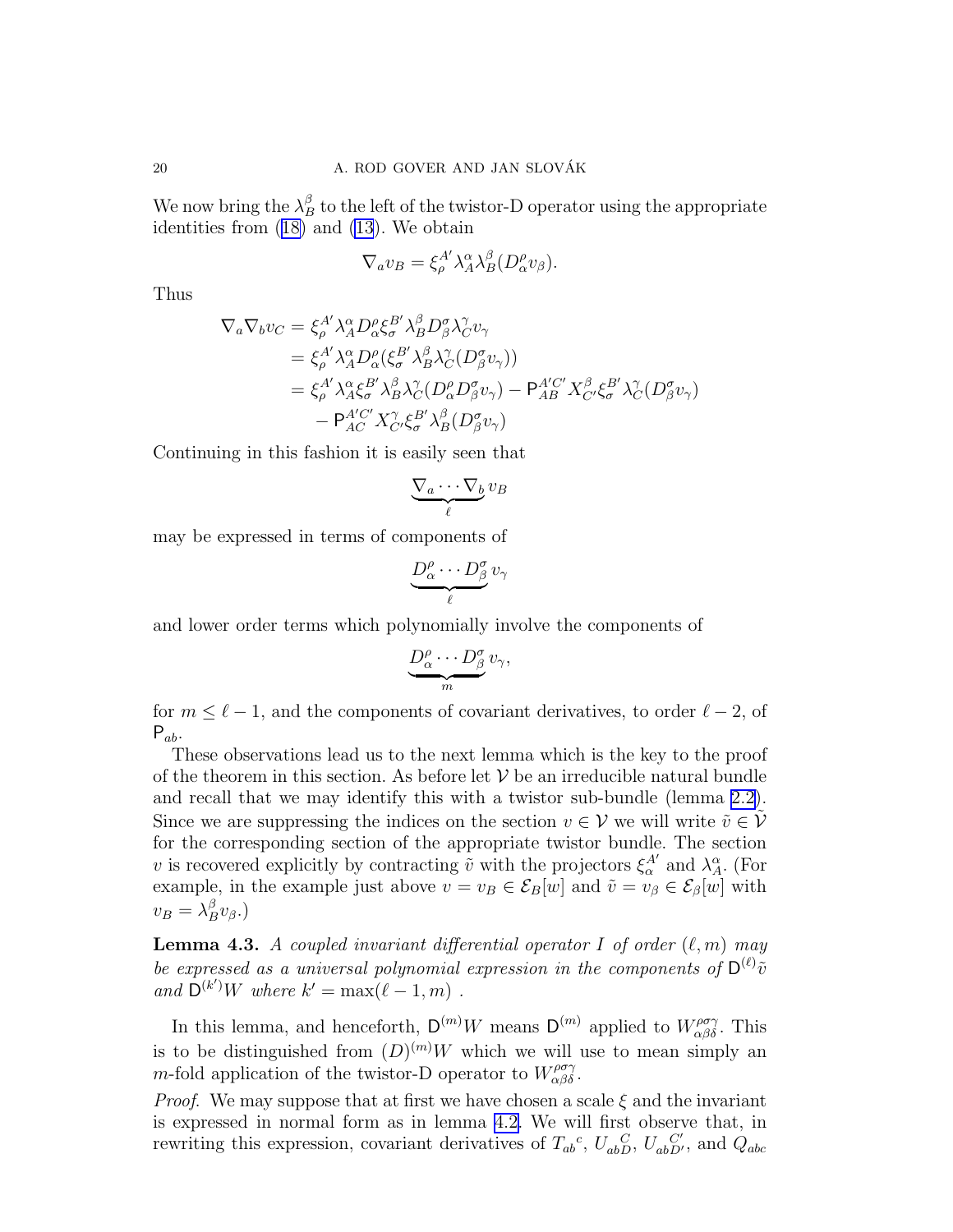We now bring the $\lambda^\beta_B$ to the left of the twistor-D operator using the appropriate identities from (18) and (13). We obtain

$$\nabla_a v_B = \xi^{A'}_\rho \lambda^\alpha_A \lambda^\beta_B (D^\rho_\alpha v_\beta).$$

Thus

$$\begin{aligned}
\nabla_a \nabla_b v_C &= \xi^{A'}_\rho \lambda^\alpha_A D^\rho_\alpha \xi^{B'}_\sigma \lambda^\beta_B D^\sigma_\beta \lambda^\gamma_C v_\gamma \\
&= \xi^{A'}_\rho \lambda^\alpha_A D^\rho_\alpha (\xi^{B'}_\sigma \lambda^\beta_B \lambda^\gamma_C (D^\sigma_\beta v_\gamma)) \\
&= \xi^{A'}_\rho \lambda^\alpha_A \xi^{B'}_\sigma \lambda^\beta_B \lambda^\gamma_C (D^\rho_\alpha D^\sigma_\beta v_\gamma) - \mathsf{P}^{A'C'}_{AB} X^\beta_{C'} \xi^{B'}_\sigma \lambda^\gamma_C (D^\sigma_\beta v_\gamma) \\
&\quad - \mathsf{P}^{A'C'}_{AC} X^\gamma_{C'} \xi^{B'}_\sigma \lambda^\beta_B (D^\sigma_\beta v_\gamma)
\end{aligned}$$

Continuing in this fashion it is easily seen that

$$\underbrace{\nabla_a \cdots \nabla_b}_{\ell} v_B$$

may be expressed in terms of components of

$$\underbrace{D^\rho_\alpha \cdots D^\sigma_\beta}_{\ell} v_\gamma$$

and lower order terms which polynomially involve the components of

$$\underbrace{D^\rho_\alpha \cdots D^\sigma_\beta}_{m} v_\gamma,$$

for $m \leq \ell - 1$, and the components of covariant derivatives, to order $\ell - 2$, of $\mathsf{P}_{ab}$.

These observations lead us to the next lemma which is the key to the proof of the theorem in this section. As before let $\mathcal{V}$ be an irreducible natural bundle and recall that we may identify this with a twistor sub-bundle (lemma 2.2). Since we are suppressing the indices on the section $v \in \mathcal{V}$ we will write $\tilde{v} \in \widetilde{\mathcal{V}}$ for the corresponding section of the appropriate twistor bundle. The section $v$ is recovered explicitly by contracting $\tilde{v}$ with the projectors $\xi^{A'}_\alpha$ and $\lambda^\alpha_A$. (For example, in the example just above $v = v_B \in \mathcal{E}_B[w]$ and $\tilde{v} = v_\beta \in \mathcal{E}_\beta[w]$ with $v_B = \lambda^\beta_B v_\beta$.)

**Lemma 4.3.** *A coupled invariant differential operator $I$ of order $(\ell, m)$ may be expressed as a universal polynomial expression in the components of $\mathsf{D}^{(\ell)}\tilde{v}$ and $\mathsf{D}^{(k')}W$ where $k' = \max(\ell - 1, m)$ .*

In this lemma, and henceforth, $\mathsf{D}^{(m)}W$ means $\mathsf{D}^{(m)}$ applied to $W^{\rho\sigma\gamma}_{\alpha\beta\delta}$. This is to be distinguished from $(D)^{(m)}W$ which we will use to mean simply an $m$-fold application of the twistor-D operator to $W^{\rho\sigma\gamma}_{\alpha\beta\delta}$.

*Proof.* We may suppose that at first we have chosen a scale $\xi$ and the invariant is expressed in normal form as in lemma 4.2. We will first observe that, in rewriting this expression, covariant derivatives of $T_{ab}{}^c$, $U_{abD}{}^C$, $U_{abD'}{}^{C'}$, and $Q_{abc}$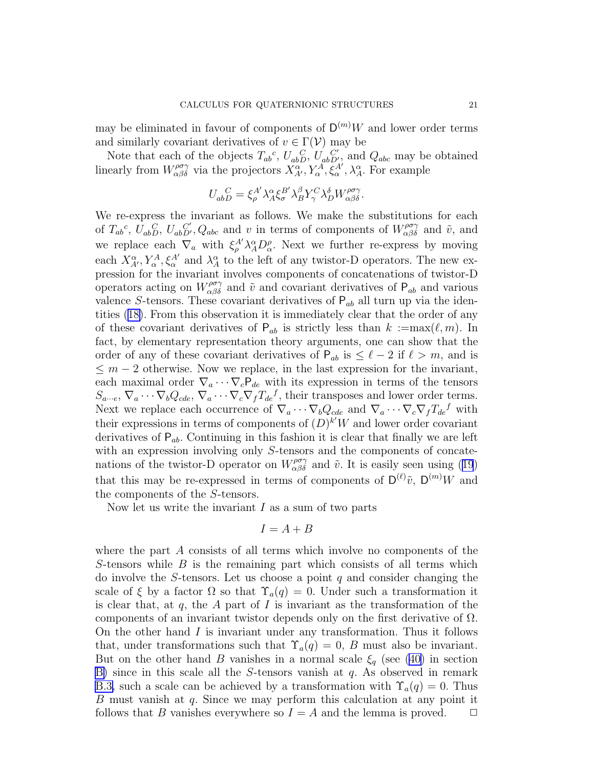may be eliminated in favour of components of $\mathsf{D}^{(m)}W$ and lower order terms and similarly covariant derivatives of $v \in \Gamma(\mathcal{V})$ may be

Note that each of the objects $T_{ab}{}^{c}$, $U_{abD}{}^{C}$, $U_{abD'}{}^{C'}$, and $Q_{abc}$ may be obtained linearly from $W^{\rho\sigma\gamma}_{\alpha\beta\delta}$ via the projectors $X^{\alpha}_{A'}, Y^{A}_{\alpha}, \xi^{A'}_{\alpha}, \lambda^{\alpha}_{A}$. For example

$$U_{abD}{}^{C} = \xi^{A'}_{\rho}\lambda^{\alpha}_{A}\xi^{B'}_{\sigma}\lambda^{\beta}_{B}Y^{C}_{\gamma}\lambda^{\delta}_{D}W^{\rho\sigma\gamma}_{\alpha\beta\delta}.$$

We re-express the invariant as follows. We make the substitutions for each of $T_{ab}{}^{c}$, $U_{abD}{}^{C}$, $U_{abD'}{}^{C'}$, $Q_{abc}$ and $v$ in terms of components of $W^{\rho\sigma\gamma}_{\alpha\beta\delta}$ and $\tilde{v}$, and we replace each $\nabla_a$ with $\xi^{A'}_{\rho}\lambda^{\alpha}_{A}D^{\rho}_{\alpha}$. Next we further re-express by moving each $X^{\alpha}_{A'}, Y^{A}_{\alpha}, \xi^{A'}_{\alpha}$ and $\lambda^{\alpha}_{A}$ to the left of any twistor-D operators. The new expression for the invariant involves components of concatenations of twistor-D operators acting on $W^{\rho\sigma\gamma}_{\alpha\beta\delta}$ and $\tilde{v}$ and covariant derivatives of $\mathsf{P}_{ab}$ and various valence $S$-tensors. These covariant derivatives of $\mathsf{P}_{ab}$ all turn up via the identities (18). From this observation it is immediately clear that the order of any of these covariant derivatives of $\mathsf{P}_{ab}$ is strictly less than $k :=\max(\ell, m)$. In fact, by elementary representation theory arguments, one can show that the order of any of these covariant derivatives of $\mathsf{P}_{ab}$ is $\leq \ell - 2$ if $\ell > m$, and is $\leq m - 2$ otherwise. Now we replace, in the last expression for the invariant, each maximal order $\nabla_a \cdots \nabla_c \mathsf{P}_{de}$ with its expression in terms of the tensors $S_{a\cdots e}$, $\nabla_a \cdots \nabla_b Q_{cde}$, $\nabla_a \cdots \nabla_c \nabla_f T_{de}{}^{f}$, their transposes and lower order terms. Next we replace each occurrence of $\nabla_a \cdots \nabla_b Q_{cde}$ and $\nabla_a \cdots \nabla_c \nabla_f T_{de}{}^{f}$ with their expressions in terms of components of $(D)^{k'}W$ and lower order covariant derivatives of $\mathsf{P}_{ab}$. Continuing in this fashion it is clear that finally we are left with an expression involving only $S$-tensors and the components of concatenations of the twistor-D operator on $W^{\rho\sigma\gamma}_{\alpha\beta\delta}$ and $\tilde{v}$. It is easily seen using (19) that this may be re-expressed in terms of components of $\mathsf{D}^{(\ell)}\tilde{v}$, $\mathsf{D}^{(m)}W$ and the components of the $S$-tensors.

Now let us write the invariant $I$ as a sum of two parts

$$I = A + B$$

where the part $A$ consists of all terms which involve no components of the $S$-tensors while $B$ is the remaining part which consists of all terms which do involve the $S$-tensors. Let us choose a point $q$ and consider changing the scale of $\xi$ by a factor $\Omega$ so that $\Upsilon_a(q) = 0$. Under such a transformation it is clear that, at $q$, the $A$ part of $I$ is invariant as the transformation of the components of an invariant twistor depends only on the first derivative of $\Omega$. On the other hand $I$ is invariant under any transformation. Thus it follows that, under transformations such that $\Upsilon_a(q) = 0$, $B$ must also be invariant. But on the other hand $B$ vanishes in a normal scale $\xi_q$ (see (40) in section B) since in this scale all the $S$-tensors vanish at $q$. As observed in remark B.3, such a scale can be achieved by a transformation with $\Upsilon_a(q) = 0$. Thus $B$ must vanish at $q$. Since we may perform this calculation at any point it follows that $B$ vanishes everywhere so $I = A$ and the lemma is proved. □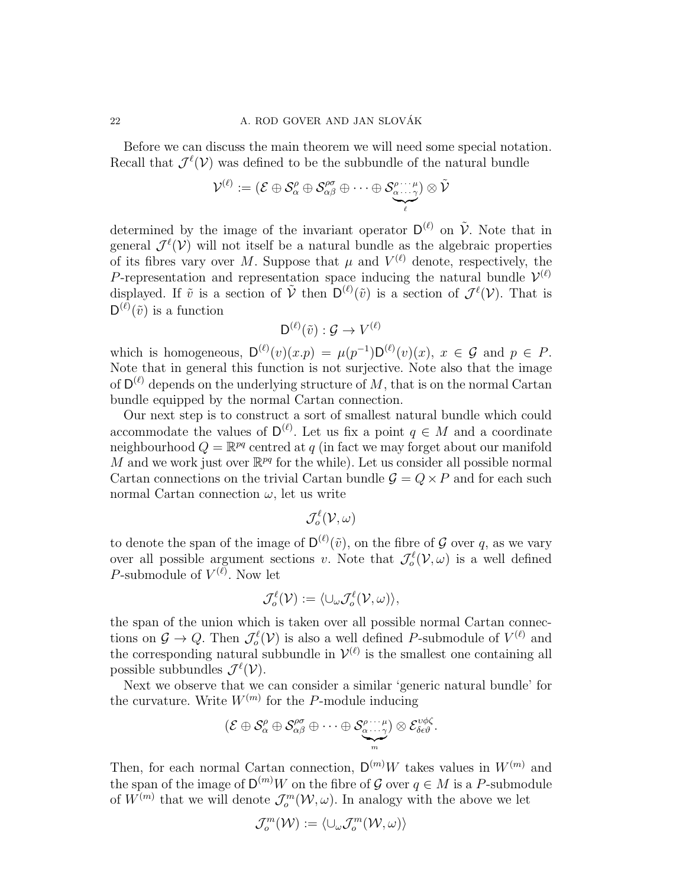Before we can discuss the main theorem we will need some special notation. Recall that $\mathcal{J}^\ell(\mathcal{V})$ was defined to be the subbundle of the natural bundle

$$\mathcal{V}^{(\ell)} := (\mathcal{E} \oplus \mathcal{S}^\rho_\alpha \oplus \mathcal{S}^{\rho\sigma}_{\alpha\beta} \oplus \cdots \oplus \underbrace{\mathcal{S}^{\rho\cdots\mu}_{\alpha\cdots\gamma}}_{\ell}) \otimes \tilde{\mathcal{V}}$$

determined by the image of the invariant operator $\mathsf{D}^{(\ell)}$ on $\tilde{\mathcal{V}}$. Note that in general $\mathcal{J}^\ell(\mathcal{V})$ will not itself be a natural bundle as the algebraic properties of its fibres vary over $M$. Suppose that $\mu$ and $V^{(\ell)}$ denote, respectively, the $P$-representation and representation space inducing the natural bundle $\mathcal{V}^{(\ell)}$ displayed. If $\tilde{v}$ is a section of $\tilde{\mathcal{V}}$ then $\mathsf{D}^{(\ell)}(\tilde{v})$ is a section of $\mathcal{J}^\ell(\mathcal{V})$. That is $\mathsf{D}^{(\ell)}(\tilde{v})$ is a function

$$\mathsf{D}^{(\ell)}(\tilde{v}) : \mathcal{G} \to V^{(\ell)}$$

which is homogeneous, $\mathsf{D}^{(\ell)}(v)(x.p) = \mu(p^{-1})\mathsf{D}^{(\ell)}(v)(x)$, $x \in \mathcal{G}$ and $p \in P$. Note that in general this function is not surjective. Note also that the image of $\mathsf{D}^{(\ell)}$ depends on the underlying structure of $M$, that is on the normal Cartan bundle equipped by the normal Cartan connection.

Our next step is to construct a sort of smallest natural bundle which could accommodate the values of $\mathsf{D}^{(\ell)}$. Let us fix a point $q \in M$ and a coordinate neighbourhood $Q = \mathbb{R}^{pq}$ centred at $q$ (in fact we may forget about our manifold $M$ and we work just over $\mathbb{R}^{pq}$ for the while). Let us consider all possible normal Cartan connections on the trivial Cartan bundle $\mathcal{G} = Q \times P$ and for each such normal Cartan connection $\omega$, let us write

$$\mathcal{J}^\ell_o(\mathcal{V}, \omega)$$

to denote the span of the image of $\mathsf{D}^{(\ell)}(\tilde{v})$, on the fibre of $\mathcal{G}$ over $q$, as we vary over all possible argument sections $v$. Note that $\mathcal{J}^\ell_o(\mathcal{V}, \omega)$ is a well defined $P$-submodule of $V^{(\ell)}$. Now let

$$\mathcal{J}^\ell_o(\mathcal{V}) := \langle \cup_\omega \mathcal{J}^\ell_o(\mathcal{V}, \omega) \rangle,$$

the span of the union which is taken over all possible normal Cartan connections on $\mathcal{G} \to Q$. Then $\mathcal{J}^\ell_o(\mathcal{V})$ is also a well defined $P$-submodule of $V^{(\ell)}$ and the corresponding natural subbundle in $\mathcal{V}^{(\ell)}$ is the smallest one containing all possible subbundles $\mathcal{J}^\ell(\mathcal{V})$.

Next we observe that we can consider a similar 'generic natural bundle' for the curvature. Write $W^{(m)}$ for the $P$-module inducing

$$(\mathcal{E} \oplus \mathcal{S}^\rho_\alpha \oplus \mathcal{S}^{\rho\sigma}_{\alpha\beta} \oplus \cdots \oplus \underbrace{\mathcal{S}^{\rho\cdots\mu}_{\alpha\cdots\gamma}}_{m}) \otimes \mathcal{E}^{\upsilon\phi\zeta}_{\delta\epsilon\vartheta}.$$

Then, for each normal Cartan connection, $\mathsf{D}^{(m)}W$ takes values in $W^{(m)}$ and the span of the image of $\mathsf{D}^{(m)}W$ on the fibre of $\mathcal{G}$ over $q \in M$ is a $P$-submodule of $W^{(m)}$ that we will denote $\mathcal{J}^m_o(\mathcal{W}, \omega)$. In analogy with the above we let

$$\mathcal{J}^m_o(\mathcal{W}) := \langle \cup_\omega \mathcal{J}^m_o(\mathcal{W}, \omega) \rangle$$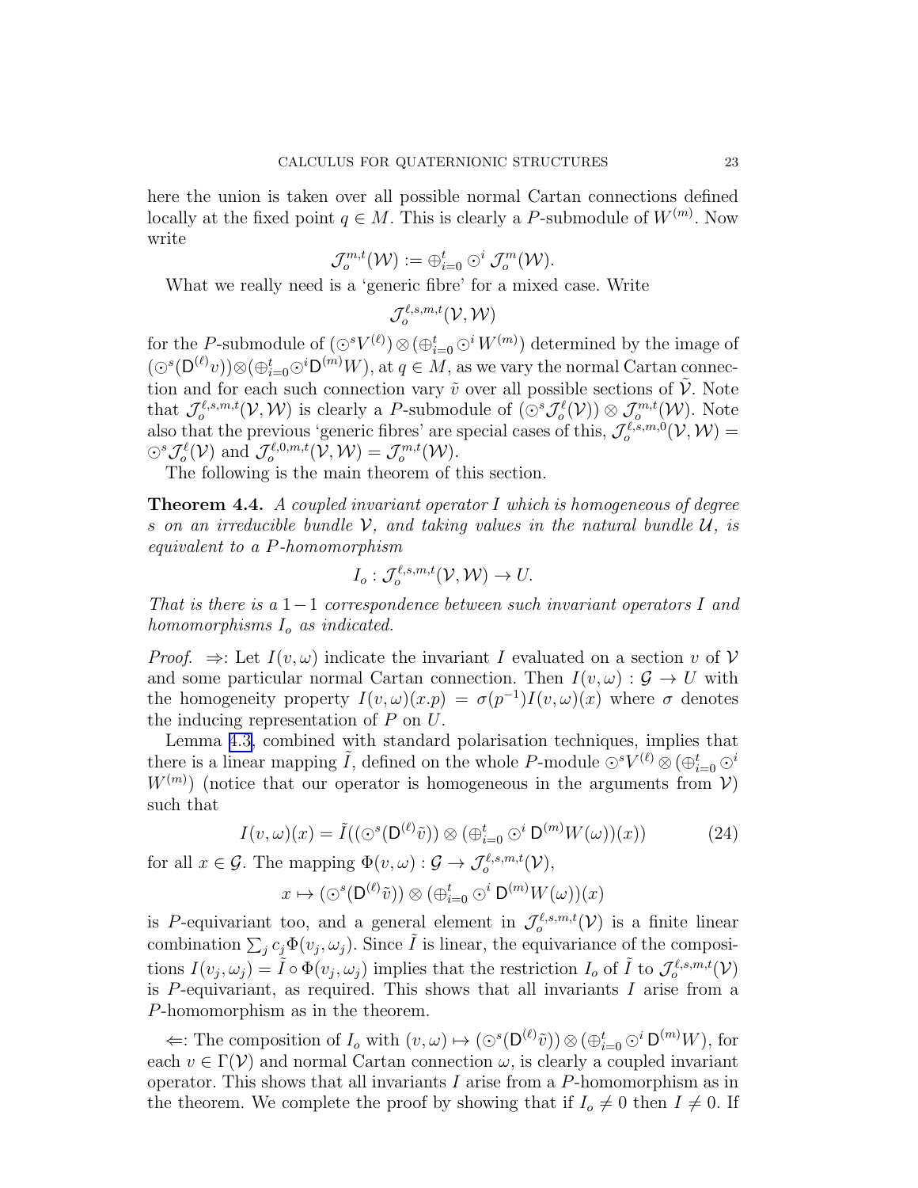here the union is taken over all possible normal Cartan connections defined locally at the fixed point $q \in M$. This is clearly a $P$-submodule of $W^{(m)}$. Now write

$$\mathcal{J}_o^{m,t}(\mathcal{W}) := \oplus_{i=0}^t \odot^i \mathcal{J}_o^m(\mathcal{W}).$$

What we really need is a 'generic fibre' for a mixed case. Write

$$\mathcal{J}_o^{\ell,s,m,t}(\mathcal{V},\mathcal{W})$$

for the $P$-submodule of $(\odot^s V^{(\ell)}) \otimes (\oplus_{i=0}^t \odot^i W^{(m)})$ determined by the image of $(\odot^s(\mathsf{D}^{(\ell)} v)) \otimes (\oplus_{i=0}^t \odot^i \mathsf{D}^{(m)} W)$, at $q \in M$, as we vary the normal Cartan connection and for each such connection vary $\tilde{v}$ over all possible sections of $\tilde{\mathcal{V}}$. Note that $\mathcal{J}_o^{\ell,s,m,t}(\mathcal{V},\mathcal{W})$ is clearly a $P$-submodule of $(\odot^s \mathcal{J}_o^\ell(\mathcal{V})) \otimes \mathcal{J}_o^{m,t}(\mathcal{W})$. Note also that the previous 'generic fibres' are special cases of this, $\mathcal{J}_o^{\ell,s,m,0}(\mathcal{V},\mathcal{W}) = \odot^s \mathcal{J}_o^\ell(\mathcal{V})$ and $\mathcal{J}_o^{\ell,0,m,t}(\mathcal{V},\mathcal{W}) = \mathcal{J}_o^{m,t}(\mathcal{W})$.

The following is the main theorem of this section.

**Theorem 4.4.** *A coupled invariant operator $I$ which is homogeneous of degree $s$ on an irreducible bundle $\mathcal{V}$, and taking values in the natural bundle $\mathcal{U}$, is equivalent to a $P$-homomorphism*

$$I_o : \mathcal{J}_o^{\ell,s,m,t}(\mathcal{V},\mathcal{W}) \to U.$$

*That is there is a $1-1$ correspondence between such invariant operators $I$ and homomorphisms $I_o$ as indicated.*

*Proof.* $\Rightarrow$: Let $I(v,\omega)$ indicate the invariant $I$ evaluated on a section $v$ of $\mathcal{V}$ and some particular normal Cartan connection. Then $I(v,\omega) : \mathcal{G} \to U$ with the homogeneity property $I(v,\omega)(x.p) = \sigma(p^{-1}) I(v,\omega)(x)$ where $\sigma$ denotes the inducing representation of $P$ on $U$.

Lemma 4.3, combined with standard polarisation techniques, implies that there is a linear mapping $\tilde{I}$, defined on the whole $P$-module $\odot^s V^{(\ell)} \otimes (\oplus_{i=0}^t \odot^i W^{(m)})$ (notice that our operator is homogeneous in the arguments from $\mathcal{V}$) such that

$$I(v,\omega)(x) = \tilde{I}((\odot^s(\mathsf{D}^{(\ell)}\tilde{v})) \otimes (\oplus_{i=0}^t \odot^i \mathsf{D}^{(m)} W(\omega))(x)) \tag{24}$$

for all $x \in \mathcal{G}$. The mapping $\Phi(v,\omega) : \mathcal{G} \to \mathcal{J}_o^{\ell,s,m,t}(\mathcal{V})$,

$$x \mapsto (\odot^s(\mathsf{D}^{(\ell)}\tilde{v})) \otimes (\oplus_{i=0}^t \odot^i \mathsf{D}^{(m)} W(\omega))(x)$$

is $P$-equivariant too, and a general element in $\mathcal{J}_o^{\ell,s,m,t}(\mathcal{V})$ is a finite linear combination $\sum_j c_j \Phi(v_j,\omega_j)$. Since $\tilde{I}$ is linear, the equivariance of the compositions $I(v_j,\omega_j) = \tilde{I} \circ \Phi(v_j,\omega_j)$ implies that the restriction $I_o$ of $\tilde{I}$ to $\mathcal{J}_o^{\ell,s,m,t}(\mathcal{V})$ is $P$-equivariant, as required. This shows that all invariants $I$ arise from a $P$-homomorphism as in the theorem.

$\Leftarrow$: The composition of $I_o$ with $(v,\omega) \mapsto (\odot^s(\mathsf{D}^{(\ell)}\tilde{v})) \otimes (\oplus_{i=0}^t \odot^i \mathsf{D}^{(m)} W)$, for each $v \in \Gamma(\mathcal{V})$ and normal Cartan connection $\omega$, is clearly a coupled invariant operator. This shows that all invariants $I$ arise from a $P$-homomorphism as in the theorem. We complete the proof by showing that if $I_o \neq 0$ then $I \neq 0$. If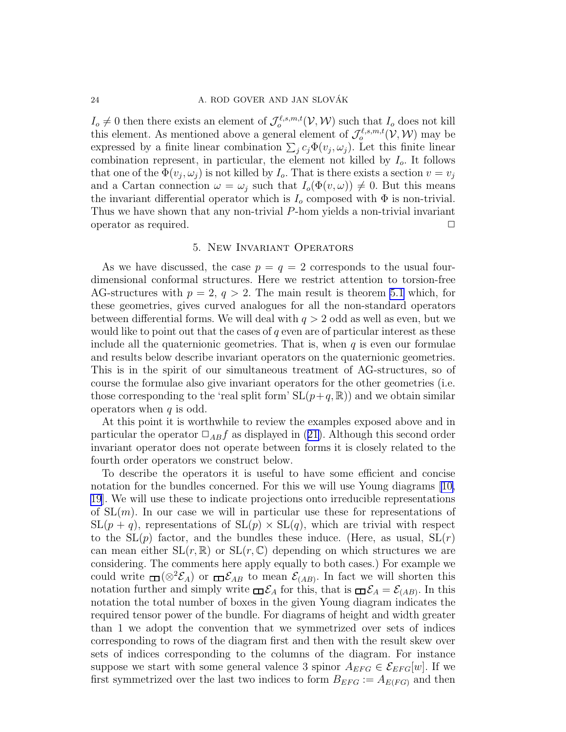$I_o \neq 0$ then there exists an element of $\mathcal{J}_o^{\ell,s,m,t}(\mathcal{V},\mathcal{W})$ such that $I_o$ does not kill this element. As mentioned above a general element of $\mathcal{J}_o^{\ell,s,m,t}(\mathcal{V},\mathcal{W})$ may be expressed by a finite linear combination $\sum_j c_j \Phi(v_j,\omega_j)$. Let this finite linear combination represent, in particular, the element not killed by $I_o$. It follows that one of the $\Phi(v_j,\omega_j)$ is not killed by $I_o$. That is there exists a section $v = v_j$ and a Cartan connection $\omega = \omega_j$ such that $I_o(\Phi(v,\omega)) \neq 0$. But this means the invariant differential operator which is $I_o$ composed with $\Phi$ is non-trivial. Thus we have shown that any non-trivial $P$-hom yields a non-trivial invariant operator as required. □

## 5. New Invariant Operators

As we have discussed, the case $p = q = 2$ corresponds to the usual four-dimensional conformal structures. Here we restrict attention to torsion-free AG-structures with $p = 2$, $q > 2$. The main result is theorem 5.1 which, for these geometries, gives curved analogues for all the non-standard operators between differential forms. We will deal with $q > 2$ odd as well as even, but we would like to point out that the cases of $q$ even are of particular interest as these include all the quaternionic geometries. That is, when $q$ is even our formulae and results below describe invariant operators on the quaternionic geometries. This is in the spirit of our simultaneous treatment of AG-structures, so of course the formulae also give invariant operators for the other geometries (i.e. those corresponding to the 'real split form' $\mathrm{SL}(p+q,\mathbb{R})$) and we obtain similar operators when $q$ is odd.

At this point it is worthwhile to review the examples exposed above and in particular the operator $\Box_{AB} f$ as displayed in (21). Although this second order invariant operator does not operate between forms it is closely related to the fourth order operators we construct below.

To describe the operators it is useful to have some efficient and concise notation for the bundles concerned. For this we will use Young diagrams [10, 19]. We will use these to indicate projections onto irreducible representations of $\mathrm{SL}(m)$. In our case we will in particular use these for representations of $\mathrm{SL}(p+q)$, representations of $\mathrm{SL}(p) \times \mathrm{SL}(q)$, which are trivial with respect to the $\mathrm{SL}(p)$ factor, and the bundles these induce. (Here, as usual, $\mathrm{SL}(r)$ can mean either $\mathrm{SL}(r,\mathbb{R})$ or $\mathrm{SL}(r,\mathbb{C})$ depending on which structures we are considering. The comments here apply equally to both cases.) For example we could write $\square\!\square(\otimes^2\mathcal{E}_A)$ or $\square\!\square\,\mathcal{E}_{AB}$ to mean $\mathcal{E}_{(AB)}$. In fact we will shorten this notation further and simply write $\square\!\square\,\mathcal{E}_A$ for this, that is $\square\!\square\,\mathcal{E}_A = \mathcal{E}_{(AB)}$. In this notation the total number of boxes in the given Young diagram indicates the required tensor power of the bundle. For diagrams of height and width greater than 1 we adopt the convention that we symmetrized over sets of indices corresponding to rows of the diagram first and then with the result skew over sets of indices corresponding to the columns of the diagram. For instance suppose we start with some general valence 3 spinor $A_{EFG} \in \mathcal{E}_{EFG}[w]$. If we first symmetrized over the last two indices to form $B_{EFG} := A_{E(FG)}$ and then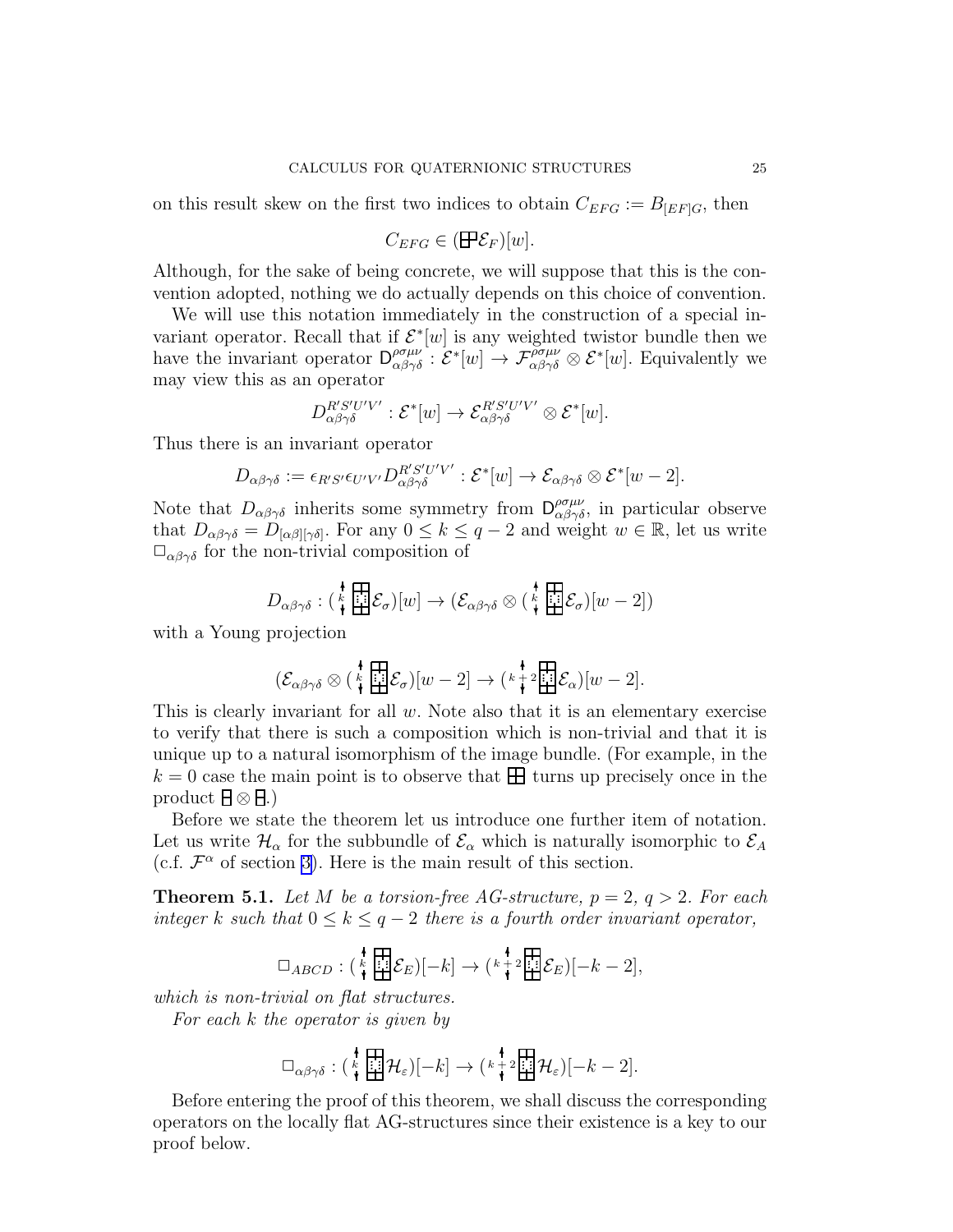on this result skew on the first two indices to obtain $C_{EFG} := B_{[EF]G}$, then

$$C_{EFG} \in (\boxplus \mathcal{E}_F)[w].$$

Although, for the sake of being concrete, we will suppose that this is the convention adopted, nothing we do actually depends on this choice of convention.

We will use this notation immediately in the construction of a special invariant operator. Recall that if $\mathcal{E}^*[w]$ is any weighted twistor bundle then we have the invariant operator $\mathsf{D}^{\rho\sigma\mu\nu}_{\alpha\beta\gamma\delta} : \mathcal{E}^*[w] \to \mathcal{F}^{\rho\sigma\mu\nu}_{\alpha\beta\gamma\delta} \otimes \mathcal{E}^*[w]$. Equivalently we may view this as an operator

$$D^{R'S'U'V'}_{\alpha\beta\gamma\delta} : \mathcal{E}^*[w] \to \mathcal{E}^{R'S'U'V'}_{\alpha\beta\gamma\delta} \otimes \mathcal{E}^*[w].$$

Thus there is an invariant operator

$$D_{\alpha\beta\gamma\delta} := \epsilon_{R'S'}\epsilon_{U'V'} D^{R'S'U'V'}_{\alpha\beta\gamma\delta} : \mathcal{E}^*[w] \to \mathcal{E}_{\alpha\beta\gamma\delta} \otimes \mathcal{E}^*[w-2].$$

Note that $D_{\alpha\beta\gamma\delta}$ inherits some symmetry from $\mathsf{D}^{\rho\sigma\mu\nu}_{\alpha\beta\gamma\delta}$, in particular observe that $D_{\alpha\beta\gamma\delta} = D_{[\alpha\beta][\gamma\delta]}$. For any $0 \le k \le q-2$ and weight $w \in \mathbb{R}$, let us write $\square_{\alpha\beta\gamma\delta}$ for the non-trivial composition of

$$D_{\alpha\beta\gamma\delta} : (\updownarrow^{k} \boxplus \mathcal{E}_\sigma)[w] \to (\mathcal{E}_{\alpha\beta\gamma\delta} \otimes (\updownarrow^{k} \boxplus \mathcal{E}_\sigma)[w-2])$$

with a Young projection

$$(\mathcal{E}_{\alpha\beta\gamma\delta} \otimes (\updownarrow^{k} \boxplus \mathcal{E}_\sigma)[w-2] \to (\updownarrow^{k+2} \boxplus \mathcal{E}_\alpha)[w-2].$$

This is clearly invariant for all $w$. Note also that it is an elementary exercise to verify that there is such a composition which is non-trivial and that it is unique up to a natural isomorphism of the image bundle. (For example, in the $k=0$ case the main point is to observe that $\boxplus$ turns up precisely once in the product $\boxminus \otimes \boxminus$.)

Before we state the theorem let us introduce one further item of notation. Let us write $\mathcal{H}_\alpha$ for the subbundle of $\mathcal{E}_\alpha$ which is naturally isomorphic to $\mathcal{E}_A$ (c.f. $\mathcal{F}^\alpha$ of section 3). Here is the main result of this section.

**Theorem 5.1.** *Let $M$ be a torsion-free AG-structure, $p=2$, $q>2$. For each integer $k$ such that $0 \le k \le q-2$ there is a fourth order invariant operator,*

$$\square_{ABCD} : (\updownarrow^{k} \boxplus \mathcal{E}_E)[-k] \to (\updownarrow^{k+2} \boxplus \mathcal{E}_E)[-k-2],$$

*which is non-trivial on flat structures.*

*For each $k$ the operator is given by*

$$\square_{\alpha\beta\gamma\delta} : (\updownarrow^{k} \boxplus \mathcal{H}_\varepsilon)[-k] \to (\updownarrow^{k+2} \boxplus \mathcal{H}_\varepsilon)[-k-2].$$

Before entering the proof of this theorem, we shall discuss the corresponding operators on the locally flat AG-structures since their existence is a key to our proof below.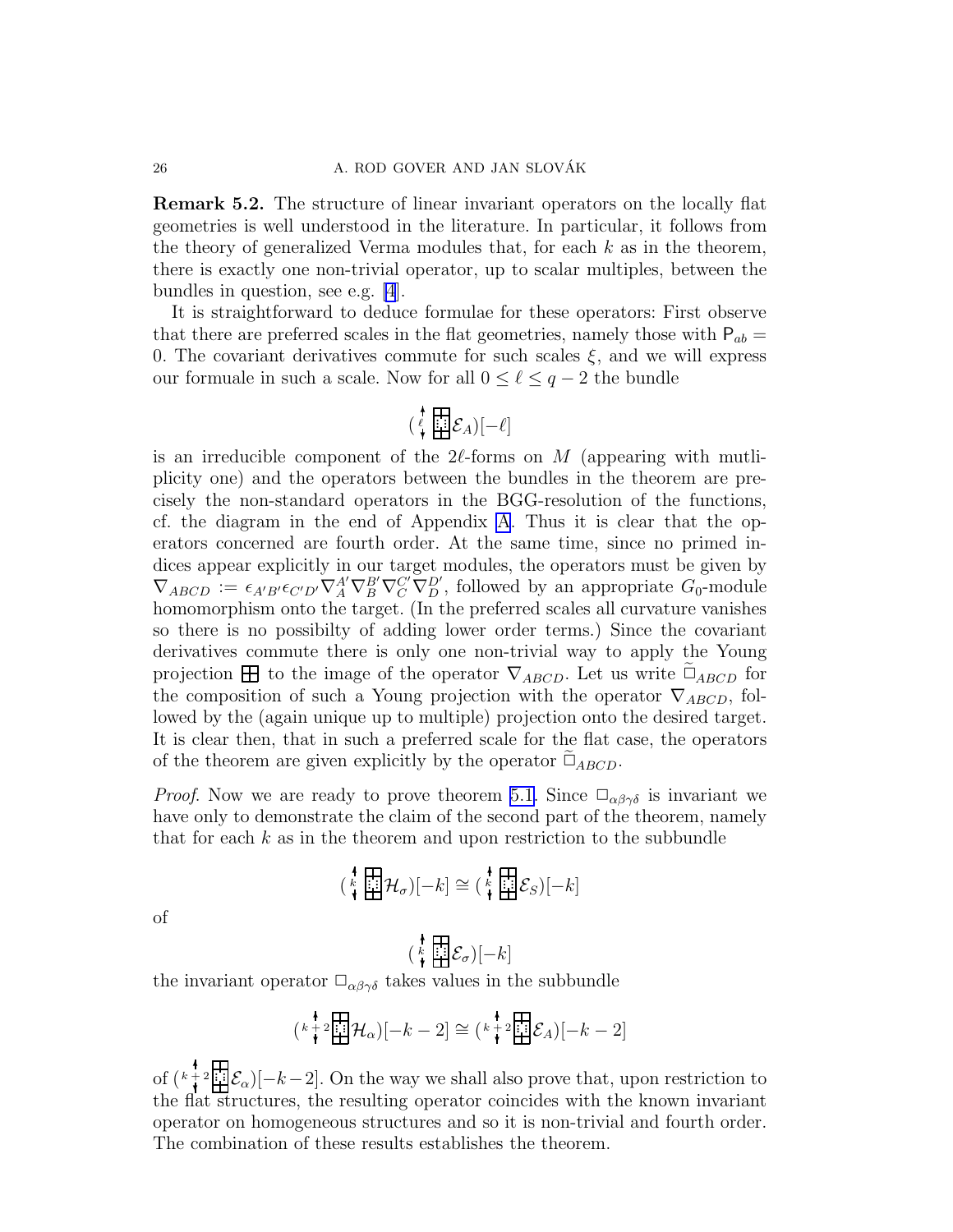**Remark 5.2.** The structure of linear invariant operators on the locally flat geometries is well understood in the literature. In particular, it follows from the theory of generalized Verma modules that, for each $k$ as in the theorem, there is exactly one non-trivial operator, up to scalar multiples, between the bundles in question, see e.g. [4].

It is straightforward to deduce formulae for these operators: First observe that there are preferred scales in the flat geometries, namely those with $\mathsf{P}_{ab} = 0$. The covariant derivatives commute for such scales $\xi$, and we will express our formulae in such a scale. Now for all $0 \le \ell \le q-2$ the bundle

$$(\updownarrow_{\ell} \boxplus \mathcal{E}_A)[-\ell]$$

is an irreducible component of the $2\ell$-forms on $M$ (appearing with mutliplicity one) and the operators between the bundles in the theorem are precisely the non-standard operators in the BGG-resolution of the functions, cf. the diagram in the end of Appendix A. Thus it is clear that the operators concerned are fourth order. At the same time, since no primed indices appear explicitly in our target modules, the operators must be given by $\nabla_{ABCD} := \epsilon_{A'B'}\epsilon_{C'D'}\nabla_A^{A'}\nabla_B^{B'}\nabla_C^{C'}\nabla_D^{D'}$, followed by an appropriate $G_0$-module homomorphism onto the target. (In the preferred scales all curvature vanishes so there is no possibilty of adding lower order terms.) Since the covariant derivatives commute there is only one non-trivial way to apply the Young projection $\boxplus$ to the image of the operator $\nabla_{ABCD}$. Let us write $\widetilde{\Box}_{ABCD}$ for the composition of such a Young projection with the operator $\nabla_{ABCD}$, followed by the (again unique up to multiple) projection onto the desired target. It is clear then, that in such a preferred scale for the flat case, the operators of the theorem are given explicitly by the operator $\widetilde{\Box}_{ABCD}$.

*Proof.* Now we are ready to prove theorem 5.1. Since $\Box_{\alpha\beta\gamma\delta}$ is invariant we have only to demonstrate the claim of the second part of the theorem, namely that for each $k$ as in the theorem and upon restriction to the subbundle

$$(\updownarrow_{k} \boxplus \mathcal{H}_\sigma)[-k] \cong (\updownarrow_{k} \boxplus \mathcal{E}_S)[-k]$$

of

$$(\updownarrow_{k} \boxplus \mathcal{E}_\sigma)[-k]$$

the invariant operator $\Box_{\alpha\beta\gamma\delta}$ takes values in the subbundle

$$(\updownarrow_{k+2} \boxplus \mathcal{H}_\alpha)[-k-2] \cong (\updownarrow_{k+2} \boxplus \mathcal{E}_A)[-k-2]$$

of $(\updownarrow_{k+2} \boxplus \mathcal{E}_\alpha)[-k-2]$. On the way we shall also prove that, upon restriction to the flat structures, the resulting operator coincides with the known invariant operator on homogeneous structures and so it is non-trivial and fourth order. The combination of these results establishes the theorem.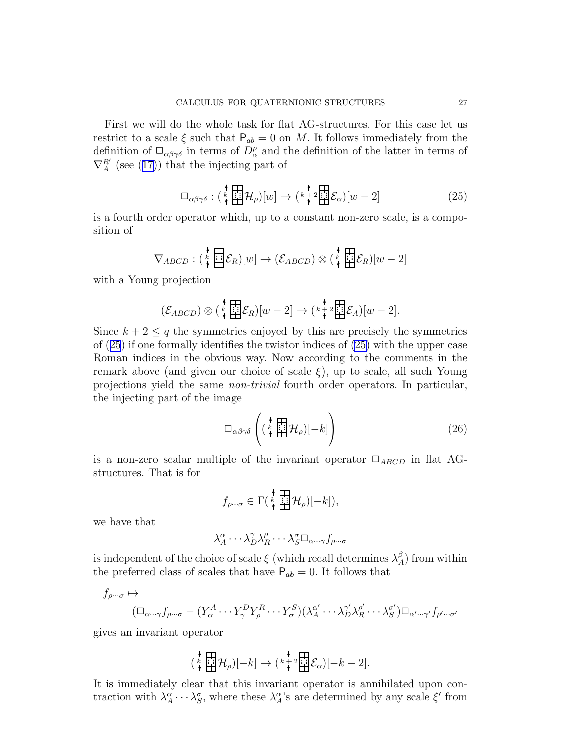First we will do the whole task for flat AG-structures. For this case let us restrict to a scale $\xi$ such that $\mathsf{P}_{ab} = 0$ on $M$. It follows immediately from the definition of $\Box_{\alpha\beta\gamma\delta}$ in terms of $D^\rho_\alpha$ and the definition of the latter in terms of $\nabla^{R'}_A$ (see (17)) that the injecting part of

$$\Box_{\alpha\beta\gamma\delta} : (\,{\scriptstyle k}\,\boxed{\vdots}\,\mathcal{H}_\rho)[w] \to (\,{\scriptstyle k+2}\,\boxed{\vdots}\,\mathcal{E}_\alpha)[w-2] \tag{25}$$

is a fourth order operator which, up to a constant non-zero scale, is a composition of

$$\nabla_{ABCD} : (\,{\scriptstyle k}\,\boxed{\vdots}\,\mathcal{E}_R)[w] \to (\mathcal{E}_{ABCD}) \otimes (\,{\scriptstyle k}\,\boxed{\vdots}\,\mathcal{E}_R)[w-2]$$

with a Young projection

$$(\mathcal{E}_{ABCD}) \otimes (\,{\scriptstyle k}\,\boxed{\vdots}\,\mathcal{E}_R)[w-2] \to (\,{\scriptstyle k+2}\,\boxed{\vdots}\,\mathcal{E}_A)[w-2].$$

Since $k+2 \leq q$ the symmetries enjoyed by this are precisely the symmetries of (25) if one formally identifies the twistor indices of (25) with the upper case Roman indices in the obvious way. Now according to the comments in the remark above (and given our choice of scale $\xi$), up to scale, all such Young projections yield the same *non-trivial* fourth order operators. In particular, the injecting part of the image

$$\Box_{\alpha\beta\gamma\delta}\left((\,{\scriptstyle k}\,\boxed{\vdots}\,\mathcal{H}_\rho)[-k]\right) \tag{26}$$

is a non-zero scalar multiple of the invariant operator $\Box_{ABCD}$ in flat AG-structures. That is for

$$f_{\rho\cdots\sigma} \in \Gamma(\,{\scriptstyle k}\,\boxed{\vdots}\,\mathcal{H}_\rho)[-k]),$$

we have that

$$\lambda^\alpha_A \cdots \lambda^\gamma_D \lambda^\rho_R \cdots \lambda^\sigma_S \Box_{\alpha\cdots\gamma} f_{\rho\cdots\sigma}$$

is independent of the choice of scale $\xi$ (which recall determines $\lambda^\beta_A$) from within the preferred class of scales that have $\mathsf{P}_{ab} = 0$. It follows that

$$f_{\rho\cdots\sigma} \mapsto$$
$$(\Box_{\alpha\cdots\gamma} f_{\rho\cdots\sigma} - (Y^A_\alpha \cdots Y^D_\gamma Y^R_\rho \cdots Y^S_\sigma)(\lambda^{\alpha'}_A \cdots \lambda^{\gamma'}_D \lambda^{\rho'}_R \cdots \lambda^{\sigma'}_S)\Box_{\alpha'\cdots\gamma'} f_{\rho'\cdots\sigma'}$$

gives an invariant operator

$$(\,{\scriptstyle k}\,\boxed{\vdots}\,\mathcal{H}_\rho)[-k] \to (\,{\scriptstyle k+2}\,\boxed{\vdots}\,\mathcal{E}_\alpha)[-k-2].$$

It is immediately clear that this invariant operator is annihilated upon contraction with $\lambda^\alpha_A \cdots \lambda^\sigma_S$, where these $\lambda^\alpha_A$'s are determined by any scale $\xi'$ from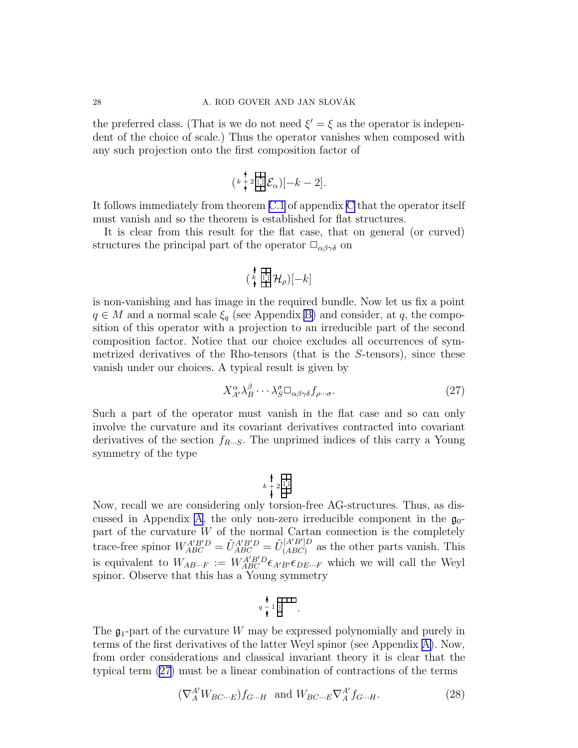the preferred class. (That is we do not need $\xi' = \xi$ as the operator is independent of the choice of scale.) Thus the operator vanishes when composed with any such projection onto the first composition factor of

$$( {\scriptstyle k+2} \updownarrow \boxed{\vdots} \, \mathcal{E}_\alpha)[-k-2].$$

It follows immediately from theorem C.1 of appendix C that the operator itself must vanish and so the theorem is established for flat structures.

It is clear from this result for the flat case, that on general (or curved) structures the principal part of the operator $\square_{\alpha\beta\gamma\delta}$ on

$$( {\scriptstyle k} \updownarrow \boxed{\vdots} \, \mathcal{H}_\rho)[-k]$$

is non-vanishing and has image in the required bundle. Now let us fix a point $q \in M$ and a normal scale $\xi_q$ (see Appendix B) and consider, at $q$, the composition of this operator with a projection to an irreducible part of the second composition factor. Notice that our choice excludes all occurrences of symmetrized derivatives of the Rho-tensors (that is the $S$-tensors), since these vanish under our choices. A typical result is given by

$$X^\alpha_{A'} \lambda^\beta_B \cdots \lambda^\sigma_S \square_{\alpha\beta\gamma\delta} f_{\rho\cdots\sigma}. \tag{27}$$

Such a part of the operator must vanish in the flat case and so can only involve the curvature and its covariant derivatives contracted into covariant derivatives of the section $f_{R\cdots S}$. The unprimed indices of this carry a Young symmetry of the type

$$ {\scriptstyle k+2} \updownarrow \boxed{\vdots} $$

Now, recall we are considering only torsion-free AG-structures. Thus, as discussed in Appendix A, the only non-zero irreducible component in the $\mathfrak{g}_0$-part of the curvature $W$ of the normal Cartan connection is the completely trace-free spinor $W_{ABC}^{A'B'D} = \tilde{U}_{ABC}^{A'B'D} = \tilde{U}_{(ABC)}^{[A'B']D}$ as the other parts vanish. This is equivalent to $W_{AB\cdots F} := W_{ABC}^{A'B'D} \epsilon_{A'B'} \epsilon_{DE\cdots F}$ which we will call the Weyl spinor. Observe that this has a Young symmetry

$$ {\scriptstyle q-1} \updownarrow \boxed{\vdots} .$$

The $\mathfrak{g}_1$-part of the curvature $W$ may be expressed polynomially and purely in terms of the first derivatives of the latter Weyl spinor (see Appendix A). Now, from order considerations and classical invariant theory it is clear that the typical term (27) must be a linear combination of contractions of the terms

$$(\nabla_A^{A'} W_{BC\cdots E}) f_{G\cdots H} \;\text{ and }\; W_{BC\cdots E} \nabla_A^{A'} f_{G\cdots H}. \tag{28}$$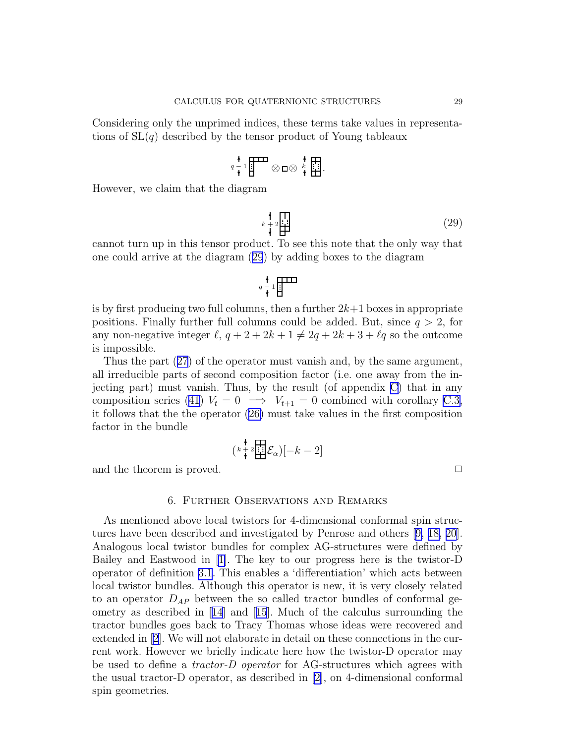Considering only the unprimed indices, these terms take values in representations of $\mathrm{SL}(q)$ described by the tensor product of Young tableaux

$$q-1\left\{\begin{array}{|c|c|c|c}\hline \phantom{x} & \phantom{x} & \phantom{x} & \phantom{x} \\ \hline \vdots \\ \cline{1-1} \phantom{x} \\ \cline{1-1}\end{array}\right. \otimes \square \otimes k\left\{\begin{array}{|c|c|}\hline \phantom{x} & \phantom{x} \\ \hline \vdots & \vdots \\ \hline \phantom{x} & \phantom{x} \\ \hline\end{array}\right.$$

However, we claim that the diagram

$$k+2\left\{\begin{array}{|c|c|}\hline \phantom{x} & \phantom{x} \\ \hline \vdots & \vdots \\ \hline \phantom{x} & \phantom{x} \\ \hline \phantom{x} \\ \cline{1-1}\end{array}\right. \tag{29}$$

cannot turn up in this tensor product. To see this note that the only way that one could arrive at the diagram (29) by adding boxes to the diagram

$$q-1\left\{\begin{array}{|c|c|c|c}\hline \phantom{x} & \phantom{x} & \phantom{x} & \phantom{x} \\ \hline \vdots \\ \cline{1-1} \phantom{x} \\ \cline{1-1}\end{array}\right.$$

is by first producing two full columns, then a further $2k+1$ boxes in appropriate positions. Finally further full columns could be added. But, since $q > 2$, for any non-negative integer $\ell$, $q + 2 + 2k + 1 \neq 2q + 2k + 3 + \ell q$ so the outcome is impossible.

Thus the part (27) of the operator must vanish and, by the same argument, all irreducible parts of second composition factor (i.e. one away from the injecting part) must vanish. Thus, by the result (of appendix C) that in any composition series (41) $V_t = 0 \implies V_{t+1} = 0$ combined with corollary C.3, it follows that the the operator (26) must take values in the first composition factor in the bundle

$$\left(k+2\left\{\begin{array}{|c|c|}\hline \phantom{x} & \phantom{x} \\ \hline \vdots & \vdots \\ \hline \phantom{x} & \phantom{x} \\ \hline\end{array}\right.\mathcal{E}_\alpha\right)[-k-2]$$

and the theorem is proved. □

## 6. Further Observations and Remarks

As mentioned above local twistors for 4-dimensional conformal spin structures have been described and investigated by Penrose and others [9, 18, 20]. Analogous local twistor bundles for complex AG-structures were defined by Bailey and Eastwood in [1]. The key to our progress here is the twistor-D operator of definition 3.1. This enables a 'differentiation' which acts between local twistor bundles. Although this operator is new, it is very closely related to an operator $D_{AP}$ between the so called tractor bundles of conformal geometry as described in [14] and [15]. Much of the calculus surrounding the tractor bundles goes back to Tracy Thomas whose ideas were recovered and extended in [2]. We will not elaborate in detail on these connections in the current work. However we briefly indicate here how the twistor-D operator may be used to define a *tractor-D operator* for AG-structures which agrees with the usual tractor-D operator, as described in [2], on 4-dimensional conformal spin geometries.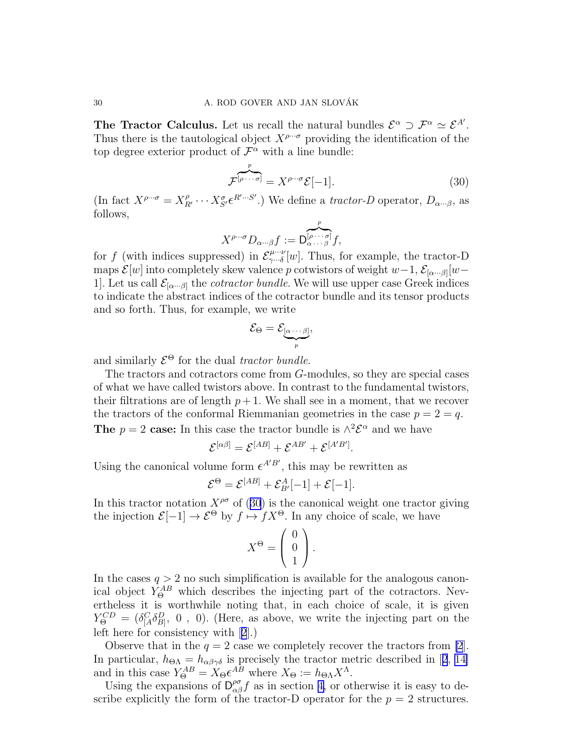**The Tractor Calculus.** Let us recall the natural bundles $\mathcal{E}^\alpha \supset \mathcal{F}^\alpha \simeq \mathcal{E}^{A'}$. Thus there is the tautological object $X^{\rho\cdots\sigma}$ providing the identification of the top degree exterior product of $\mathcal{F}^\alpha$ with a line bundle:

$$\mathcal{F}^{\overbrace{[\rho\cdots\sigma]}^{p}} = X^{\rho\cdots\sigma}\mathcal{E}[-1]. \tag{30}$$

(In fact $X^{\rho\cdots\sigma} = X^\rho_{R'}\cdots X^\sigma_{S'}\epsilon^{R'\cdots S'}$.) We define a *tractor-D* operator, $D_{\alpha\cdots\beta}$, as follows,

$$X^{\rho\cdots\sigma}D_{\alpha\cdots\beta}f := \mathsf{D}^{\overbrace{[\rho\cdots\sigma]}^{p}}_{\alpha\cdots\beta}f,$$

for $f$ (with indices suppressed) in $\mathcal{E}^{\mu\cdots\nu}_{\gamma\cdots\delta}[w]$. Thus, for example, the tractor-D maps $\mathcal{E}[w]$ into completely skew valence $p$ cotwistors of weight $w-1$, $\mathcal{E}_{[\alpha\cdots\beta]}[w-1]$. Let us call $\mathcal{E}_{[\alpha\cdots\beta]}$ the *cotractor bundle*. We will use upper case Greek indices to indicate the abstract indices of the cotractor bundle and its tensor products and so forth. Thus, for example, we write

$$\mathcal{E}_\Theta = \mathcal{E}_{\underbrace{[\alpha\cdots\beta]}_{p}},$$

and similarly $\mathcal{E}^\Theta$ for the dual *tractor bundle*.

The tractors and cotractors come from $G$-modules, so they are special cases of what we have called twistors above. In contrast to the fundamental twistors, their filtrations are of length $p+1$. We shall see in a moment, that we recover the tractors of the conformal Riemannian geometries in the case $p = 2 = q$.

**The $p = 2$ case:** In this case the tractor bundle is $\wedge^2\mathcal{E}^\alpha$ and we have

$$\mathcal{E}^{[\alpha\beta]} = \mathcal{E}^{[AB]} + \mathcal{E}^{AB'} + \mathcal{E}^{[A'B']}.$$

Using the canonical volume form $\epsilon^{A'B'}$, this may be rewritten as

$$\mathcal{E}^\Theta = \mathcal{E}^{[AB]} + \mathcal{E}^A_{B'}[-1] + \mathcal{E}[-1].$$

In this tractor notation $X^{\rho\sigma}$ of (30) is the canonical weight one tractor giving the injection $\mathcal{E}[-1] \to \mathcal{E}^\Theta$ by $f \mapsto fX^\Theta$. In any choice of scale, we have

$$X^\Theta = \begin{pmatrix} 0 \\ 0 \\ 1 \end{pmatrix}.$$

In the cases $q > 2$ no such simplification is available for the analogous canonical object $Y^{AB}_\Theta$ which describes the injecting part of the cotractors. Nevertheless it is worthwhile noting that, in each choice of scale, it is given $Y^{CD}_\Theta = (\delta^C_{[A}\delta^D_{B]},\ 0\ ,\ 0)$. (Here, as above, we write the injecting part on the left here for consistency with [2].)

Observe that in the $q = 2$ case we completely recover the tractors from [2]. In particular, $h_{\Theta\Lambda} = h_{\alpha\beta\gamma\delta}$ is precisely the tractor metric described in [2, 14] and in this case $Y^{AB}_\Theta = X_\Theta\epsilon^{AB}$ where $X_\Theta := h_{\Theta\Lambda}X^\Lambda$.

Using the expansions of $\mathsf{D}^{\rho\sigma}_{\alpha\beta}f$ as in section 4, or otherwise it is easy to describe explicitly the form of the tractor-D operator for the $p = 2$ structures.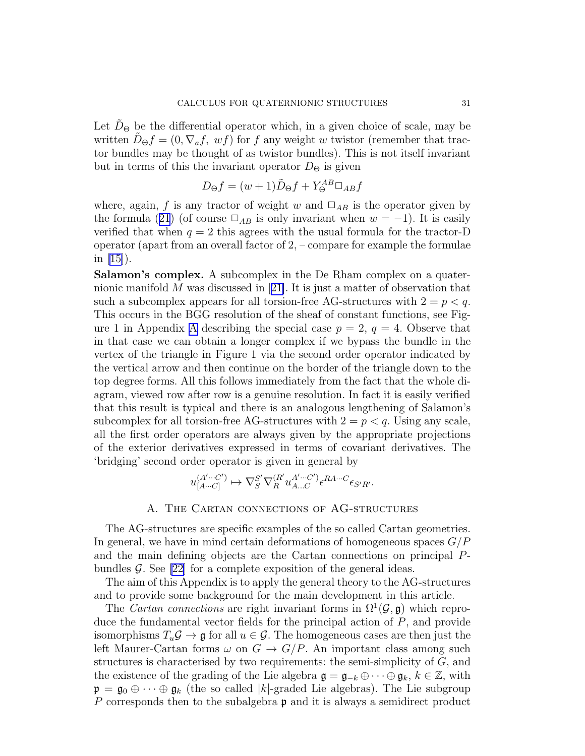Let $\tilde{D}_\Theta$ be the differential operator which, in a given choice of scale, may be written $\tilde{D}_\Theta f = (0, \nabla_a f,\ wf)$ for $f$ any weight $w$ twistor (remember that tractor bundles may be thought of as twistor bundles). This is not itself invariant but in terms of this the invariant operator $D_\Theta$ is given

$$D_\Theta f = (w+1)\tilde{D}_\Theta f + Y_\Theta^{AB} \Box_{AB} f$$

where, again, $f$ is any tractor of weight $w$ and $\Box_{AB}$ is the operator given by the formula (21) (of course $\Box_{AB}$ is only invariant when $w = -1$). It is easily verified that when $q = 2$ this agrees with the usual formula for the tractor-D operator (apart from an overall factor of 2, – compare for example the formulae in [15]).

**Salamon's complex.** A subcomplex in the De Rham complex on a quaternionic manifold $M$ was discussed in [21]. It is just a matter of observation that such a subcomplex appears for all torsion-free AG-structures with $2 = p < q$. This occurs in the BGG resolution of the sheaf of constant functions, see Figure 1 in Appendix A describing the special case $p = 2$, $q = 4$. Observe that in that case we can obtain a longer complex if we bypass the bundle in the vertex of the triangle in Figure 1 via the second order operator indicated by the vertical arrow and then continue on the border of the triangle down to the top degree forms. All this follows immediately from the fact that the whole diagram, viewed row after row is a genuine resolution. In fact it is easily verified that this result is typical and there is an analogous lengthening of Salamon's subcomplex for all torsion-free AG-structures with $2 = p < q$. Using any scale, all the first order operators are always given by the appropriate projections of the exterior derivatives expressed in terms of covariant derivatives. The 'bridging' second order operator is given in general by

$$u^{(A'\cdots C')}_{[A\cdots C]} \mapsto \nabla^{S'}_{S} \nabla^{(R'}_{R} u^{A'\cdots C')}_{A\ldots C} \epsilon^{RA\cdots C} \epsilon_{S'R'}.$$

## A. The Cartan connections of AG-structures

The AG-structures are specific examples of the so called Cartan geometries. In general, we have in mind certain deformations of homogeneous spaces $G/P$ and the main defining objects are the Cartan connections on principal $P$-bundles $\mathcal{G}$. See [22] for a complete exposition of the general ideas.

The aim of this Appendix is to apply the general theory to the AG-structures and to provide some background for the main development in this article.

The *Cartan connections* are right invariant forms in $\Omega^1(\mathcal{G}, \mathfrak{g})$ which reproduce the fundamental vector fields for the principal action of $P$, and provide isomorphisms $T_u\mathcal{G} \to \mathfrak{g}$ for all $u \in \mathcal{G}$. The homogeneous cases are then just the left Maurer-Cartan forms $\omega$ on $G \to G/P$. An important class among such structures is characterised by two requirements: the semi-simplicity of $G$, and the existence of the grading of the Lie algebra $\mathfrak{g} = \mathfrak{g}_{-k} \oplus \cdots \oplus \mathfrak{g}_k$, $k \in \mathbb{Z}$, with $\mathfrak{p} = \mathfrak{g}_0 \oplus \cdots \oplus \mathfrak{g}_k$ (the so called $|k|$-graded Lie algebras). The Lie subgroup $P$ corresponds then to the subalgebra $\mathfrak{p}$ and it is always a semidirect product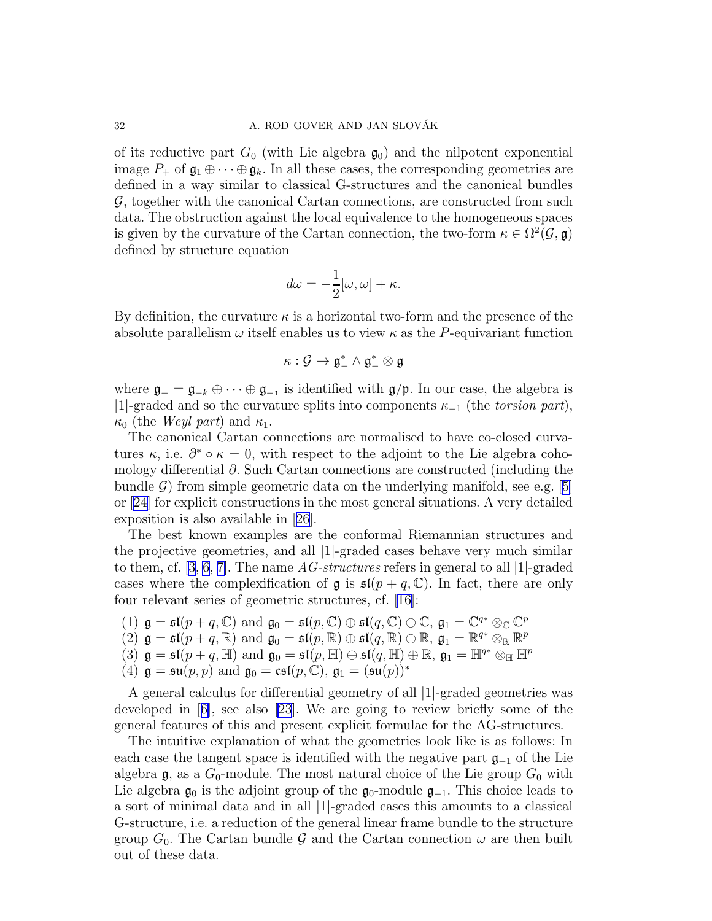of its reductive part $G_0$ (with Lie algebra $\mathfrak{g}_0$) and the nilpotent exponential image $P_+$ of $\mathfrak{g}_1 \oplus \cdots \oplus \mathfrak{g}_k$. In all these cases, the corresponding geometries are defined in a way similar to classical G-structures and the canonical bundles $\mathcal{G}$, together with the canonical Cartan connections, are constructed from such data. The obstruction against the local equivalence to the homogeneous spaces is given by the curvature of the Cartan connection, the two-form $\kappa \in \Omega^2(\mathcal{G}, \mathfrak{g})$ defined by structure equation

$$d\omega = -\frac{1}{2}[\omega, \omega] + \kappa.$$

By definition, the curvature $\kappa$ is a horizontal two-form and the presence of the absolute parallelism $\omega$ itself enables us to view $\kappa$ as the $P$-equivariant function

$$\kappa : \mathcal{G} \to \mathfrak{g}_-^* \wedge \mathfrak{g}_-^* \otimes \mathfrak{g}$$

where $\mathfrak{g}_- = \mathfrak{g}_{-k} \oplus \cdots \oplus \mathfrak{g}_{-1}$ is identified with $\mathfrak{g}/\mathfrak{p}$. In our case, the algebra is $|1|$-graded and so the curvature splits into components $\kappa_{-1}$ (the *torsion part*), $\kappa_0$ (the *Weyl part*) and $\kappa_1$.

The canonical Cartan connections are normalised to have co-closed curvatures $\kappa$, i.e. $\partial^* \circ \kappa = 0$, with respect to the adjoint to the Lie algebra cohomology differential $\partial$. Such Cartan connections are constructed (including the bundle $\mathcal{G}$) from simple geometric data on the underlying manifold, see e.g. [5] or [24] for explicit constructions in the most general situations. A very detailed exposition is also available in [26].

The best known examples are the conformal Riemannian structures and the projective geometries, and all $|1|$-graded cases behave very much similar to them, cf. [3, 6, 7]. The name *AG-structures* refers in general to all $|1|$-graded cases where the complexification of $\mathfrak{g}$ is $\mathfrak{sl}(p+q, \mathbb{C})$. In fact, there are only four relevant series of geometric structures, cf. [16]:

(1) $\mathfrak{g} = \mathfrak{sl}(p+q, \mathbb{C})$ and $\mathfrak{g}_0 = \mathfrak{sl}(p, \mathbb{C}) \oplus \mathfrak{sl}(q, \mathbb{C}) \oplus \mathbb{C}$, $\mathfrak{g}_1 = \mathbb{C}^{q*} \otimes_{\mathbb{C}} \mathbb{C}^p$
(2) $\mathfrak{g} = \mathfrak{sl}(p+q, \mathbb{R})$ and $\mathfrak{g}_0 = \mathfrak{sl}(p, \mathbb{R}) \oplus \mathfrak{sl}(q, \mathbb{R}) \oplus \mathbb{R}$, $\mathfrak{g}_1 = \mathbb{R}^{q*} \otimes_{\mathbb{R}} \mathbb{R}^p$
(3) $\mathfrak{g} = \mathfrak{sl}(p+q, \mathbb{H})$ and $\mathfrak{g}_0 = \mathfrak{sl}(p, \mathbb{H}) \oplus \mathfrak{sl}(q, \mathbb{H}) \oplus \mathbb{R}$, $\mathfrak{g}_1 = \mathbb{H}^{q*} \otimes_{\mathbb{H}} \mathbb{H}^p$
(4) $\mathfrak{g} = \mathfrak{su}(p,p)$ and $\mathfrak{g}_0 = \mathfrak{csl}(p, \mathbb{C})$, $\mathfrak{g}_1 = (\mathfrak{su}(p))^*$

A general calculus for differential geometry of all $|1|$-graded geometries was developed in [6], see also [23]. We are going to review briefly some of the general features of this and present explicit formulae for the AG-structures.

The intuitive explanation of what the geometries look like is as follows: In each case the tangent space is identified with the negative part $\mathfrak{g}_{-1}$ of the Lie algebra $\mathfrak{g}$, as a $G_0$-module. The most natural choice of the Lie group $G_0$ with Lie algebra $\mathfrak{g}_0$ is the adjoint group of the $\mathfrak{g}_0$-module $\mathfrak{g}_{-1}$. This choice leads to a sort of minimal data and in all $|1|$-graded cases this amounts to a classical G-structure, i.e. a reduction of the general linear frame bundle to the structure group $G_0$. The Cartan bundle $\mathcal{G}$ and the Cartan connection $\omega$ are then built out of these data.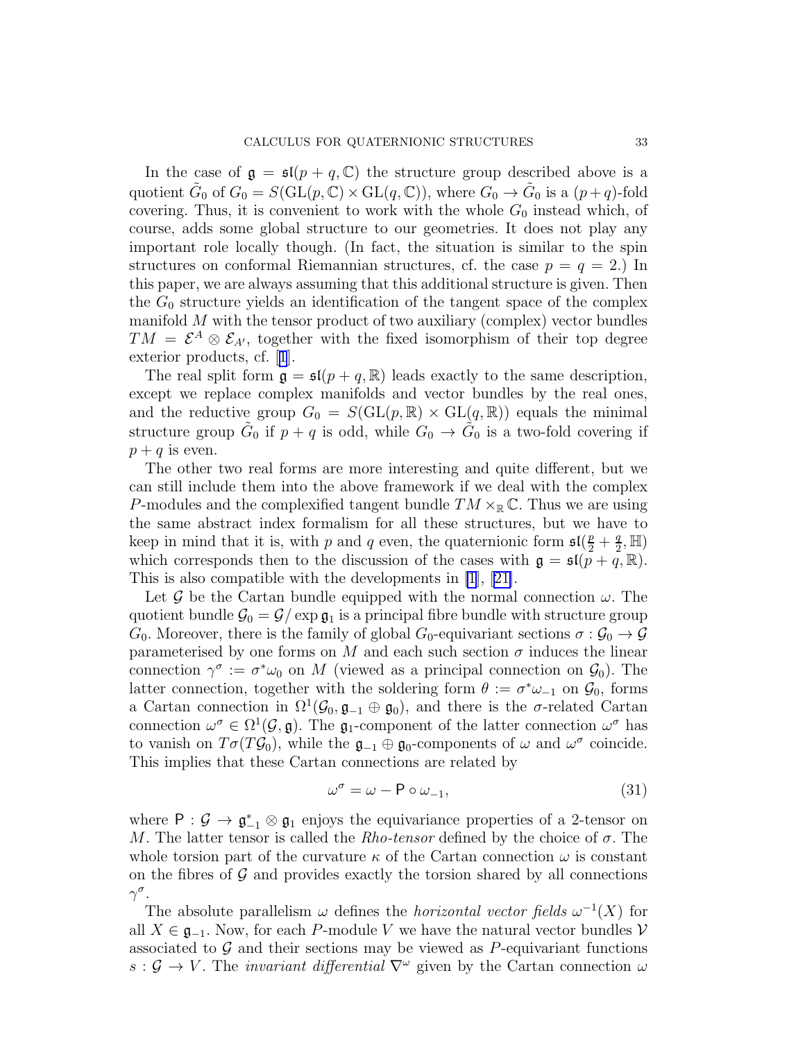In the case of $\mathfrak{g} = \mathfrak{sl}(p+q, \mathbb{C})$ the structure group described above is a quotient $\tilde{G}_0$ of $G_0 = S(\mathrm{GL}(p, \mathbb{C}) \times \mathrm{GL}(q, \mathbb{C}))$, where $G_0 \to \tilde{G}_0$ is a $(p+q)$-fold covering. Thus, it is convenient to work with the whole $G_0$ instead which, of course, adds some global structure to our geometries. It does not play any important role locally though. (In fact, the situation is similar to the spin structures on conformal Riemannian structures, cf. the case $p = q = 2$.) In this paper, we are always assuming that this additional structure is given. Then the $G_0$ structure yields an identification of the tangent space of the complex manifold $M$ with the tensor product of two auxiliary (complex) vector bundles $TM = \mathcal{E}^A \otimes \mathcal{E}_{A'}$, together with the fixed isomorphism of their top degree exterior products, cf. [1].

The real split form $\mathfrak{g} = \mathfrak{sl}(p+q, \mathbb{R})$ leads exactly to the same description, except we replace complex manifolds and vector bundles by the real ones, and the reductive group $G_0 = S(\mathrm{GL}(p, \mathbb{R}) \times \mathrm{GL}(q, \mathbb{R}))$ equals the minimal structure group $\tilde{G}_0$ if $p+q$ is odd, while $G_0 \to \tilde{G}_0$ is a two-fold covering if $p+q$ is even.

The other two real forms are more interesting and quite different, but we can still include them into the above framework if we deal with the complex $P$-modules and the complexified tangent bundle $TM \times_{\mathbb{R}} \mathbb{C}$. Thus we are using the same abstract index formalism for all these structures, but we have to keep in mind that it is, with $p$ and $q$ even, the quaternionic form $\mathfrak{sl}(\frac{p}{2} + \frac{q}{2}, \mathbb{H})$ which corresponds then to the discussion of the cases with $\mathfrak{g} = \mathfrak{sl}(p+q, \mathbb{R})$. This is also compatible with the developments in [1], [21].

Let $\mathcal{G}$ be the Cartan bundle equipped with the normal connection $\omega$. The quotient bundle $\mathcal{G}_0 = \mathcal{G}/\exp \mathfrak{g}_1$ is a principal fibre bundle with structure group $G_0$. Moreover, there is the family of global $G_0$-equivariant sections $\sigma : \mathcal{G}_0 \to \mathcal{G}$ parameterised by one forms on $M$ and each such section $\sigma$ induces the linear connection $\gamma^\sigma := \sigma^* \omega_0$ on $M$ (viewed as a principal connection on $\mathcal{G}_0$). The latter connection, together with the soldering form $\theta := \sigma^* \omega_{-1}$ on $\mathcal{G}_0$, forms a Cartan connection in $\Omega^1(\mathcal{G}_0, \mathfrak{g}_{-1} \oplus \mathfrak{g}_0)$, and there is the $\sigma$-related Cartan connection $\omega^\sigma \in \Omega^1(\mathcal{G}, \mathfrak{g})$. The $\mathfrak{g}_1$-component of the latter connection $\omega^\sigma$ has to vanish on $T\sigma(T\mathcal{G}_0)$, while the $\mathfrak{g}_{-1} \oplus \mathfrak{g}_0$-components of $\omega$ and $\omega^\sigma$ coincide. This implies that these Cartan connections are related by

$$\omega^\sigma = \omega - \mathsf{P} \circ \omega_{-1}, \tag{31}$$

where $\mathsf{P} : \mathcal{G} \to \mathfrak{g}_{-1}^* \otimes \mathfrak{g}_1$ enjoys the equivariance properties of a 2-tensor on $M$. The latter tensor is called the *Rho-tensor* defined by the choice of $\sigma$. The whole torsion part of the curvature $\kappa$ of the Cartan connection $\omega$ is constant on the fibres of $\mathcal{G}$ and provides exactly the torsion shared by all connections $\gamma^\sigma$.

The absolute parallelism $\omega$ defines the *horizontal vector fields* $\omega^{-1}(X)$ for all $X \in \mathfrak{g}_{-1}$. Now, for each $P$-module $V$ we have the natural vector bundles $\mathcal{V}$ associated to $\mathcal{G}$ and their sections may be viewed as $P$-equivariant functions $s : \mathcal{G} \to V$. The *invariant differential* $\nabla^\omega$ given by the Cartan connection $\omega$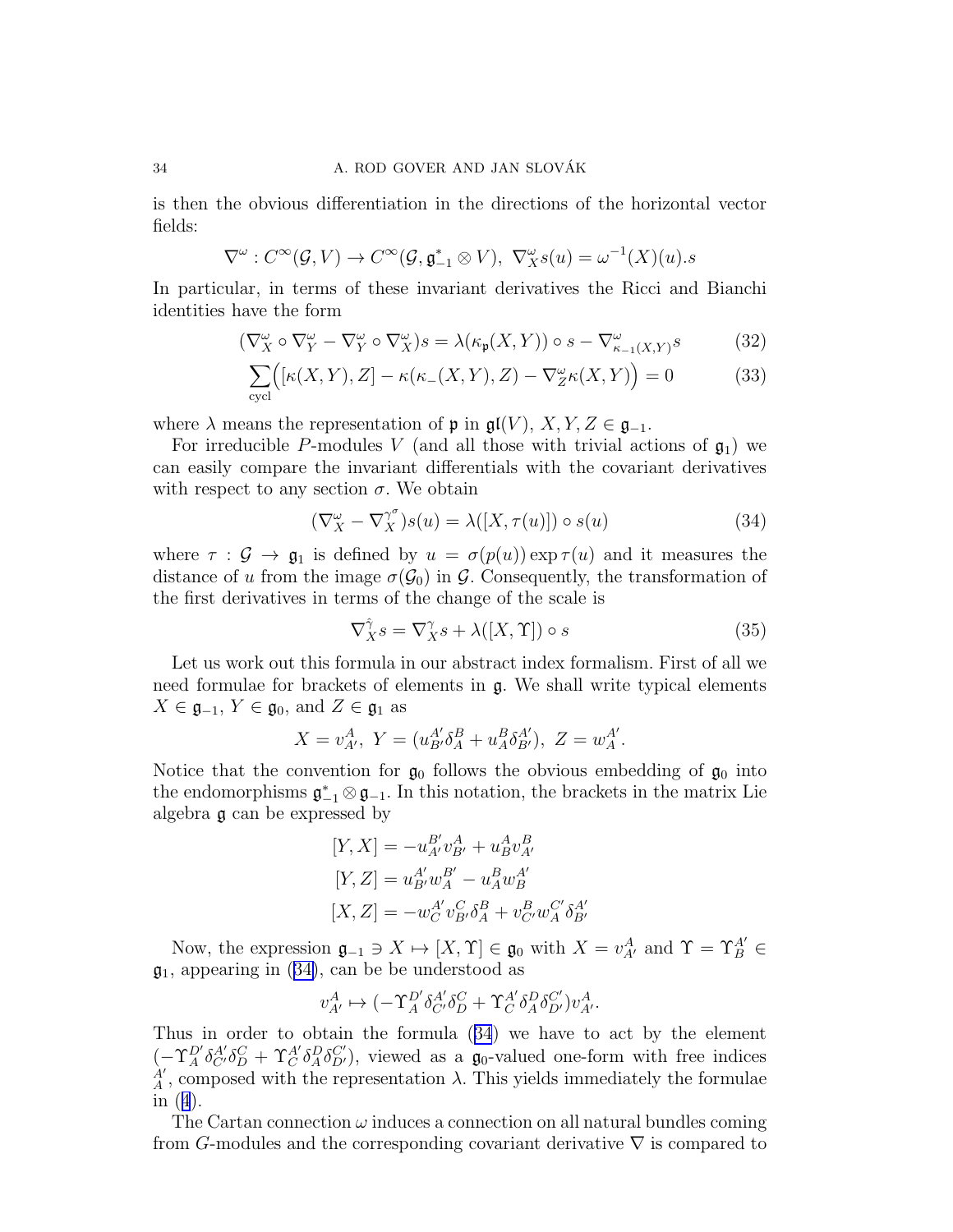is then the obvious differentiation in the directions of the horizontal vector fields:

$$\nabla^\omega : C^\infty(\mathcal{G}, V) \to C^\infty(\mathcal{G}, \mathfrak{g}_{-1}^* \otimes V),\ \nabla^\omega_X s(u) = \omega^{-1}(X)(u).s$$

In particular, in terms of these invariant derivatives the Ricci and Bianchi identities have the form

$$(\nabla^\omega_X \circ \nabla^\omega_Y - \nabla^\omega_Y \circ \nabla^\omega_X)s = \lambda(\kappa_{\mathfrak{p}}(X,Y)) \circ s - \nabla^\omega_{\kappa_{-1}(X,Y)} s \tag{32}$$

$$\sum_{\text{cycl}} \Big( [\kappa(X,Y), Z] - \kappa(\kappa_-(X,Y), Z) - \nabla^\omega_Z \kappa(X,Y) \Big) = 0 \tag{33}$$

where $\lambda$ means the representation of $\mathfrak{p}$ in $\mathfrak{gl}(V)$, $X, Y, Z \in \mathfrak{g}_{-1}$.

For irreducible $P$-modules $V$ (and all those with trivial actions of $\mathfrak{g}_1$) we can easily compare the invariant differentials with the covariant derivatives with respect to any section $\sigma$. We obtain

$$(\nabla^\omega_X - \nabla^{\gamma^\sigma}_X)s(u) = \lambda([X, \tau(u)]) \circ s(u) \tag{34}$$

where $\tau : \mathcal{G} \to \mathfrak{g}_1$ is defined by $u = \sigma(p(u)) \exp \tau(u)$ and it measures the distance of $u$ from the image $\sigma(\mathcal{G}_0)$ in $\mathcal{G}$. Consequently, the transformation of the first derivatives in terms of the change of the scale is

$$\nabla^{\hat\gamma}_X s = \nabla^\gamma_X s + \lambda([X, \Upsilon]) \circ s \tag{35}$$

Let us work out this formula in our abstract index formalism. First of all we need formulae for brackets of elements in $\mathfrak{g}$. We shall write typical elements $X \in \mathfrak{g}_{-1}$, $Y \in \mathfrak{g}_0$, and $Z \in \mathfrak{g}_1$ as

$$X = v^A_{A'},\ Y = (u^{A'}_{B'}\delta^B_A + u^B_A \delta^{A'}_{B'}),\ Z = w^{A'}_A.$$

Notice that the convention for $\mathfrak{g}_0$ follows the obvious embedding of $\mathfrak{g}_0$ into the endomorphisms $\mathfrak{g}_{-1}^* \otimes \mathfrak{g}_{-1}$. In this notation, the brackets in the matrix Lie algebra $\mathfrak{g}$ can be expressed by

$$[Y, X] = -u^{B'}_{A'} v^A_{B'} + u^A_B v^B_{A'}$$
$$[Y, Z] = u^{A'}_{B'} w^{B'}_A - u^B_A w^{A'}_B$$
$$[X, Z] = -w^{A'}_C v^C_{B'} \delta^B_A + v^B_{C'} w^{C'}_A \delta^{A'}_{B'}$$

Now, the expression $\mathfrak{g}_{-1} \ni X \mapsto [X, \Upsilon] \in \mathfrak{g}_0$ with $X = v^A_{A'}$ and $\Upsilon = \Upsilon^{A'}_B \in \mathfrak{g}_1$, appearing in (34), can be be understood as

$$v^A_{A'} \mapsto (-\Upsilon^{D'}_A \delta^{A'}_{C'} \delta^C_D + \Upsilon^{A'}_C \delta^D_A \delta^{C'}_{D'}) v^A_{A'}.$$

Thus in order to obtain the formula (34) we have to act by the element $(-\Upsilon^{D'}_A \delta^{A'}_{C'} \delta^C_D + \Upsilon^{A'}_C \delta^D_A \delta^{C'}_{D'})$, viewed as a $\mathfrak{g}_0$-valued one-form with free indices ${}^{A'}_{A}$, composed with the representation $\lambda$. This yields immediately the formulae in (4).

The Cartan connection $\omega$ induces a connection on all natural bundles coming from $G$-modules and the corresponding covariant derivative $\nabla$ is compared to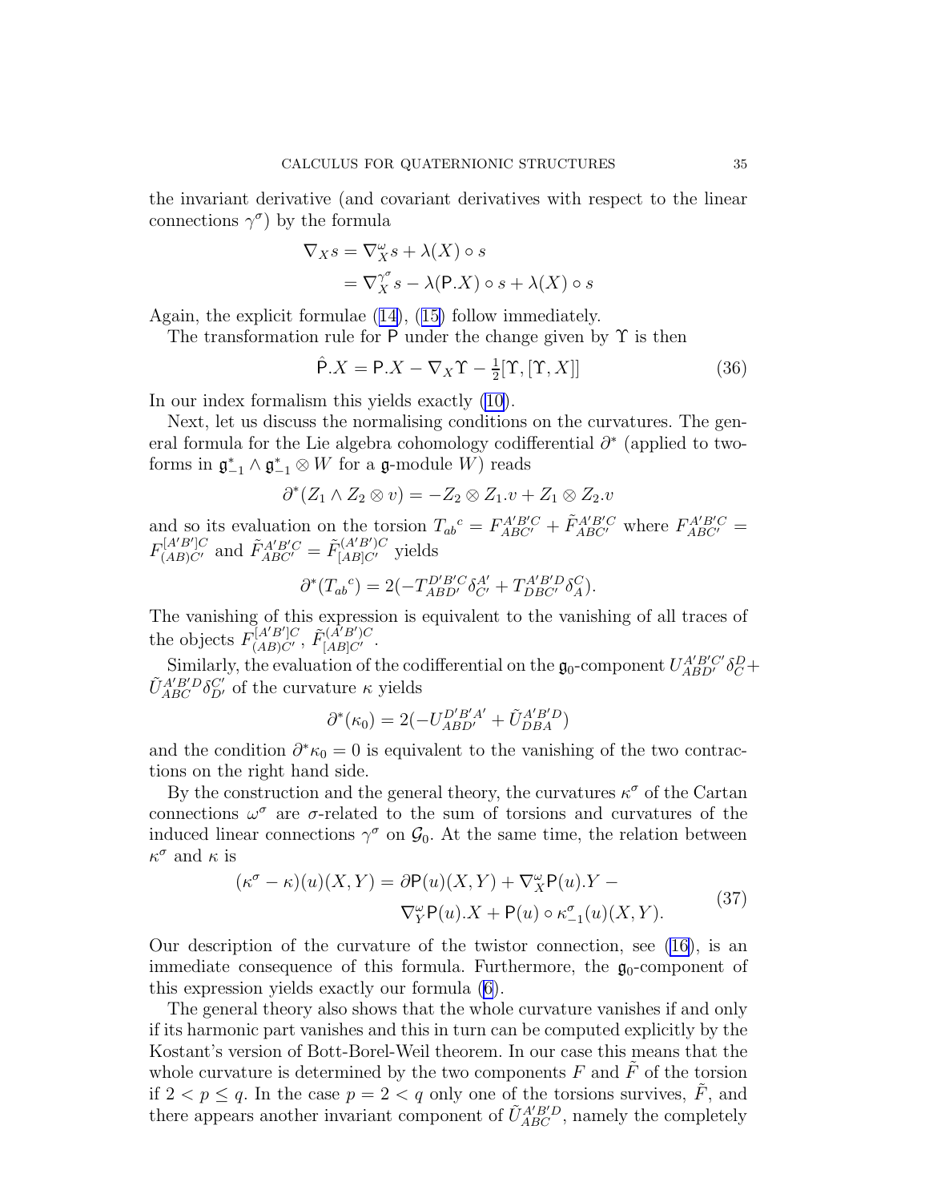the invariant derivative (and covariant derivatives with respect to the linear connections $\gamma^\sigma$) by the formula

$$\begin{aligned}\nabla_X s &= \nabla^\omega_X s + \lambda(X)\circ s\\ &= \nabla^{\gamma^\sigma}_X s - \lambda(\mathsf{P}.X)\circ s + \lambda(X)\circ s\end{aligned}$$

Again, the explicit formulae (14), (15) follow immediately.

The transformation rule for $\mathsf{P}$ under the change given by $\Upsilon$ is then

$$\hat{\mathsf{P}}.X = \mathsf{P}.X - \nabla_X\Upsilon - \tfrac{1}{2}[\Upsilon,[\Upsilon,X]] \tag{36}$$

In our index formalism this yields exactly (10).

Next, let us discuss the normalising conditions on the curvatures. The general formula for the Lie algebra cohomology codifferential $\partial^*$ (applied to two-forms in $\mathfrak{g}^*_{-1}\wedge\mathfrak{g}^*_{-1}\otimes W$ for a $\mathfrak{g}$-module $W$) reads

$$\partial^*(Z_1\wedge Z_2\otimes v) = -Z_2\otimes Z_1.v + Z_1\otimes Z_2.v$$

and so its evaluation on the torsion $T_{ab}{}^c = F^{A'B'C}_{ABC'} + \tilde{F}^{A'B'C}_{ABC'}$ where $F^{A'B'C}_{ABC'} = F^{[A'B']C}_{(AB)C'}$ and $\tilde{F}^{A'B'C}_{ABC'} = \tilde{F}^{(A'B')C}_{[AB]C'}$ yields

$$\partial^*(T_{ab}{}^c) = 2(-T^{D'B'C}_{ABD'}\delta^{A'}_{C'} + T^{A'B'D}_{DBC'}\delta^C_A).$$

The vanishing of this expression is equivalent to the vanishing of all traces of the objects $F^{[A'B']C}_{(AB)C'}$, $\tilde{F}^{(A'B')C}_{[AB]C'}$.

Similarly, the evaluation of the codifferential on the $\mathfrak{g}_0$-component $U^{A'B'C'}_{ABD'}\delta^D_C + \tilde{U}^{A'B'D}_{ABC}\delta^{C'}_{D'}$ of the curvature $\kappa$ yields

$$\partial^*(\kappa_0) = 2(-U^{D'B'A'}_{ABD'} + \tilde{U}^{A'B'D}_{DBA})$$

and the condition $\partial^*\kappa_0 = 0$ is equivalent to the vanishing of the two contractions on the right hand side.

By the construction and the general theory, the curvatures $\kappa^\sigma$ of the Cartan connections $\omega^\sigma$ are $\sigma$-related to the sum of torsions and curvatures of the induced linear connections $\gamma^\sigma$ on $\mathcal{G}_0$. At the same time, the relation between $\kappa^\sigma$ and $\kappa$ is

$$\begin{aligned}(\kappa^\sigma-\kappa)(u)(X,Y) = \partial\mathsf{P}(u)(X,Y) + \nabla^\omega_X\mathsf{P}(u).Y\, -&\\ \nabla^\omega_Y\mathsf{P}(u).X + \mathsf{P}(u)\circ\kappa^\sigma_{-1}(u)(X,Y).&\end{aligned} \tag{37}$$

Our description of the curvature of the twistor connection, see (16), is an immediate consequence of this formula. Furthermore, the $\mathfrak{g}_0$-component of this expression yields exactly our formula (6).

The general theory also shows that the whole curvature vanishes if and only if its harmonic part vanishes and this in turn can be computed explicitly by the Kostant's version of Bott-Borel-Weil theorem. In our case this means that the whole curvature is determined by the two components $F$ and $\tilde{F}$ of the torsion if $2 < p \le q$. In the case $p = 2 < q$ only one of the torsions survives, $\tilde{F}$, and there appears another invariant component of $\tilde{U}^{A'B'D}_{ABC}$, namely the completely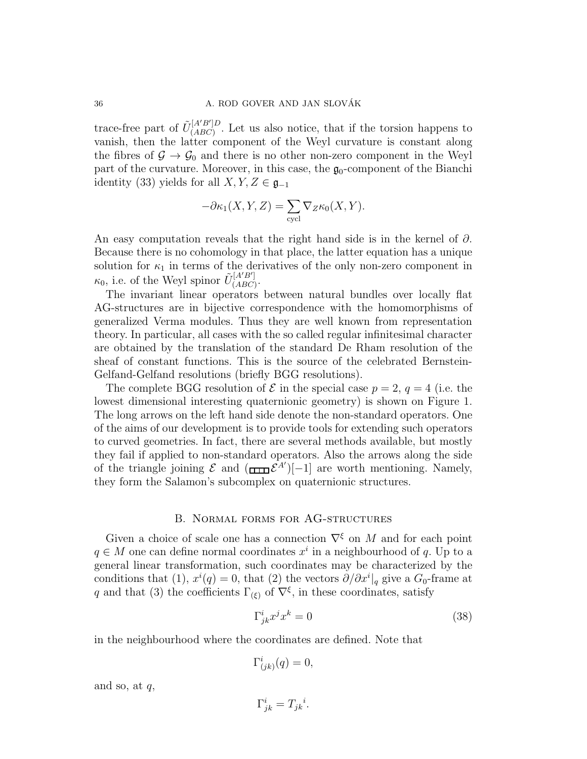trace-free part of $\tilde{U}^{[A'B']D}_{(ABC)}$. Let us also notice, that if the torsion happens to vanish, then the latter component of the Weyl curvature is constant along the fibres of $\mathcal{G} \to \mathcal{G}_0$ and there is no other non-zero component in the Weyl part of the curvature. Moreover, in this case, the $\mathfrak{g}_0$-component of the Bianchi identity (33) yields for all $X, Y, Z \in \mathfrak{g}_{-1}$

$$-\partial \kappa_1(X, Y, Z) = \sum_{\text{cycl}} \nabla_Z \kappa_0(X, Y).$$

An easy computation reveals that the right hand side is in the kernel of $\partial$. Because there is no cohomology in that place, the latter equation has a unique solution for $\kappa_1$ in terms of the derivatives of the only non-zero component in $\kappa_0$, i.e. of the Weyl spinor $\tilde{U}^{[A'B']}_{(ABC)}$.

The invariant linear operators between natural bundles over locally flat AG-structures are in bijective correspondence with the homomorphisms of generalized Verma modules. Thus they are well known from representation theory. In particular, all cases with the so called regular infinitesimal character are obtained by the translation of the standard De Rham resolution of the sheaf of constant functions. This is the source of the celebrated Bernstein-Gelfand-Gelfand resolutions (briefly BGG resolutions).

The complete BGG resolution of $\mathcal{E}$ in the special case $p = 2$, $q = 4$ (i.e. the lowest dimensional interesting quaternionic geometry) is shown on Figure 1. The long arrows on the left hand side denote the non-standard operators. One of the aims of our development is to provide tools for extending such operators to curved geometries. In fact, there are several methods available, but mostly they fail if applied to non-standard operators. Also the arrows along the side of the triangle joining $\mathcal{E}$ and $(\square\!\square\!\square\!\square\,\mathcal{E}^{A'})[-1]$ are worth mentioning. Namely, they form the Salamon's subcomplex on quaternionic structures.

## B. Normal forms for AG-structures

Given a choice of scale one has a connection $\nabla^\xi$ on $M$ and for each point $q \in M$ one can define normal coordinates $x^i$ in a neighbourhood of $q$. Up to a general linear transformation, such coordinates may be characterized by the conditions that (1), $x^i(q) = 0$, that (2) the vectors $\partial/\partial x^i|_q$ give a $G_0$-frame at $q$ and that (3) the coefficients $\Gamma_{(\xi)}$ of $\nabla^\xi$, in these coordinates, satisfy

$$\Gamma^i_{jk} x^j x^k = 0 \tag{38}$$

in the neighbourhood where the coordinates are defined. Note that

$$\Gamma^i_{(jk)}(q) = 0,$$

and so, at $q$,

$$\Gamma^i_{jk} = T_{jk}{}^i.$$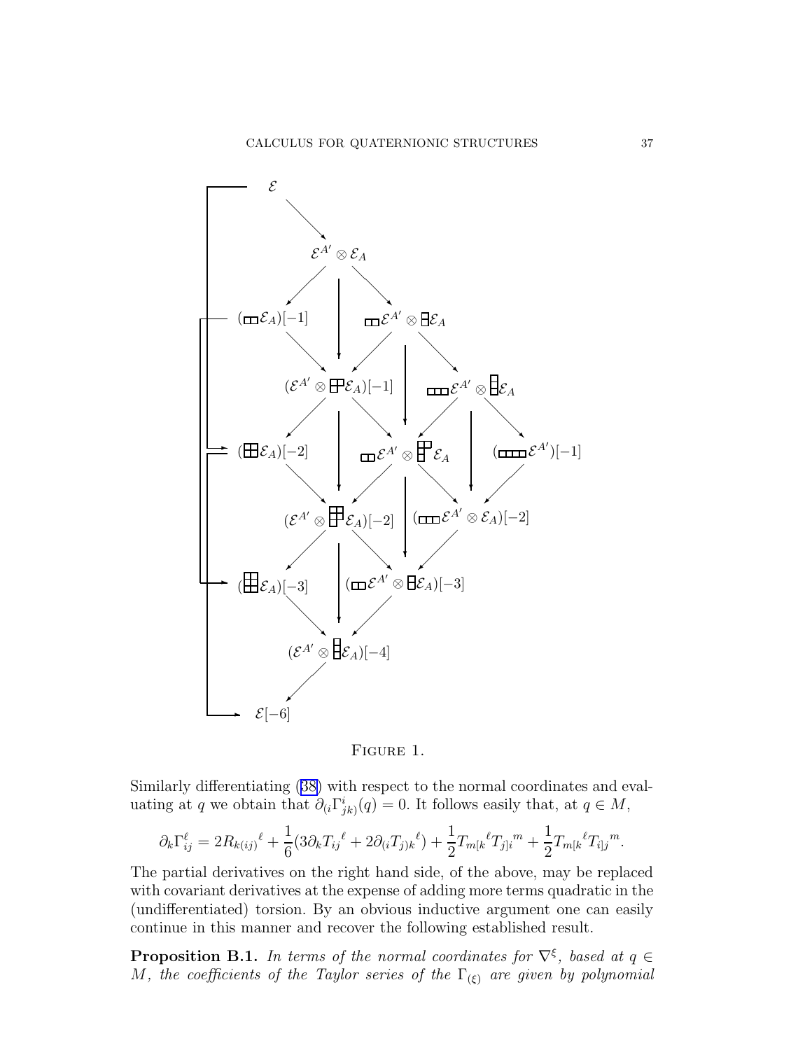FIGURE 1.

Similarly differentiating (38) with respect to the normal coordinates and evaluating at $q$ we obtain that $\partial_{(i}\Gamma^{i}_{jk)}(q) = 0$. It follows easily that, at $q \in M$,

$$\partial_k \Gamma^{\ell}_{ij} = 2R_{k(ij)}{}^{\ell} + \frac{1}{6}(3\partial_k T_{ij}{}^{\ell} + 2\partial_{(i}T_{j)k}{}^{\ell}) + \frac{1}{2}T_{m[k}{}^{\ell}T_{j]i}{}^{m} + \frac{1}{2}T_{m[k}{}^{\ell}T_{i]j}{}^{m}.$$

The partial derivatives on the right hand side, of the above, may be replaced with covariant derivatives at the expense of adding more terms quadratic in the (undifferentiated) torsion. By an obvious inductive argument one can easily continue in this manner and recover the following established result.

**Proposition B.1.** *In terms of the normal coordinates for $\nabla^{\xi}$, based at $q \in M$, the coefficients of the Taylor series of the $\Gamma_{(\xi)}$ are given by polynomial*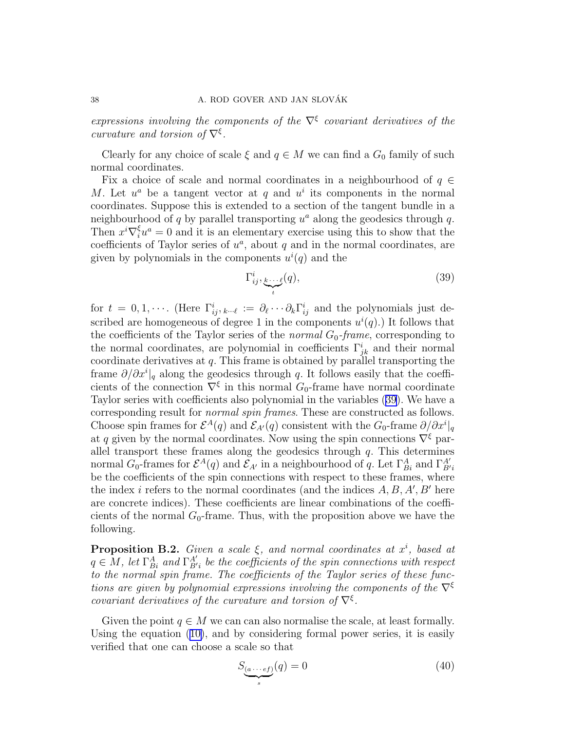*expressions involving the components of the $\nabla^\xi$ covariant derivatives of the curvature and torsion of $\nabla^\xi$.*

Clearly for any choice of scale $\xi$ and $q \in M$ we can find a $G_0$ family of such normal coordinates.

Fix a choice of scale and normal coordinates in a neighbourhood of $q \in M$. Let $u^a$ be a tangent vector at $q$ and $u^i$ its components in the normal coordinates. Suppose this is extended to a section of the tangent bundle in a neighbourhood of $q$ by parallel transporting $u^a$ along the geodesics through $q$. Then $x^i \nabla^\xi_i u^a = 0$ and it is an elementary exercise using this to show that the coefficients of Taylor series of $u^a$, about $q$ and in the normal coordinates, are given by polynomials in the components $u^i(q)$ and the

$$\Gamma^i_{ij},\underbrace{_{k\cdots\ell}}_{t}(q), \tag{39}$$

for $t = 0, 1, \cdots$. (Here $\Gamma^i_{ij},_{k\cdots\ell} := \partial_\ell \cdots \partial_k \Gamma^i_{ij}$ and the polynomials just described are homogeneous of degree 1 in the components $u^i(q)$.) It follows that the coefficients of the Taylor series of the *normal* $G_0$*-frame*, corresponding to the normal coordinates, are polynomial in coefficients $\Gamma^i_{jk}$ and their normal coordinate derivatives at $q$. This frame is obtained by parallel transporting the frame $\partial/\partial x^i|_q$ along the geodesics through $q$. It follows easily that the coefficients of the connection $\nabla^\xi$ in this normal $G_0$-frame have normal coordinate Taylor series with coefficients also polynomial in the variables (39). We have a corresponding result for *normal spin frames*. These are constructed as follows. Choose spin frames for $\mathcal{E}^A(q)$ and $\mathcal{E}_{A'}(q)$ consistent with the $G_0$-frame $\partial/\partial x^i|_q$ at $q$ given by the normal coordinates. Now using the spin connections $\nabla^\xi$ parallel transport these frames along the geodesics through $q$. This determines normal $G_0$-frames for $\mathcal{E}^A(q)$ and $\mathcal{E}_{A'}$ in a neighbourhood of $q$. Let $\Gamma^A_{Bi}$ and $\Gamma^{A'}_{B'i}$ be the coefficients of the spin connections with respect to these frames, where the index $i$ refers to the normal coordinates (and the indices $A, B, A', B'$ here are concrete indices). These coefficients are linear combinations of the coefficients of the normal $G_0$-frame. Thus, with the proposition above we have the following.

**Proposition B.2.** *Given a scale $\xi$, and normal coordinates at $x^i$, based at $q \in M$, let $\Gamma^A_{Bi}$ and $\Gamma^{A'}_{B'i}$ be the coefficients of the spin connections with respect to the normal spin frame. The coefficients of the Taylor series of these functions are given by polynomial expressions involving the components of the $\nabla^\xi$ covariant derivatives of the curvature and torsion of $\nabla^\xi$.*

Given the point $q \in M$ we can can also normalise the scale, at least formally. Using the equation (10), and by considering formal power series, it is easily verified that one can choose a scale so that

$$\underbrace{S_{(a\cdots ef)}}_{s}(q) = 0 \tag{40}$$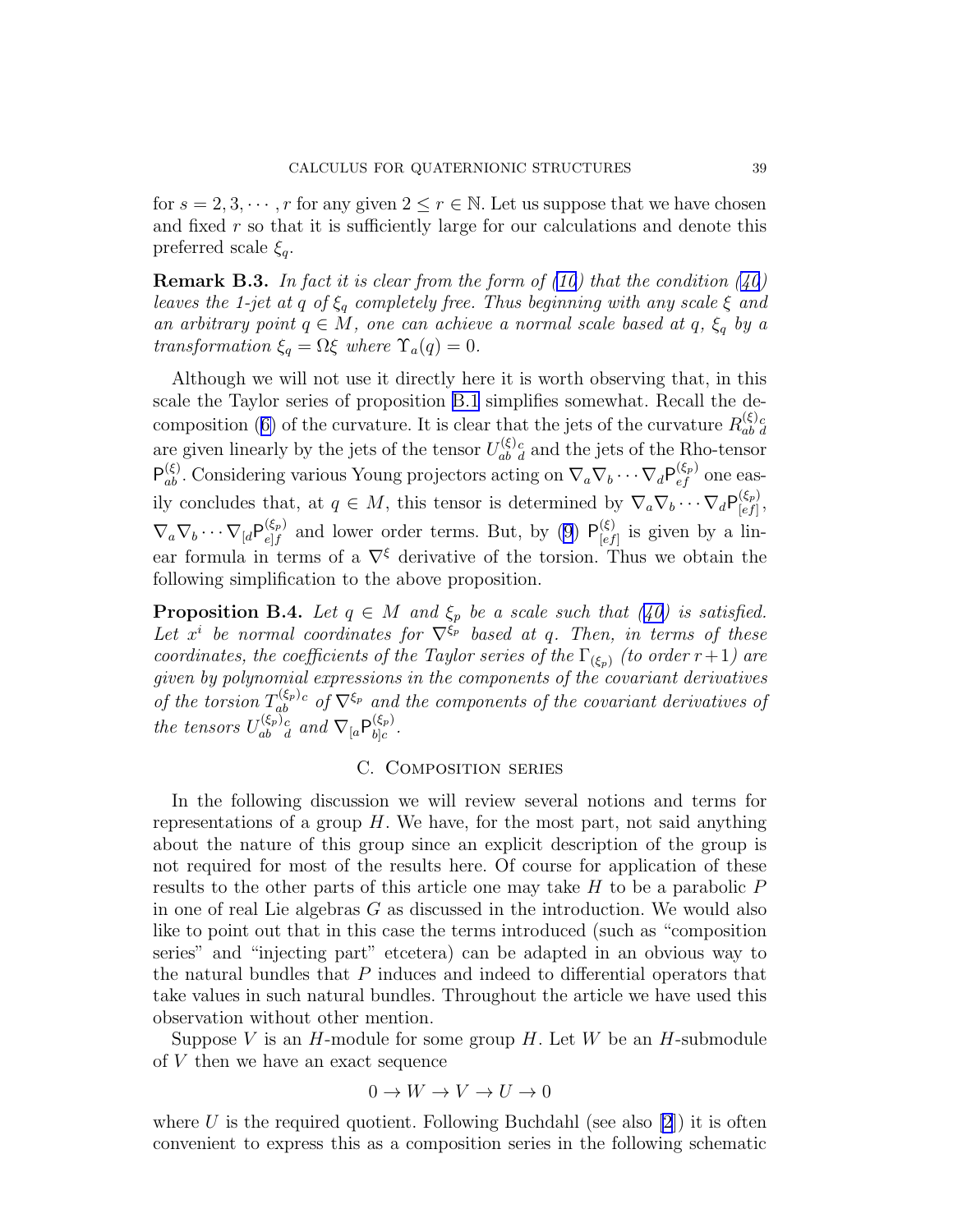for $s = 2, 3, \cdots, r$ for any given $2 \leq r \in \mathbb{N}$. Let us suppose that we have chosen and fixed $r$ so that it is sufficiently large for our calculations and denote this preferred scale $\xi_q$.

**Remark B.3.** *In fact it is clear from the form of (10) that the condition (40) leaves the 1-jet at $q$ of $\xi_q$ completely free. Thus beginning with any scale $\xi$ and an arbitrary point $q \in M$, one can achieve a normal scale based at $q$, $\xi_q$ by a transformation $\xi_q = \Omega\xi$ where $\Upsilon_a(q) = 0$.*

Although we will not use it directly here it is worth observing that, in this scale the Taylor series of proposition B.1 simplifies somewhat. Recall the decomposition (6) of the curvature. It is clear that the jets of the curvature $R^{(\xi)}_{ab}{}^{c}{}_{d}$ are given linearly by the jets of the tensor $U^{(\xi)}_{ab}{}^{c}{}_{d}$ and the jets of the Rho-tensor $\mathsf{P}^{(\xi)}_{ab}$. Considering various Young projectors acting on $\nabla_a\nabla_b\cdots\nabla_d\mathsf{P}^{(\xi_p)}_{ef}$ one easily concludes that, at $q \in M$, this tensor is determined by $\nabla_a\nabla_b\cdots\nabla_d\mathsf{P}^{(\xi_p)}_{[ef]}$, $\nabla_a\nabla_b\cdots\nabla_{[d}\mathsf{P}^{(\xi_p)}_{e]f}$ and lower order terms. But, by (9) $\mathsf{P}^{(\xi)}_{[ef]}$ is given by a linear formula in terms of a $\nabla^{\xi}$ derivative of the torsion. Thus we obtain the following simplification to the above proposition.

**Proposition B.4.** *Let $q \in M$ and $\xi_p$ be a scale such that (40) is satisfied. Let $x^i$ be normal coordinates for $\nabla^{\xi_p}$ based at $q$. Then, in terms of these coordinates, the coefficients of the Taylor series of the $\Gamma_{(\xi_p)}$ (to order $r+1$) are given by polynomial expressions in the components of the covariant derivatives of the torsion $T^{(\xi_p)c}_{ab}$ of $\nabla^{\xi_p}$ and the components of the covariant derivatives of the tensors $U^{(\xi_p)}_{ab}{}^{c}{}_{d}$ and $\nabla_{[a}\mathsf{P}^{(\xi_p)}_{b]c}$.*

## C. Composition series

In the following discussion we will review several notions and terms for representations of a group $H$. We have, for the most part, not said anything about the nature of this group since an explicit description of the group is not required for most of the results here. Of course for application of these results to the other parts of this article one may take $H$ to be a parabolic $P$ in one of real Lie algebras $G$ as discussed in the introduction. We would also like to point out that in this case the terms introduced (such as "composition series" and "injecting part" etcetera) can be adapted in an obvious way to the natural bundles that $P$ induces and indeed to differential operators that take values in such natural bundles. Throughout the article we have used this observation without other mention.

Suppose $V$ is an $H$-module for some group $H$. Let $W$ be an $H$-submodule of $V$ then we have an exact sequence

$$0 \to W \to V \to U \to 0$$

where $U$ is the required quotient. Following Buchdahl (see also [2]) it is often convenient to express this as a composition series in the following schematic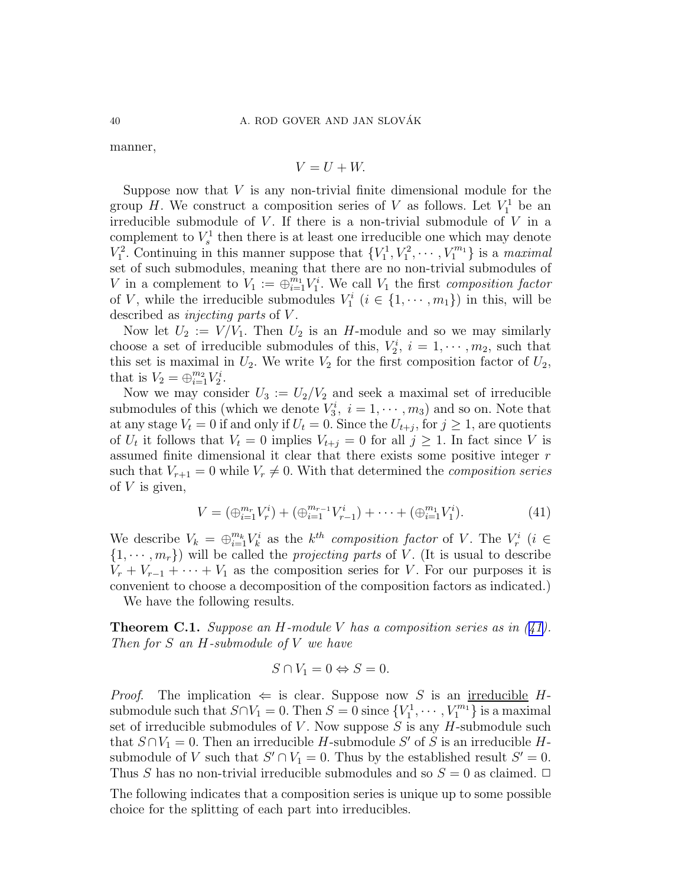manner,

$$V = U + W.$$

Suppose now that $V$ is any non-trivial finite dimensional module for the group $H$. We construct a composition series of $V$ as follows. Let $V_1^1$ be an irreducible submodule of $V$. If there is a non-trivial submodule of $V$ in a complement to $V_s^1$ then there is at least one irreducible one which may denote $V_1^2$. Continuing in this manner suppose that $\{V_1^1, V_1^2, \cdots, V_1^{m_1}\}$ is a *maximal* set of such submodules, meaning that there are no non-trivial submodules of $V$ in a complement to $V_1 := \oplus_{i=1}^{m_1} V_1^i$. We call $V_1$ the first *composition factor* of $V$, while the irreducible submodules $V_1^i$ ($i \in \{1, \cdots, m_1\}$) in this, will be described as *injecting parts* of $V$.

Now let $U_2 := V/V_1$. Then $U_2$ is an $H$-module and so we may similarly choose a set of irreducible submodules of this, $V_2^i$, $i = 1, \cdots, m_2$, such that this set is maximal in $U_2$. We write $V_2$ for the first composition factor of $U_2$, that is $V_2 = \oplus_{i=1}^{m_2} V_2^i$.

Now we may consider $U_3 := U_2/V_2$ and seek a maximal set of irreducible submodules of this (which we denote $V_3^i$, $i = 1, \cdots, m_3$) and so on. Note that at any stage $V_t = 0$ if and only if $U_t = 0$. Since the $U_{t+j}$, for $j \geq 1$, are quotients of $U_t$ it follows that $V_t = 0$ implies $V_{t+j} = 0$ for all $j \geq 1$. In fact since $V$ is assumed finite dimensional it clear that there exists some positive integer $r$ such that $V_{r+1} = 0$ while $V_r \neq 0$. With that determined the *composition series* of $V$ is given,

$$V = (\oplus_{i=1}^{m_r} V_r^i) + (\oplus_{i=1}^{m_{r-1}} V_{r-1}^i) + \cdots + (\oplus_{i=1}^{m_1} V_1^i). \tag{41}$$

We describe $V_k = \oplus_{i=1}^{m_k} V_k^i$ as the $k^{th}$ *composition factor* of $V$. The $V_r^i$ ($i \in \{1, \cdots, m_r\}$) will be called the *projecting parts* of $V$. (It is usual to describe $V_r + V_{r-1} + \cdots + V_1$ as the composition series for $V$. For our purposes it is convenient to choose a decomposition of the composition factors as indicated.)

We have the following results.

**Theorem C.1.** *Suppose an $H$-module $V$ has a composition series as in (41). Then for $S$ an $H$-submodule of $V$ we have*

$$S \cap V_1 = 0 \Leftrightarrow S = 0.$$

*Proof.* The implication $\Leftarrow$ is clear. Suppose now $S$ is an irreducible $H$-submodule such that $S \cap V_1 = 0$. Then $S = 0$ since $\{V_1^1, \cdots, V_1^{m_1}\}$ is a maximal set of irreducible submodules of $V$. Now suppose $S$ is any $H$-submodule such that $S \cap V_1 = 0$. Then an irreducible $H$-submodule $S'$ of $S$ is an irreducible $H$-submodule of $V$ such that $S' \cap V_1 = 0$. Thus by the established result $S' = 0$. Thus $S$ has no non-trivial irreducible submodules and so $S = 0$ as claimed. □

The following indicates that a composition series is unique up to some possible choice for the splitting of each part into irreducibles.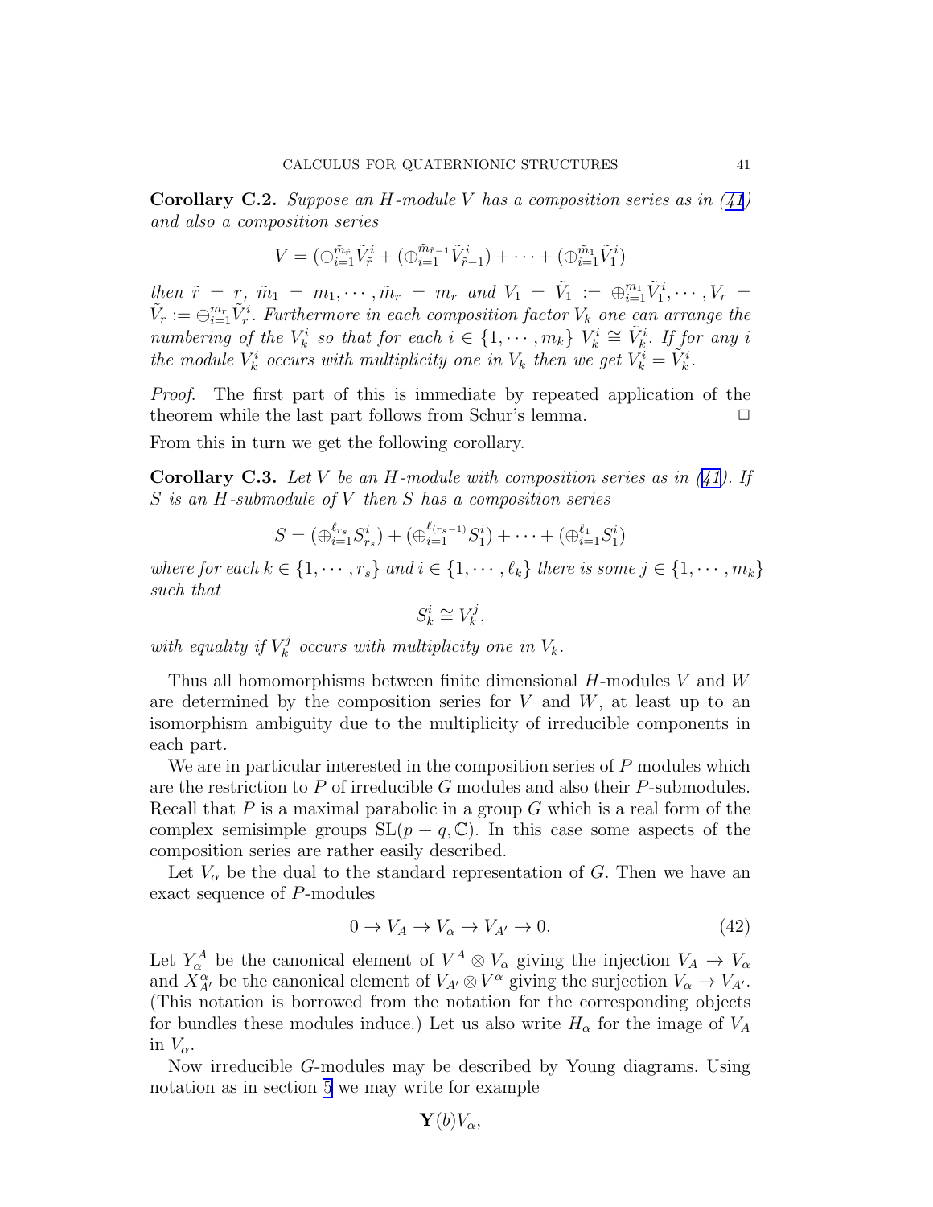**Corollary C.2.** *Suppose an $H$-module $V$ has a composition series as in (41) and also a composition series*

$$V = (\oplus_{i=1}^{\tilde{m}_{\tilde{r}}} \tilde{V}_{\tilde{r}}^i + (\oplus_{i=1}^{\tilde{m}_{\tilde{r}-1}} \tilde{V}_{\tilde{r}-1}^i) + \cdots + (\oplus_{i=1}^{\tilde{m}_1} \tilde{V}_1^i)$$

*then $\tilde{r} = r$, $\tilde{m}_1 = m_1, \cdots, \tilde{m}_r = m_r$ and $V_1 = \tilde{V}_1 := \oplus_{i=1}^{m_1} \tilde{V}_1^i, \cdots, V_r = \tilde{V}_r := \oplus_{i=1}^{m_r} \tilde{V}_r^i$. Furthermore in each composition factor $V_k$ one can arrange the numbering of the $V_k^i$ so that for each $i \in \{1, \cdots, m_k\}$ $V_k^i \cong \tilde{V}_k^i$. If for any $i$ the module $V_k^i$ occurs with multiplicity one in $V_k$ then we get $V_k^i = \tilde{V}_k^i$.*

*Proof.* The first part of this is immediate by repeated application of the theorem while the last part follows from Schur's lemma. □

From this in turn we get the following corollary.

**Corollary C.3.** *Let $V$ be an $H$-module with composition series as in (41). If $S$ is an $H$-submodule of $V$ then $S$ has a composition series*

$$S = (\oplus_{i=1}^{\ell_{r_s}} S_{r_s}^i) + (\oplus_{i=1}^{\ell_{(r_s-1)}} S_1^i) + \cdots + (\oplus_{i=1}^{\ell_1} S_1^i)$$

*where for each $k \in \{1, \cdots, r_s\}$ and $i \in \{1, \cdots, \ell_k\}$ there is some $j \in \{1, \cdots, m_k\}$ such that*

$$S_k^i \cong V_k^j,$$

*with equality if $V_k^j$ occurs with multiplicity one in $V_k$.*

Thus all homomorphisms between finite dimensional $H$-modules $V$ and $W$ are determined by the composition series for $V$ and $W$, at least up to an isomorphism ambiguity due to the multiplicity of irreducible components in each part.

We are in particular interested in the composition series of $P$ modules which are the restriction to $P$ of irreducible $G$ modules and also their $P$-submodules. Recall that $P$ is a maximal parabolic in a group $G$ which is a real form of the complex semisimple groups $\mathrm{SL}(p+q, \mathbb{C})$. In this case some aspects of the composition series are rather easily described.

Let $V_\alpha$ be the dual to the standard representation of $G$. Then we have an exact sequence of $P$-modules

$$0 \to V_A \to V_\alpha \to V_{A'} \to 0. \tag{42}$$

Let $Y_\alpha^A$ be the canonical element of $V^A \otimes V_\alpha$ giving the injection $V_A \to V_\alpha$ and $X_{A'}^\alpha$ be the canonical element of $V_{A'} \otimes V^\alpha$ giving the surjection $V_\alpha \to V_{A'}$. (This notation is borrowed from the notation for the corresponding objects for bundles these modules induce.) Let us also write $H_\alpha$ for the image of $V_A$ in $V_\alpha$.

Now irreducible $G$-modules may be described by Young diagrams. Using notation as in section 5 we may write for example

$$\mathbf{Y}(b)V_\alpha,$$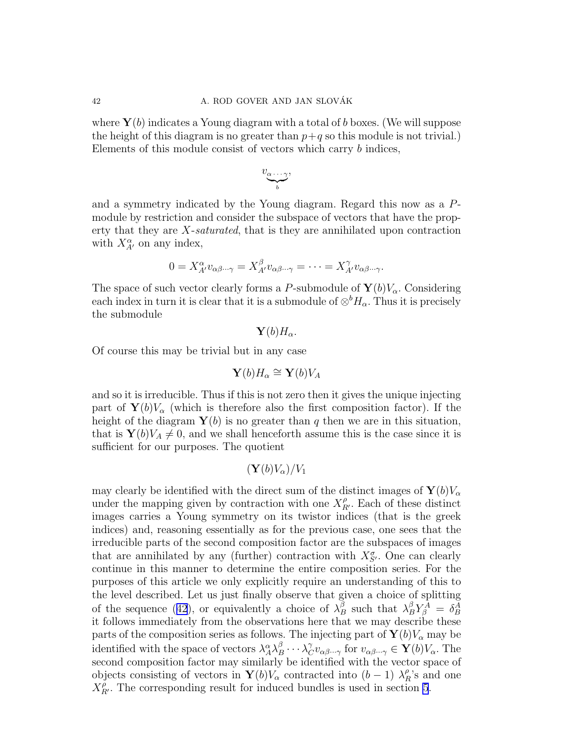where $\mathbf{Y}(b)$ indicates a Young diagram with a total of $b$ boxes. (We will suppose the height of this diagram is no greater than $p+q$ so this module is not trivial.) Elements of this module consist of vectors which carry $b$ indices,

$$v_{\underbrace{\alpha\cdots\gamma}_{b}},$$

and a symmetry indicated by the Young diagram. Regard this now as a $P$-module by restriction and consider the subspace of vectors that have the property that they are $X$-*saturated*, that is they are annihilated upon contraction with $X^\alpha_{A'}$ on any index,

$$0 = X^\alpha_{A'} v_{\alpha\beta\cdots\gamma} = X^\beta_{A'} v_{\alpha\beta\cdots\gamma} = \cdots = X^\gamma_{A'} v_{\alpha\beta\cdots\gamma}.$$

The space of such vector clearly forms a $P$-submodule of $\mathbf{Y}(b)V_\alpha$. Considering each index in turn it is clear that it is a submodule of $\otimes^b H_\alpha$. Thus it is precisely the submodule

$$\mathbf{Y}(b)H_\alpha.$$

Of course this may be trivial but in any case

$$\mathbf{Y}(b)H_\alpha \cong \mathbf{Y}(b)V_A$$

and so it is irreducible. Thus if this is not zero then it gives the unique injecting part of $\mathbf{Y}(b)V_\alpha$ (which is therefore also the first composition factor). If the height of the diagram $\mathbf{Y}(b)$ is no greater than $q$ then we are in this situation, that is $\mathbf{Y}(b)V_A \neq 0$, and we shall henceforth assume this is the case since it is sufficient for our purposes. The quotient

$$(\mathbf{Y}(b)V_\alpha)/V_1$$

may clearly be identified with the direct sum of the distinct images of $\mathbf{Y}(b)V_\alpha$ under the mapping given by contraction with one $X^\rho_{R'}$. Each of these distinct images carries a Young symmetry on its twistor indices (that is the greek indices) and, reasoning essentially as for the previous case, one sees that the irreducible parts of the second composition factor are the subspaces of images that are annihilated by any (further) contraction with $X^\sigma_{S'}$. One can clearly continue in this manner to determine the entire composition series. For the purposes of this article we only explicitly require an understanding of this to the level described. Let us just finally observe that given a choice of splitting of the sequence (42), or equivalently a choice of $\lambda^\beta_B$ such that $\lambda^\beta_B Y^A_\beta = \delta^A_B$ it follows immediately from the observations here that we may describe these parts of the composition series as follows. The injecting part of $\mathbf{Y}(b)V_\alpha$ may be identified with the space of vectors $\lambda^\alpha_A \lambda^\beta_B \cdots \lambda^\gamma_C v_{\alpha\beta\cdots\gamma}$ for $v_{\alpha\beta\cdots\gamma} \in \mathbf{Y}(b)V_\alpha$. The second composition factor may similarly be identified with the vector space of objects consisting of vectors in $\mathbf{Y}(b)V_\alpha$ contracted into $(b-1)$ $\lambda^\rho_R$'s and one $X^\rho_{R'}$. The corresponding result for induced bundles is used in section 5.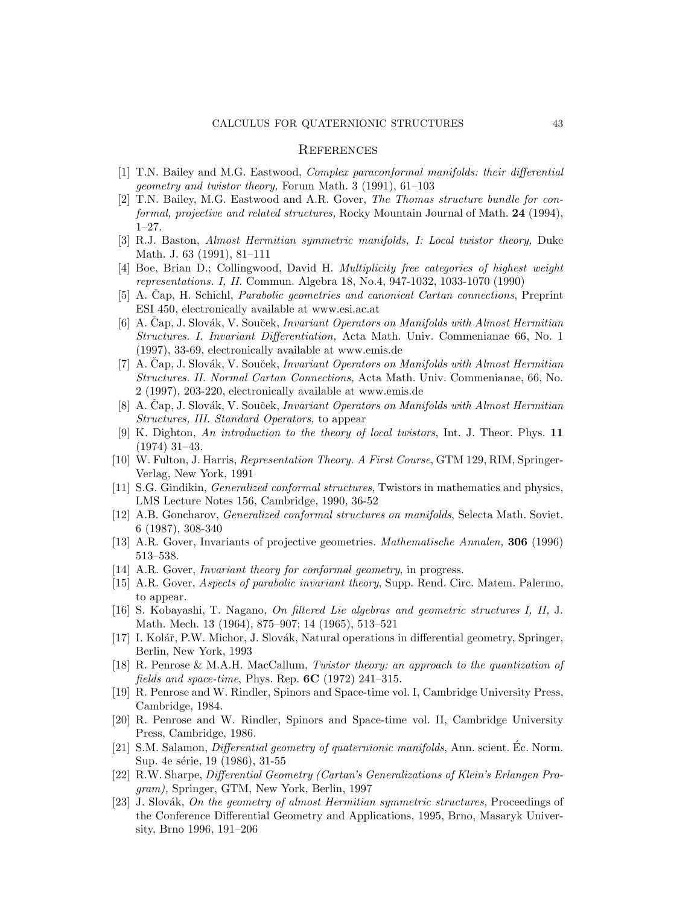## References

[1] T.N. Bailey and M.G. Eastwood, *Complex paraconformal manifolds: their differential geometry and twistor theory,* Forum Math. 3 (1991), 61–103

[2] T.N. Bailey, M.G. Eastwood and A.R. Gover, *The Thomas structure bundle for conformal, projective and related structures,* Rocky Mountain Journal of Math. **24** (1994), 1–27.

[3] R.J. Baston, *Almost Hermitian symmetric manifolds, I: Local twistor theory,* Duke Math. J. 63 (1991), 81–111

[4] Boe, Brian D.; Collingwood, David H. *Multiplicity free categories of highest weight representations. I, II.* Commun. Algebra 18, No.4, 947-1032, 1033-1070 (1990)

[5] A. Čap, H. Schichl, *Parabolic geometries and canonical Cartan connections*, Preprint ESI 450, electronically available at www.esi.ac.at

[6] A. Čap, J. Slovák, V. Souček, *Invariant Operators on Manifolds with Almost Hermitian Structures. I. Invariant Differentiation,* Acta Math. Univ. Commenianae 66, No. 1 (1997), 33-69, electronically available at www.emis.de

[7] A. Čap, J. Slovák, V. Souček, *Invariant Operators on Manifolds with Almost Hermitian Structures. II. Normal Cartan Connections,* Acta Math. Univ. Commenianae, 66, No. 2 (1997), 203-220, electronically available at www.emis.de

[8] A. Čap, J. Slovák, V. Souček, *Invariant Operators on Manifolds with Almost Hermitian Structures, III. Standard Operators,* to appear

[9] K. Dighton, *An introduction to the theory of local twistors*, Int. J. Theor. Phys. **11** (1974) 31–43.

[10] W. Fulton, J. Harris, *Representation Theory. A First Course*, GTM 129, RIM, Springer-Verlag, New York, 1991

[11] S.G. Gindikin, *Generalized conformal structures*, Twistors in mathematics and physics, LMS Lecture Notes 156, Cambridge, 1990, 36-52

[12] A.B. Goncharov, *Generalized conformal structures on manifolds*, Selecta Math. Soviet. 6 (1987), 308-340

[13] A.R. Gover, Invariants of projective geometries. *Mathematische Annalen,* **306** (1996) 513–538.

[14] A.R. Gover, *Invariant theory for conformal geometry*, in progress.

[15] A.R. Gover, *Aspects of parabolic invariant theory*, Supp. Rend. Circ. Matem. Palermo, to appear.

[16] S. Kobayashi, T. Nagano, *On filtered Lie algebras and geometric structures I, II,* J. Math. Mech. 13 (1964), 875–907; 14 (1965), 513–521

[17] I. Kolář, P.W. Michor, J. Slovák, Natural operations in differential geometry, Springer, Berlin, New York, 1993

[18] R. Penrose & M.A.H. MacCallum, *Twistor theory: an approach to the quantization of fields and space-time*, Phys. Rep. **6C** (1972) 241–315.

[19] R. Penrose and W. Rindler, Spinors and Space-time vol. I, Cambridge University Press, Cambridge, 1984.

[20] R. Penrose and W. Rindler, Spinors and Space-time vol. II, Cambridge University Press, Cambridge, 1986.

[21] S.M. Salamon, *Differential geometry of quaternionic manifolds*, Ann. scient. Éc. Norm. Sup. 4e série, 19 (1986), 31-55

[22] R.W. Sharpe, *Differential Geometry (Cartan's Generalizations of Klein's Erlangen Program),* Springer, GTM, New York, Berlin, 1997

[23] J. Slovák, *On the geometry of almost Hermitian symmetric structures,* Proceedings of the Conference Differential Geometry and Applications, 1995, Brno, Masaryk University, Brno 1996, 191–206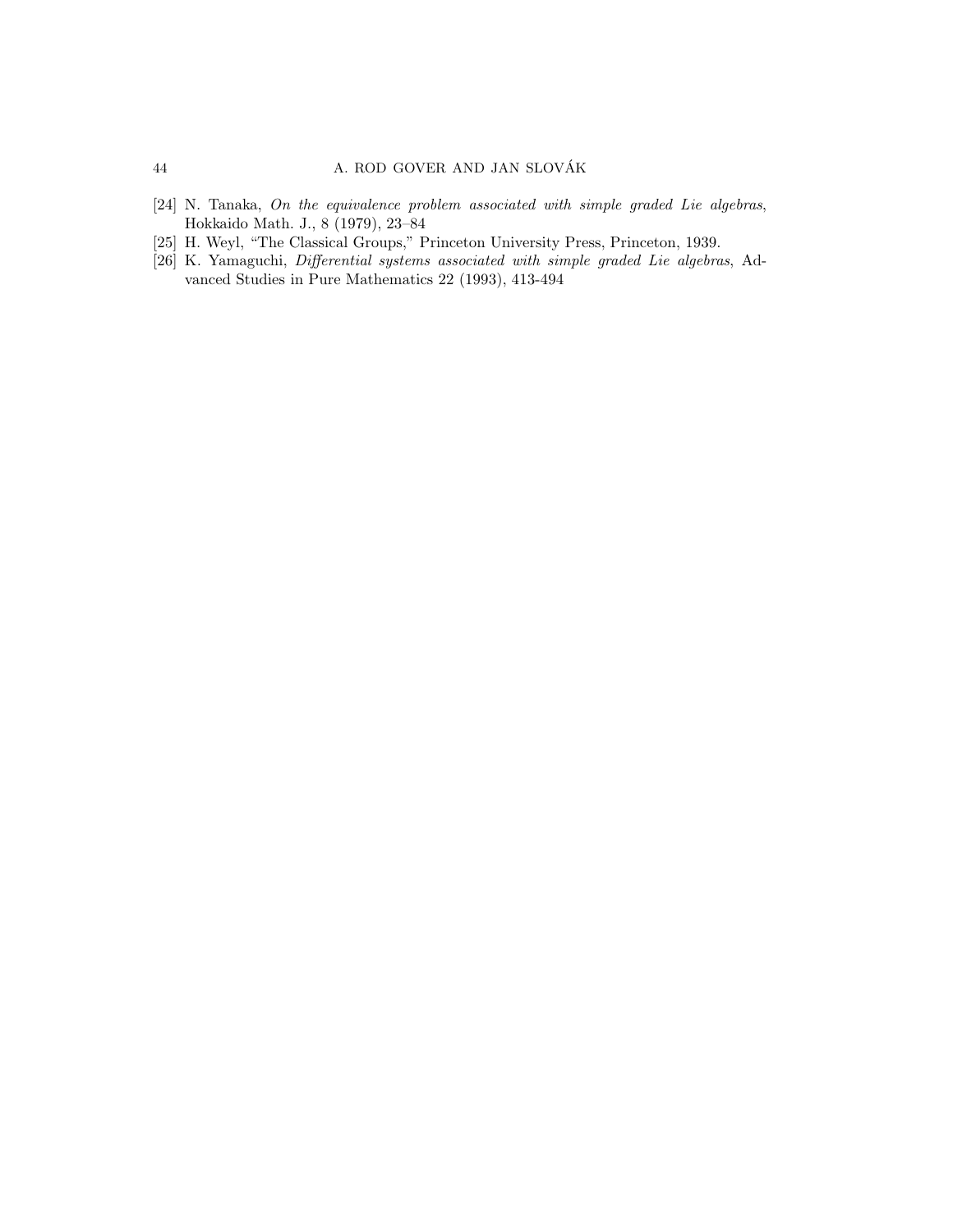[24] N. Tanaka, *On the equivalence problem associated with simple graded Lie algebras*, Hokkaido Math. J., 8 (1979), 23–84

[25] H. Weyl, "The Classical Groups," Princeton University Press, Princeton, 1939.

[26] K. Yamaguchi, *Differential systems associated with simple graded Lie algebras*, Advanced Studies in Pure Mathematics 22 (1993), 413-494